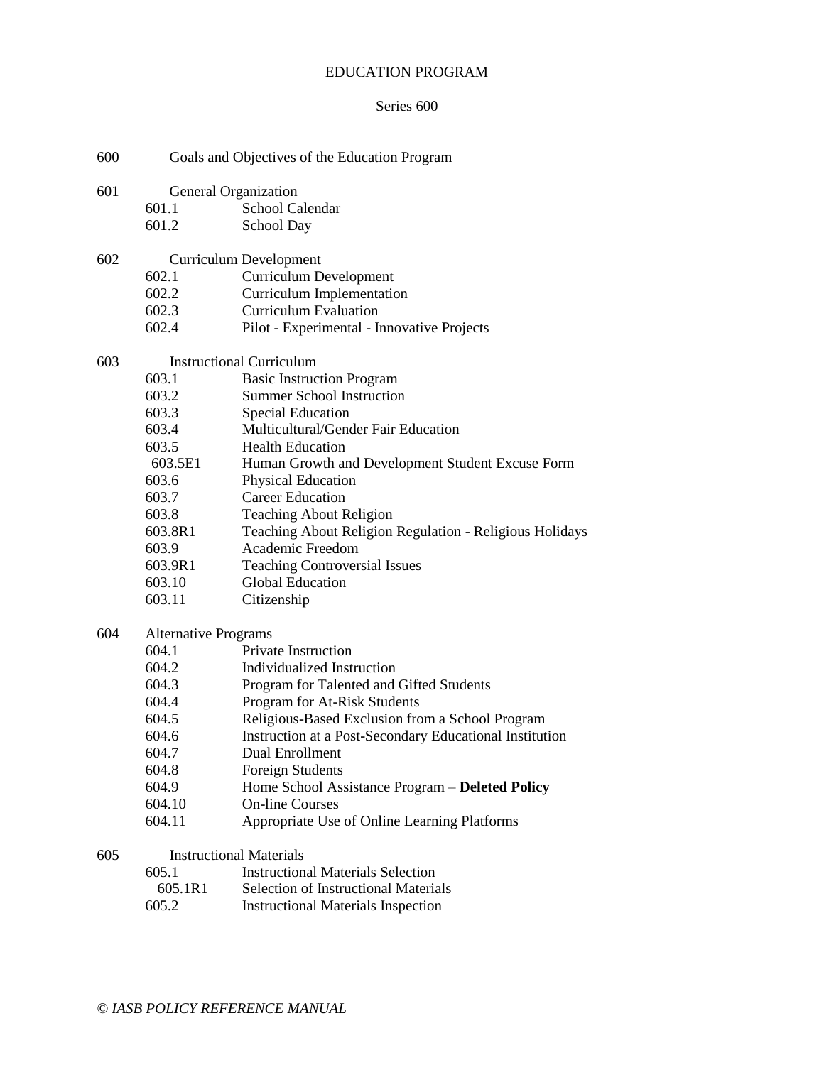# EDUCATION PROGRAM

## Series 600

600 Goals and Objectives of the Education Program

601 General Organization
- 601.1 School Calendar
- 601.2 School Day

602 Curriculum Development
- 602.1 Curriculum Development
- 602.2 Curriculum Implementation
- 602.3 Curriculum Evaluation
- 602.4 Pilot - Experimental - Innovative Projects

603 Instructional Curriculum
- 603.1 Basic Instruction Program
- 603.2 Summer School Instruction
- 603.3 Special Education
- 603.4 Multicultural/Gender Fair Education
- 603.5 Health Education
- 603.5E1 Human Growth and Development Student Excuse Form
- 603.6 Physical Education
- 603.7 Career Education
- 603.8 Teaching About Religion
- 603.8R1 Teaching About Religion Regulation - Religious Holidays
- 603.9 Academic Freedom
- 603.9R1 Teaching Controversial Issues
- 603.10 Global Education
- 603.11 Citizenship

604 Alternative Programs
- 604.1 Private Instruction
- 604.2 Individualized Instruction
- 604.3 Program for Talented and Gifted Students
- 604.4 Program for At-Risk Students
- 604.5 Religious-Based Exclusion from a School Program
- 604.6 Instruction at a Post-Secondary Educational Institution
- 604.7 Dual Enrollment
- 604.8 Foreign Students
- 604.9 Home School Assistance Program – **Deleted Policy**
- 604.10 On-line Courses
- 604.11 Appropriate Use of Online Learning Platforms

605 Instructional Materials
- 605.1 Instructional Materials Selection
- 605.1R1 Selection of Instructional Materials
- 605.2 Instructional Materials Inspection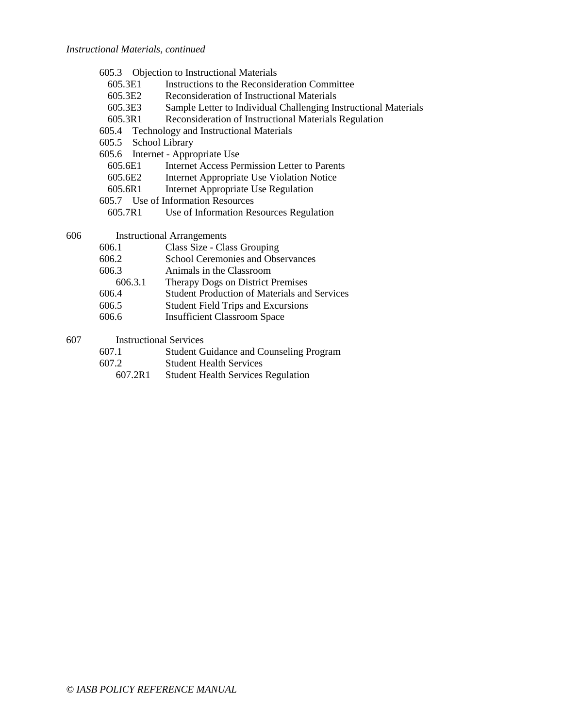*Instructional Materials, continued*

- 605.3 Objection to Instructional Materials
  - 605.3E1 Instructions to the Reconsideration Committee
  - 605.3E2 Reconsideration of Instructional Materials
  - 605.3E3 Sample Letter to Individual Challenging Instructional Materials
  - 605.3R1 Reconsideration of Instructional Materials Regulation
- 605.4 Technology and Instructional Materials
- 605.5 School Library
- 605.6 Internet - Appropriate Use
  - 605.6E1 Internet Access Permission Letter to Parents
  - 605.6E2 Internet Appropriate Use Violation Notice
  - 605.6R1 Internet Appropriate Use Regulation
- 605.7 Use of Information Resources
  - 605.7R1 Use of Information Resources Regulation

606 Instructional Arrangements

- 606.1 Class Size - Class Grouping
- 606.2 School Ceremonies and Observances
- 606.3 Animals in the Classroom
  - 606.3.1 Therapy Dogs on District Premises
- 606.4 Student Production of Materials and Services
- 606.5 Student Field Trips and Excursions
- 606.6 Insufficient Classroom Space

607 Instructional Services

- 607.1 Student Guidance and Counseling Program
- 607.2 Student Health Services
  - 607.2R1 Student Health Services Regulation

*© IASB POLICY REFERENCE MANUAL*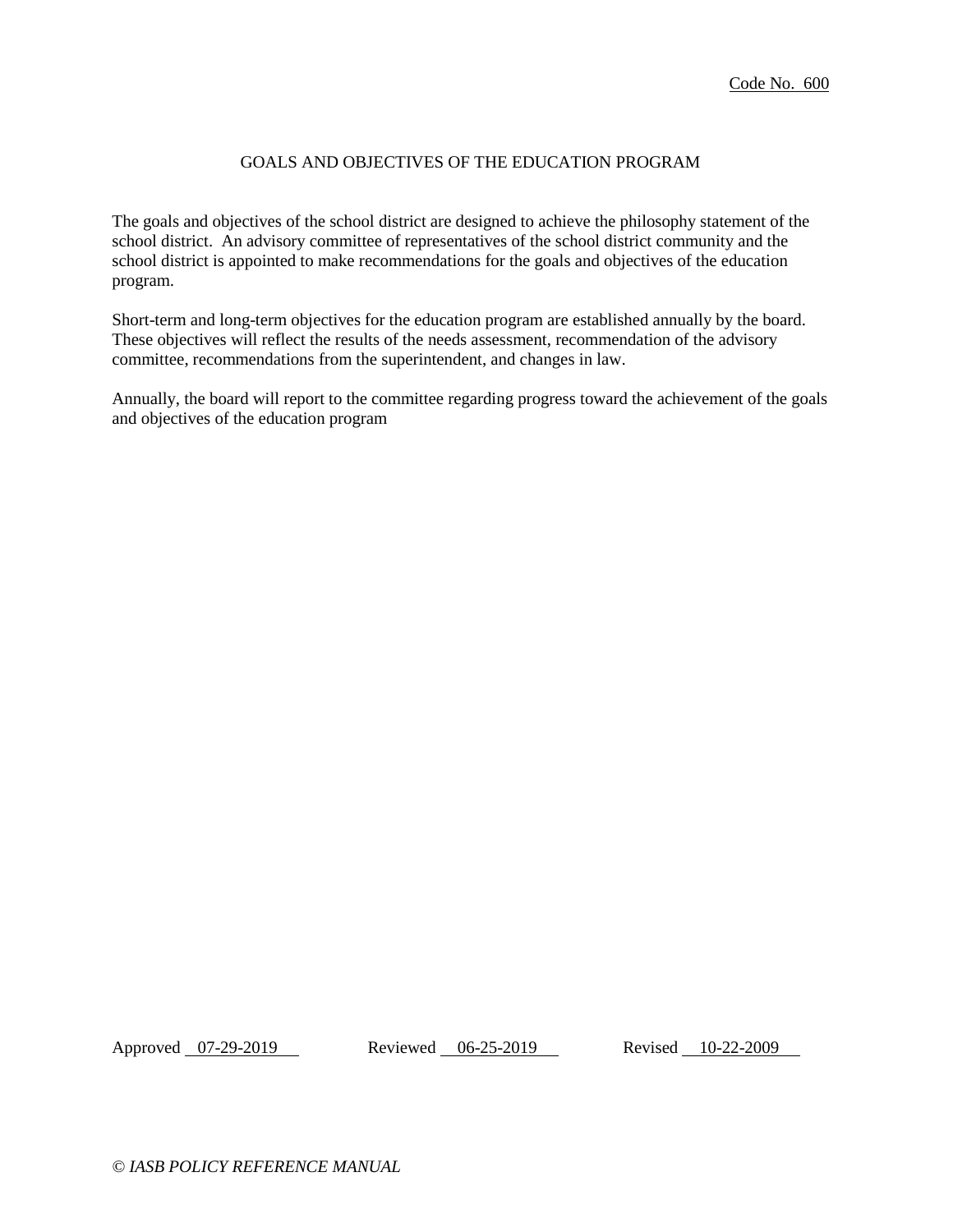Code No. 600

# GOALS AND OBJECTIVES OF THE EDUCATION PROGRAM

The goals and objectives of the school district are designed to achieve the philosophy statement of the school district. An advisory committee of representatives of the school district community and the school district is appointed to make recommendations for the goals and objectives of the education program.

Short-term and long-term objectives for the education program are established annually by the board. These objectives will reflect the results of the needs assessment, recommendation of the advisory committee, recommendations from the superintendent, and changes in law.

Annually, the board will report to the committee regarding progress toward the achievement of the goals and objectives of the education program

Approved 07-29-2019 Reviewed 06-25-2019 Revised 10-22-2009

*© IASB POLICY REFERENCE MANUAL*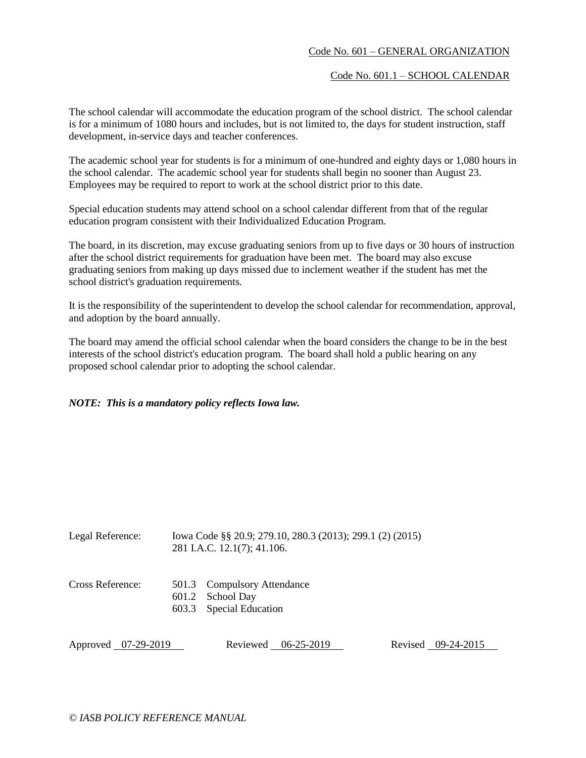Code No. 601 – GENERAL ORGANIZATION

## Code No. 601.1 – SCHOOL CALENDAR

The school calendar will accommodate the education program of the school district. The school calendar is for a minimum of 1080 hours and includes, but is not limited to, the days for student instruction, staff development, in-service days and teacher conferences.

The academic school year for students is for a minimum of one-hundred and eighty days or 1,080 hours in the school calendar. The academic school year for students shall begin no sooner than August 23. Employees may be required to report to work at the school district prior to this date.

Special education students may attend school on a school calendar different from that of the regular education program consistent with their Individualized Education Program.

The board, in its discretion, may excuse graduating seniors from up to five days or 30 hours of instruction after the school district requirements for graduation have been met. The board may also excuse graduating seniors from making up days missed due to inclement weather if the student has met the school district's graduation requirements.

It is the responsibility of the superintendent to develop the school calendar for recommendation, approval, and adoption by the board annually.

The board may amend the official school calendar when the board considers the change to be in the best interests of the school district's education program. The board shall hold a public hearing on any proposed school calendar prior to adopting the school calendar.

***NOTE: This is a mandatory policy reflects Iowa law.***

Legal Reference: Iowa Code §§ 20.9; 279.10, 280.3 (2013); 299.1 (2) (2015)
281 I.A.C. 12.1(7); 41.106.

Cross Reference:
501.3 Compulsory Attendance
601.2 School Day
603.3 Special Education

Approved 07-29-2019 Reviewed 06-25-2019 Revised 09-24-2015

*© IASB POLICY REFERENCE MANUAL*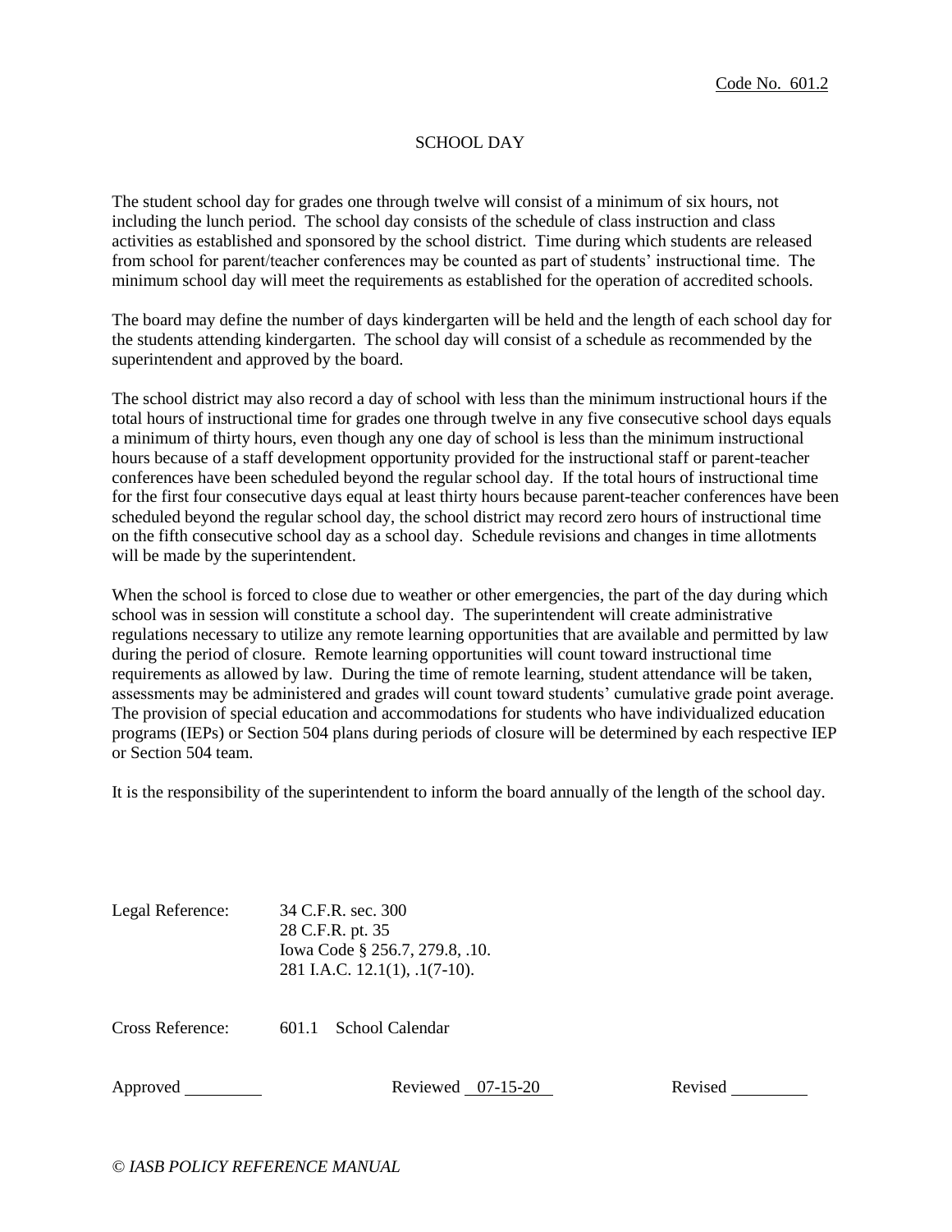Code No. 601.2

# SCHOOL DAY

The student school day for grades one through twelve will consist of a minimum of six hours, not including the lunch period. The school day consists of the schedule of class instruction and class activities as established and sponsored by the school district. Time during which students are released from school for parent/teacher conferences may be counted as part of students' instructional time. The minimum school day will meet the requirements as established for the operation of accredited schools.

The board may define the number of days kindergarten will be held and the length of each school day for the students attending kindergarten. The school day will consist of a schedule as recommended by the superintendent and approved by the board.

The school district may also record a day of school with less than the minimum instructional hours if the total hours of instructional time for grades one through twelve in any five consecutive school days equals a minimum of thirty hours, even though any one day of school is less than the minimum instructional hours because of a staff development opportunity provided for the instructional staff or parent-teacher conferences have been scheduled beyond the regular school day. If the total hours of instructional time for the first four consecutive days equal at least thirty hours because parent-teacher conferences have been scheduled beyond the regular school day, the school district may record zero hours of instructional time on the fifth consecutive school day as a school day. Schedule revisions and changes in time allotments will be made by the superintendent.

When the school is forced to close due to weather or other emergencies, the part of the day during which school was in session will constitute a school day. The superintendent will create administrative regulations necessary to utilize any remote learning opportunities that are available and permitted by law during the period of closure. Remote learning opportunities will count toward instructional time requirements as allowed by law. During the time of remote learning, student attendance will be taken, assessments may be administered and grades will count toward students' cumulative grade point average. The provision of special education and accommodations for students who have individualized education programs (IEPs) or Section 504 plans during periods of closure will be determined by each respective IEP or Section 504 team.

It is the responsibility of the superintendent to inform the board annually of the length of the school day.

Legal Reference: 34 C.F.R. sec. 300
28 C.F.R. pt. 35
Iowa Code § 256.7, 279.8, .10.
281 I.A.C. 12.1(1), .1(7-10).

Cross Reference: 601.1 School Calendar

Approved ________ Reviewed 07-15-20 Revised ________

*© IASB POLICY REFERENCE MANUAL*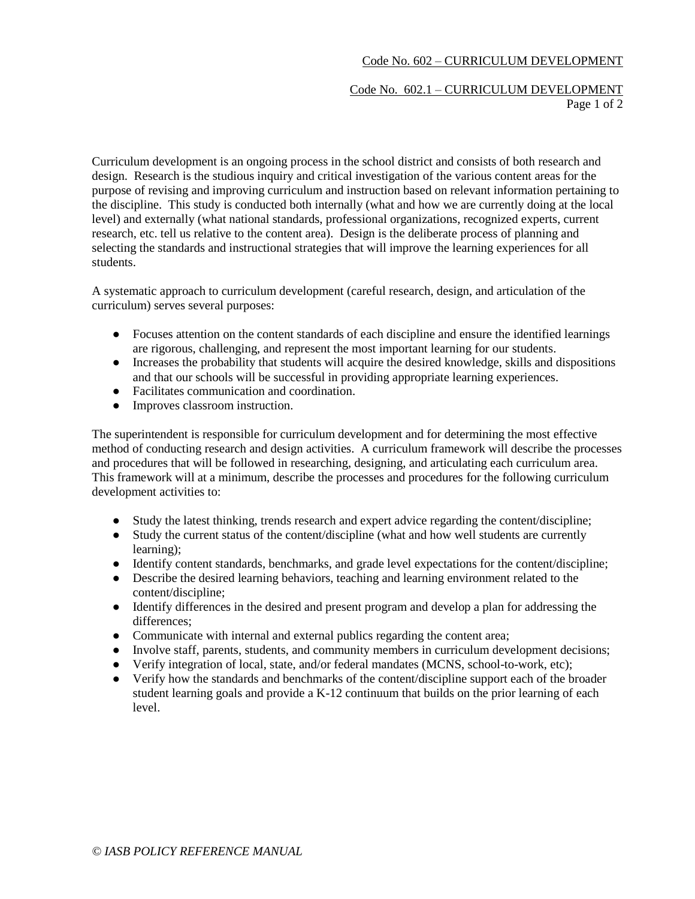# Code No. 602 – CURRICULUM DEVELOPMENT

## Code No. 602.1 – CURRICULUM DEVELOPMENT

Curriculum development is an ongoing process in the school district and consists of both research and design. Research is the studious inquiry and critical investigation of the various content areas for the purpose of revising and improving curriculum and instruction based on relevant information pertaining to the discipline. This study is conducted both internally (what and how we are currently doing at the local level) and externally (what national standards, professional organizations, recognized experts, current research, etc. tell us relative to the content area). Design is the deliberate process of planning and selecting the standards and instructional strategies that will improve the learning experiences for all students.

A systematic approach to curriculum development (careful research, design, and articulation of the curriculum) serves several purposes:

- Focuses attention on the content standards of each discipline and ensure the identified learnings are rigorous, challenging, and represent the most important learning for our students.
- Increases the probability that students will acquire the desired knowledge, skills and dispositions and that our schools will be successful in providing appropriate learning experiences.
- Facilitates communication and coordination.
- Improves classroom instruction.

The superintendent is responsible for curriculum development and for determining the most effective method of conducting research and design activities. A curriculum framework will describe the processes and procedures that will be followed in researching, designing, and articulating each curriculum area. This framework will at a minimum, describe the processes and procedures for the following curriculum development activities to:

- Study the latest thinking, trends research and expert advice regarding the content/discipline;
- Study the current status of the content/discipline (what and how well students are currently learning);
- Identify content standards, benchmarks, and grade level expectations for the content/discipline;
- Describe the desired learning behaviors, teaching and learning environment related to the content/discipline;
- Identify differences in the desired and present program and develop a plan for addressing the differences;
- Communicate with internal and external publics regarding the content area;
- Involve staff, parents, students, and community members in curriculum development decisions;
- Verify integration of local, state, and/or federal mandates (MCNS, school-to-work, etc);
- Verify how the standards and benchmarks of the content/discipline support each of the broader student learning goals and provide a K-12 continuum that builds on the prior learning of each level.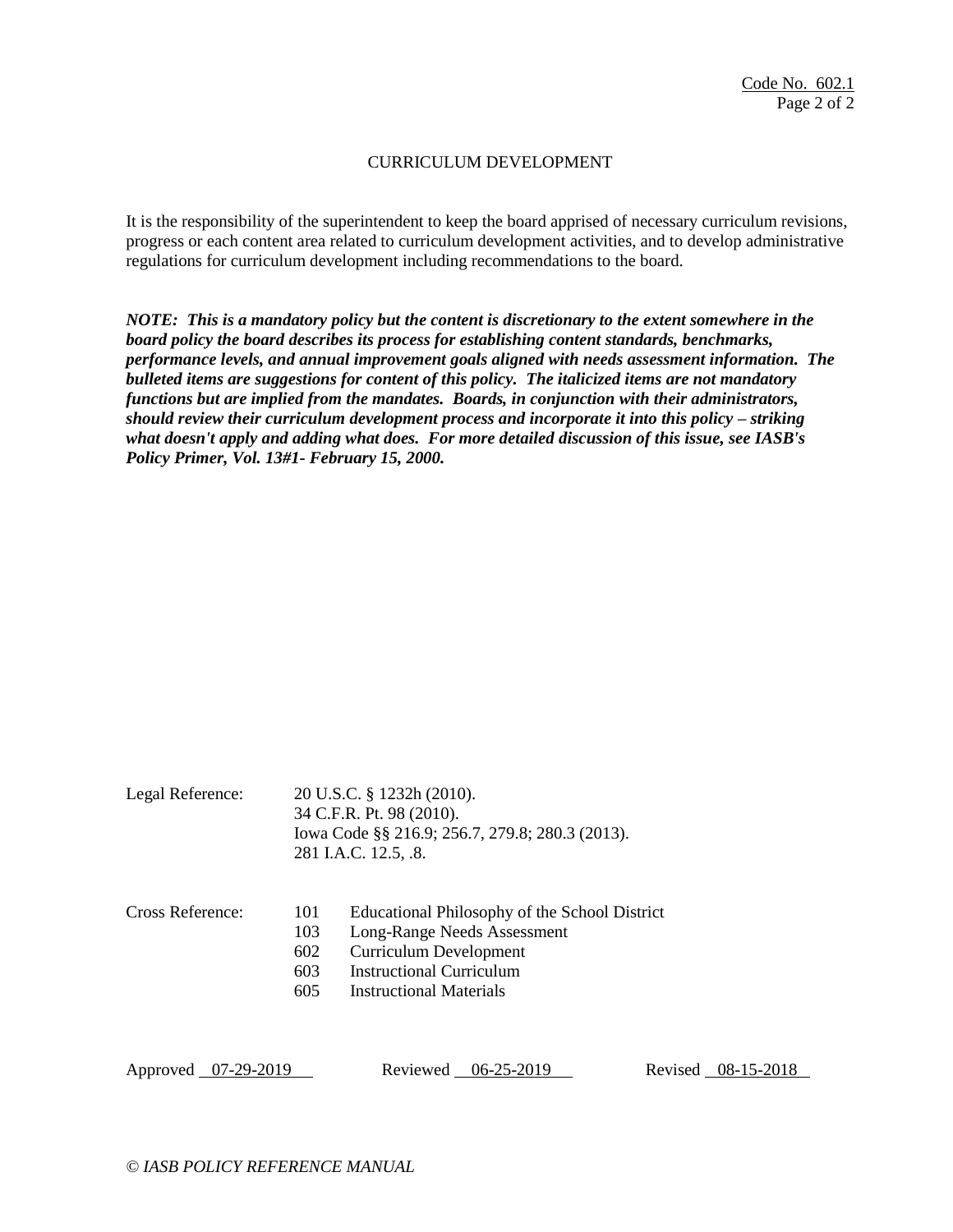# CURRICULUM DEVELOPMENT

It is the responsibility of the superintendent to keep the board apprised of necessary curriculum revisions, progress or each content area related to curriculum development activities, and to develop administrative regulations for curriculum development including recommendations to the board.

***NOTE: This is a mandatory policy but the content is discretionary to the extent somewhere in the board policy the board describes its process for establishing content standards, benchmarks, performance levels, and annual improvement goals aligned with needs assessment information. The bulleted items are suggestions for content of this policy. The italicized items are not mandatory functions but are implied from the mandates. Boards, in conjunction with their administrators, should review their curriculum development process and incorporate it into this policy – striking what doesn't apply and adding what does. For more detailed discussion of this issue, see IASB's Policy Primer, Vol. 13#1- February 15, 2000.***

Legal Reference: 20 U.S.C. § 1232h (2010).
34 C.F.R. Pt. 98 (2010).
Iowa Code §§ 216.9; 256.7, 279.8; 280.3 (2013).
281 I.A.C. 12.5, .8.

Cross Reference:
- 101 Educational Philosophy of the School District
- 103 Long-Range Needs Assessment
- 602 Curriculum Development
- 603 Instructional Curriculum
- 605 Instructional Materials

Approved 07-29-2019 Reviewed 06-25-2019 Revised 08-15-2018

*© IASB POLICY REFERENCE MANUAL*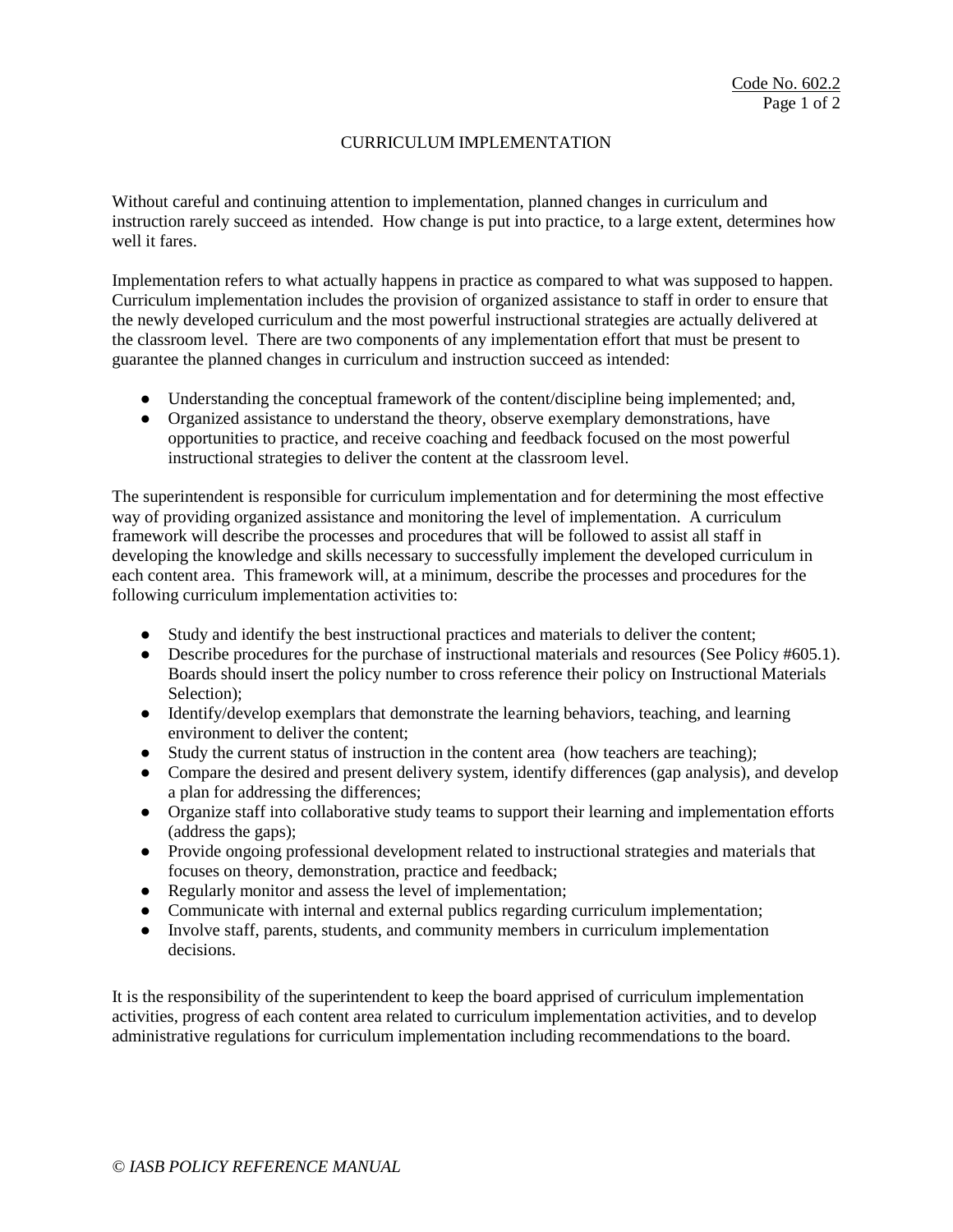Code No. 602.2

# CURRICULUM IMPLEMENTATION

Without careful and continuing attention to implementation, planned changes in curriculum and instruction rarely succeed as intended. How change is put into practice, to a large extent, determines how well it fares.

Implementation refers to what actually happens in practice as compared to what was supposed to happen. Curriculum implementation includes the provision of organized assistance to staff in order to ensure that the newly developed curriculum and the most powerful instructional strategies are actually delivered at the classroom level. There are two components of any implementation effort that must be present to guarantee the planned changes in curriculum and instruction succeed as intended:

- Understanding the conceptual framework of the content/discipline being implemented; and,
- Organized assistance to understand the theory, observe exemplary demonstrations, have opportunities to practice, and receive coaching and feedback focused on the most powerful instructional strategies to deliver the content at the classroom level.

The superintendent is responsible for curriculum implementation and for determining the most effective way of providing organized assistance and monitoring the level of implementation. A curriculum framework will describe the processes and procedures that will be followed to assist all staff in developing the knowledge and skills necessary to successfully implement the developed curriculum in each content area. This framework will, at a minimum, describe the processes and procedures for the following curriculum implementation activities to:

- Study and identify the best instructional practices and materials to deliver the content;
- Describe procedures for the purchase of instructional materials and resources (See Policy #605.1). Boards should insert the policy number to cross reference their policy on Instructional Materials Selection);
- Identify/develop exemplars that demonstrate the learning behaviors, teaching, and learning environment to deliver the content;
- Study the current status of instruction in the content area (how teachers are teaching);
- Compare the desired and present delivery system, identify differences (gap analysis), and develop a plan for addressing the differences;
- Organize staff into collaborative study teams to support their learning and implementation efforts (address the gaps);
- Provide ongoing professional development related to instructional strategies and materials that focuses on theory, demonstration, practice and feedback;
- Regularly monitor and assess the level of implementation;
- Communicate with internal and external publics regarding curriculum implementation;
- Involve staff, parents, students, and community members in curriculum implementation decisions.

It is the responsibility of the superintendent to keep the board apprised of curriculum implementation activities, progress of each content area related to curriculum implementation activities, and to develop administrative regulations for curriculum implementation including recommendations to the board.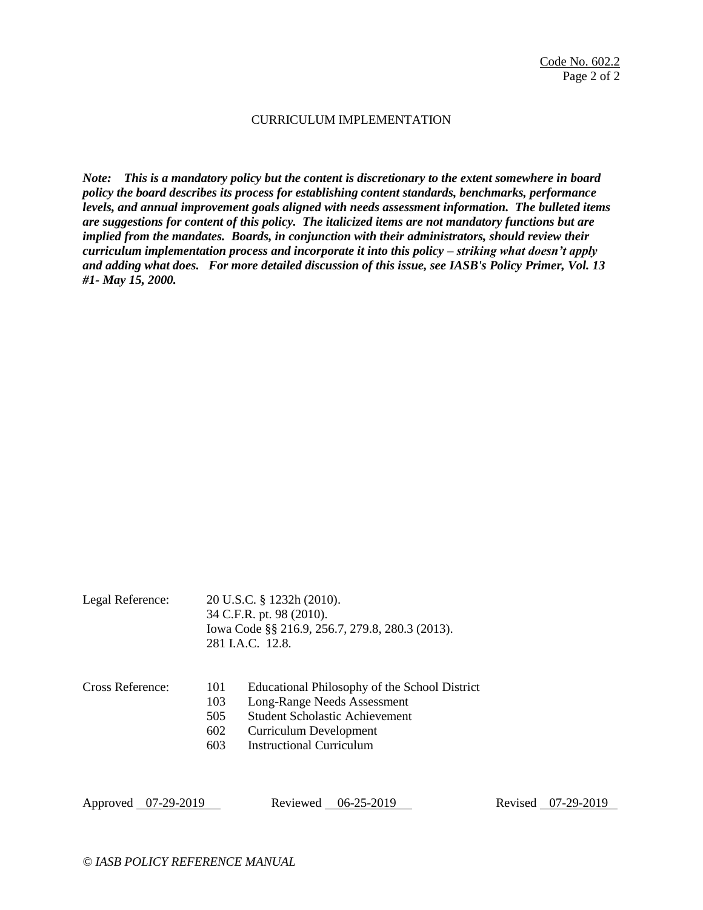Code No. 602.2

## CURRICULUM IMPLEMENTATION

***Note: This is a mandatory policy but the content is discretionary to the extent somewhere in board policy the board describes its process for establishing content standards, benchmarks, performance levels, and annual improvement goals aligned with needs assessment information. The bulleted items are suggestions for content of this policy. The italicized items are not mandatory functions but are implied from the mandates. Boards, in conjunction with their administrators, should review their curriculum implementation process and incorporate it into this policy – striking what doesn't apply and adding what does. For more detailed discussion of this issue, see IASB's Policy Primer, Vol. 13 #1- May 15, 2000.***

Legal Reference: 20 U.S.C. § 1232h (2010).
34 C.F.R. pt. 98 (2010).
Iowa Code §§ 216.9, 256.7, 279.8, 280.3 (2013).
281 I.A.C. 12.8.

Cross Reference:
101 Educational Philosophy of the School District
103 Long-Range Needs Assessment
505 Student Scholastic Achievement
602 Curriculum Development
603 Instructional Curriculum

Approved 07-29-2019 Reviewed 06-25-2019 Revised 07-29-2019

*© IASB POLICY REFERENCE MANUAL*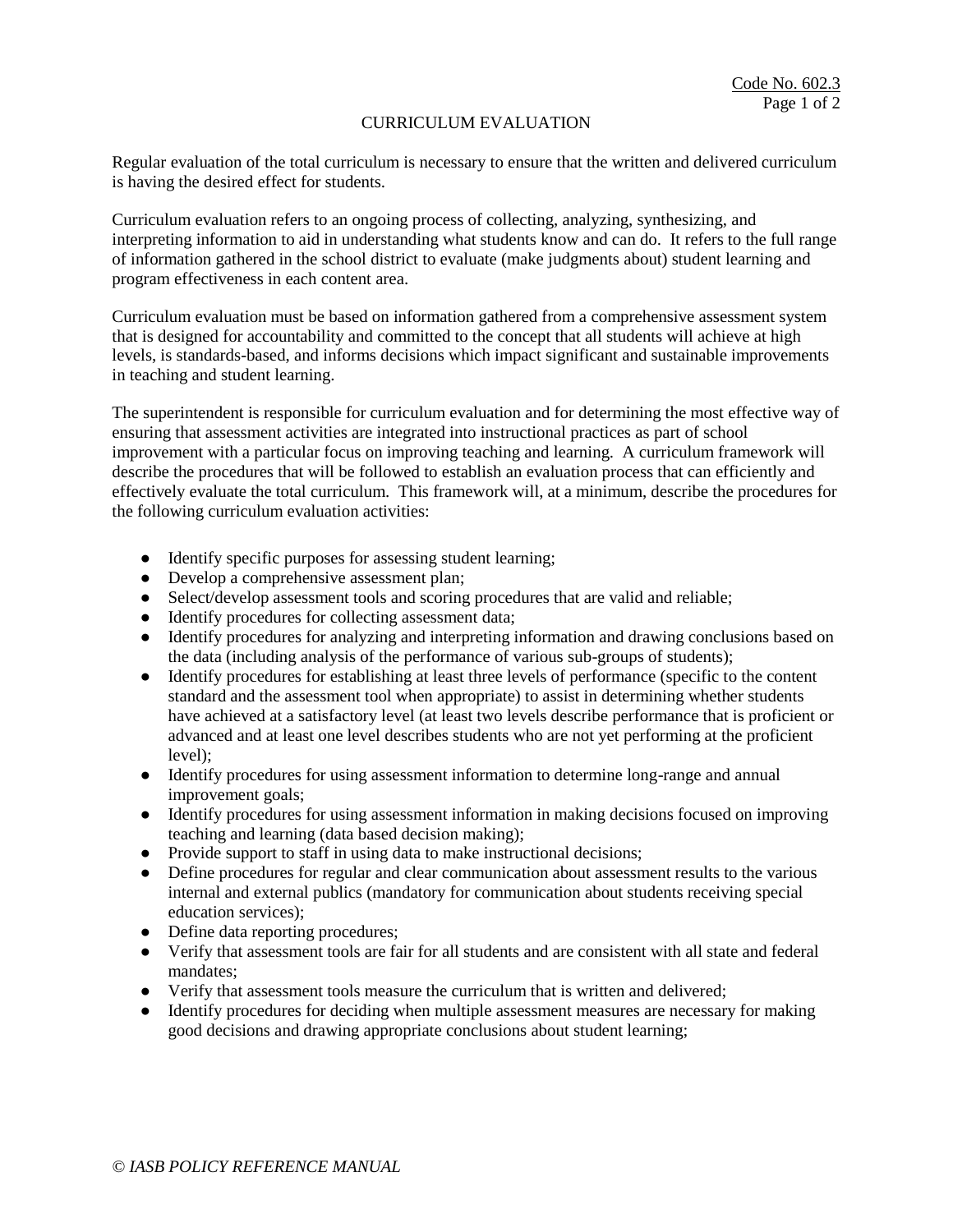Code No. 602.3

# CURRICULUM EVALUATION

Regular evaluation of the total curriculum is necessary to ensure that the written and delivered curriculum is having the desired effect for students.

Curriculum evaluation refers to an ongoing process of collecting, analyzing, synthesizing, and interpreting information to aid in understanding what students know and can do. It refers to the full range of information gathered in the school district to evaluate (make judgments about) student learning and program effectiveness in each content area.

Curriculum evaluation must be based on information gathered from a comprehensive assessment system that is designed for accountability and committed to the concept that all students will achieve at high levels, is standards-based, and informs decisions which impact significant and sustainable improvements in teaching and student learning.

The superintendent is responsible for curriculum evaluation and for determining the most effective way of ensuring that assessment activities are integrated into instructional practices as part of school improvement with a particular focus on improving teaching and learning. A curriculum framework will describe the procedures that will be followed to establish an evaluation process that can efficiently and effectively evaluate the total curriculum. This framework will, at a minimum, describe the procedures for the following curriculum evaluation activities:

- Identify specific purposes for assessing student learning;
- Develop a comprehensive assessment plan;
- Select/develop assessment tools and scoring procedures that are valid and reliable;
- Identify procedures for collecting assessment data;
- Identify procedures for analyzing and interpreting information and drawing conclusions based on the data (including analysis of the performance of various sub-groups of students);
- Identify procedures for establishing at least three levels of performance (specific to the content standard and the assessment tool when appropriate) to assist in determining whether students have achieved at a satisfactory level (at least two levels describe performance that is proficient or advanced and at least one level describes students who are not yet performing at the proficient level);
- Identify procedures for using assessment information to determine long-range and annual improvement goals;
- Identify procedures for using assessment information in making decisions focused on improving teaching and learning (data based decision making);
- Provide support to staff in using data to make instructional decisions;
- Define procedures for regular and clear communication about assessment results to the various internal and external publics (mandatory for communication about students receiving special education services);
- Define data reporting procedures;
- Verify that assessment tools are fair for all students and are consistent with all state and federal mandates;
- Verify that assessment tools measure the curriculum that is written and delivered;
- Identify procedures for deciding when multiple assessment measures are necessary for making good decisions and drawing appropriate conclusions about student learning;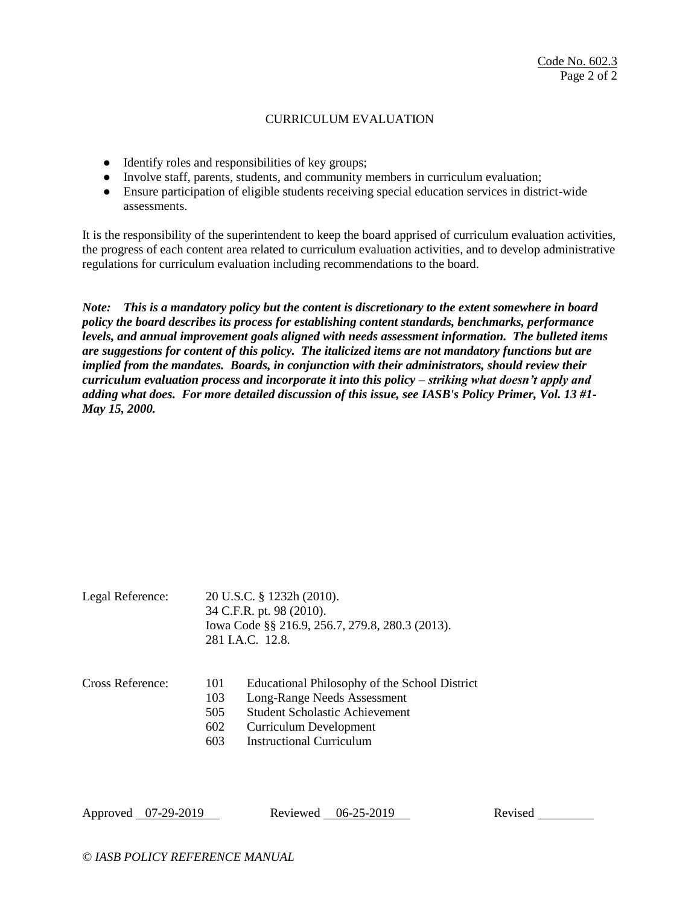## CURRICULUM EVALUATION

- Identify roles and responsibilities of key groups;
- Involve staff, parents, students, and community members in curriculum evaluation;
- Ensure participation of eligible students receiving special education services in district-wide assessments.

It is the responsibility of the superintendent to keep the board apprised of curriculum evaluation activities, the progress of each content area related to curriculum evaluation activities, and to develop administrative regulations for curriculum evaluation including recommendations to the board.

***Note: This is a mandatory policy but the content is discretionary to the extent somewhere in board policy the board describes its process for establishing content standards, benchmarks, performance levels, and annual improvement goals aligned with needs assessment information. The bulleted items are suggestions for content of this policy. The italicized items are not mandatory functions but are implied from the mandates. Boards, in conjunction with their administrators, should review their curriculum evaluation process and incorporate it into this policy – striking what doesn't apply and adding what does. For more detailed discussion of this issue, see IASB's Policy Primer, Vol. 13 #1- May 15, 2000.***

Legal Reference: 20 U.S.C. § 1232h (2010).
34 C.F.R. pt. 98 (2010).
Iowa Code §§ 216.9, 256.7, 279.8, 280.3 (2013).
281 I.A.C. 12.8.

Cross Reference:
101 Educational Philosophy of the School District
103 Long-Range Needs Assessment
505 Student Scholastic Achievement
602 Curriculum Development
603 Instructional Curriculum

Approved 07-29-2019 Reviewed 06-25-2019 Revised

*© IASB POLICY REFERENCE MANUAL*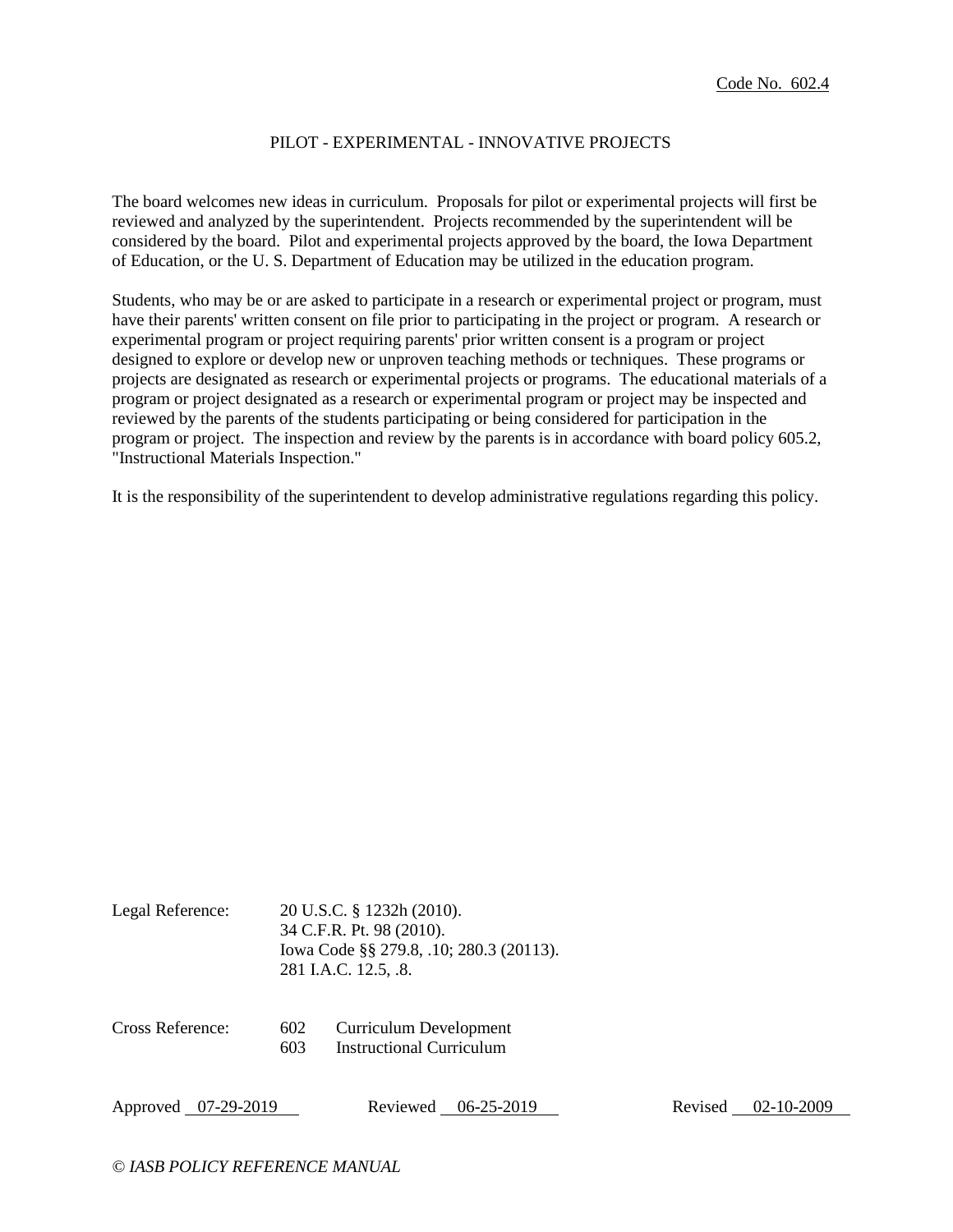Code No. 602.4

# PILOT - EXPERIMENTAL - INNOVATIVE PROJECTS

The board welcomes new ideas in curriculum. Proposals for pilot or experimental projects will first be reviewed and analyzed by the superintendent. Projects recommended by the superintendent will be considered by the board. Pilot and experimental projects approved by the board, the Iowa Department of Education, or the U. S. Department of Education may be utilized in the education program.

Students, who may be or are asked to participate in a research or experimental project or program, must have their parents' written consent on file prior to participating in the project or program. A research or experimental program or project requiring parents' prior written consent is a program or project designed to explore or develop new or unproven teaching methods or techniques. These programs or projects are designated as research or experimental projects or programs. The educational materials of a program or project designated as a research or experimental program or project may be inspected and reviewed by the parents of the students participating or being considered for participation in the program or project. The inspection and review by the parents is in accordance with board policy 605.2, "Instructional Materials Inspection."

It is the responsibility of the superintendent to develop administrative regulations regarding this policy.

Legal Reference: 20 U.S.C. § 1232h (2010).
34 C.F.R. Pt. 98 (2010).
Iowa Code §§ 279.8, .10; 280.3 (20113).
281 I.A.C. 12.5, .8.

Cross Reference: 602 Curriculum Development
603 Instructional Curriculum

Approved 07-29-2019 Reviewed 06-25-2019 Revised 02-10-2009

*© IASB POLICY REFERENCE MANUAL*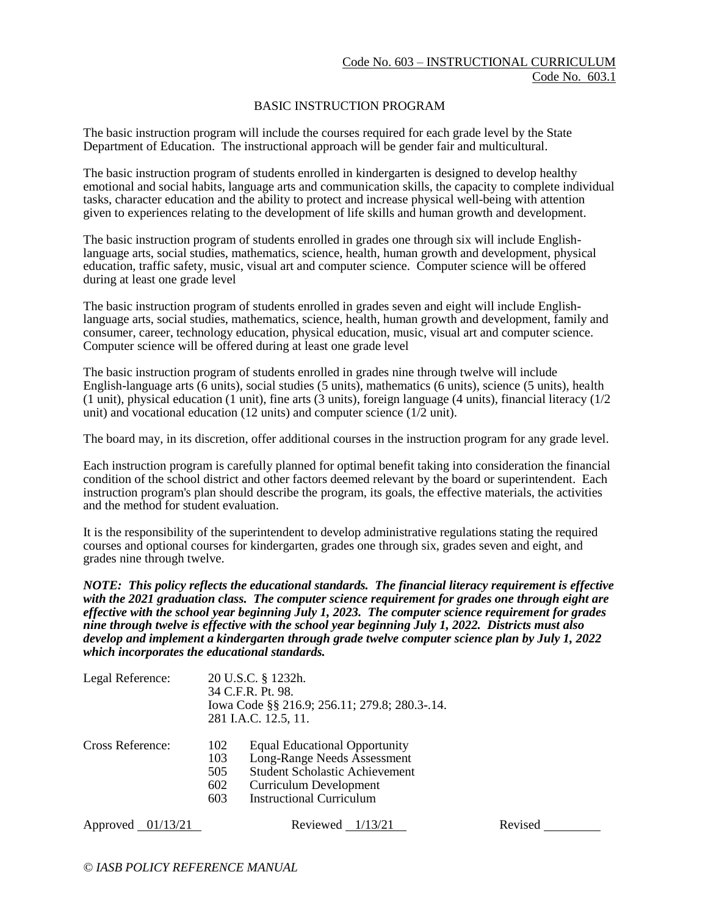Code No. 603 – INSTRUCTIONAL CURRICULUM
Code No. 603.1

## BASIC INSTRUCTION PROGRAM

The basic instruction program will include the courses required for each grade level by the State Department of Education. The instructional approach will be gender fair and multicultural.

The basic instruction program of students enrolled in kindergarten is designed to develop healthy emotional and social habits, language arts and communication skills, the capacity to complete individual tasks, character education and the ability to protect and increase physical well-being with attention given to experiences relating to the development of life skills and human growth and development.

The basic instruction program of students enrolled in grades one through six will include English-language arts, social studies, mathematics, science, health, human growth and development, physical education, traffic safety, music, visual art and computer science. Computer science will be offered during at least one grade level

The basic instruction program of students enrolled in grades seven and eight will include English-language arts, social studies, mathematics, science, health, human growth and development, family and consumer, career, technology education, physical education, music, visual art and computer science. Computer science will be offered during at least one grade level

The basic instruction program of students enrolled in grades nine through twelve will include English-language arts (6 units), social studies (5 units), mathematics (6 units), science (5 units), health (1 unit), physical education (1 unit), fine arts (3 units), foreign language (4 units), financial literacy (1/2 unit) and vocational education (12 units) and computer science (1/2 unit).

The board may, in its discretion, offer additional courses in the instruction program for any grade level.

Each instruction program is carefully planned for optimal benefit taking into consideration the financial condition of the school district and other factors deemed relevant by the board or superintendent. Each instruction program's plan should describe the program, its goals, the effective materials, the activities and the method for student evaluation.

It is the responsibility of the superintendent to develop administrative regulations stating the required courses and optional courses for kindergarten, grades one through six, grades seven and eight, and grades nine through twelve.

***NOTE: This policy reflects the educational standards. The financial literacy requirement is effective with the 2021 graduation class. The computer science requirement for grades one through eight are effective with the school year beginning July 1, 2023. The computer science requirement for grades nine through twelve is effective with the school year beginning July 1, 2022. Districts must also develop and implement a kindergarten through grade twelve computer science plan by July 1, 2022 which incorporates the educational standards.***

Legal Reference: 20 U.S.C. § 1232h.
34 C.F.R. Pt. 98.
Iowa Code §§ 216.9; 256.11; 279.8; 280.3-.14.
281 I.A.C. 12.5, 11.

Cross Reference:
102 Equal Educational Opportunity
103 Long-Range Needs Assessment
505 Student Scholastic Achievement
602 Curriculum Development
603 Instructional Curriculum

Approved 01/13/21 Reviewed 1/13/21 Revised ________

*© IASB POLICY REFERENCE MANUAL*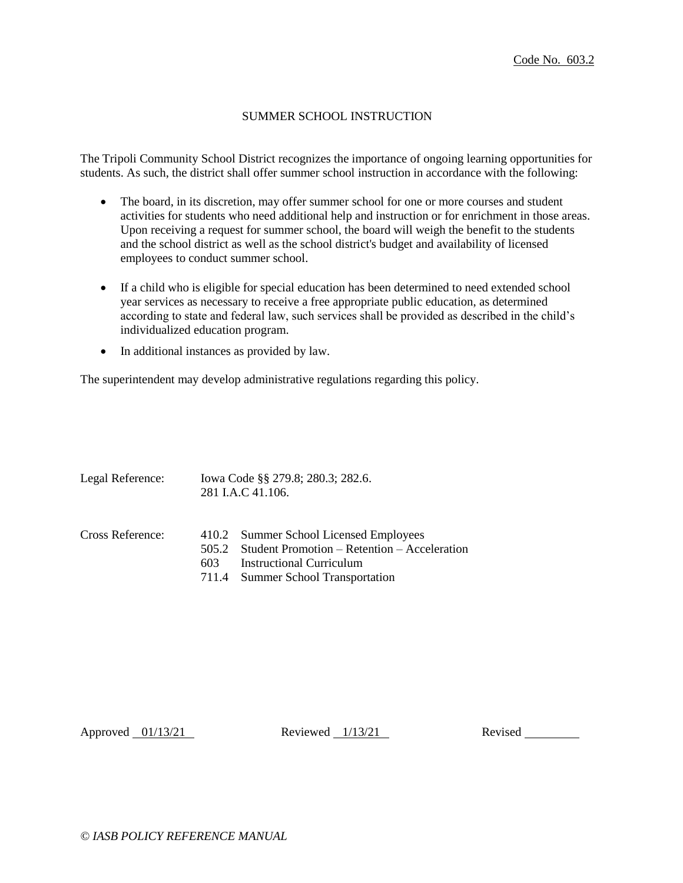Code No. 603.2

# SUMMER SCHOOL INSTRUCTION

The Tripoli Community School District recognizes the importance of ongoing learning opportunities for students. As such, the district shall offer summer school instruction in accordance with the following:

- The board, in its discretion, may offer summer school for one or more courses and student activities for students who need additional help and instruction or for enrichment in those areas. Upon receiving a request for summer school, the board will weigh the benefit to the students and the school district as well as the school district's budget and availability of licensed employees to conduct summer school.
- If a child who is eligible for special education has been determined to need extended school year services as necessary to receive a free appropriate public education, as determined according to state and federal law, such services shall be provided as described in the child's individualized education program.
- In additional instances as provided by law.

The superintendent may develop administrative regulations regarding this policy.

Legal Reference: Iowa Code §§ 279.8; 280.3; 282.6.
281 I.A.C 41.106.

Cross Reference:
410.2 Summer School Licensed Employees
505.2 Student Promotion – Retention – Acceleration
603 Instructional Curriculum
711.4 Summer School Transportation

Approved 01/13/21 Reviewed 1/13/21 Revised

*© IASB POLICY REFERENCE MANUAL*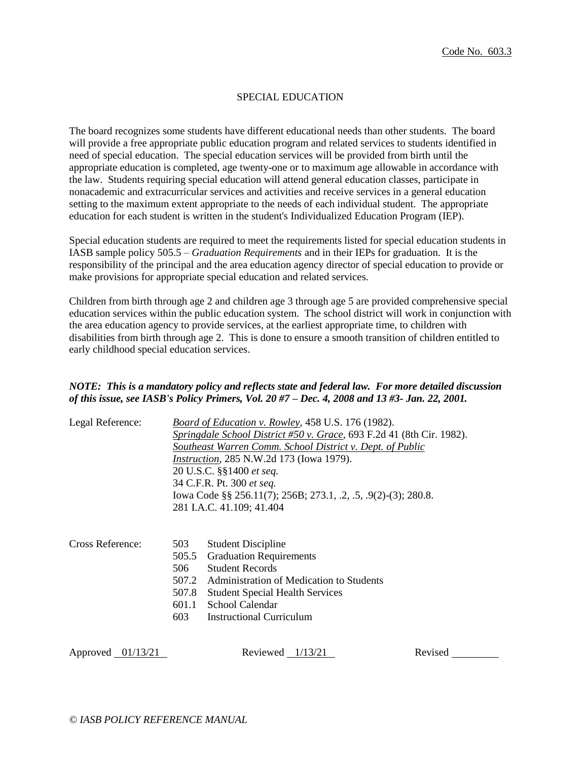Code No. 603.3

# SPECIAL EDUCATION

The board recognizes some students have different educational needs than other students. The board will provide a free appropriate public education program and related services to students identified in need of special education. The special education services will be provided from birth until the appropriate education is completed, age twenty-one or to maximum age allowable in accordance with the law. Students requiring special education will attend general education classes, participate in nonacademic and extracurricular services and activities and receive services in a general education setting to the maximum extent appropriate to the needs of each individual student. The appropriate education for each student is written in the student's Individualized Education Program (IEP).

Special education students are required to meet the requirements listed for special education students in IASB sample policy 505.5 – *Graduation Requirements* and in their IEPs for graduation. It is the responsibility of the principal and the area education agency director of special education to provide or make provisions for appropriate special education and related services.

Children from birth through age 2 and children age 3 through age 5 are provided comprehensive special education services within the public education system. The school district will work in conjunction with the area education agency to provide services, at the earliest appropriate time, to children with disabilities from birth through age 2. This is done to ensure a smooth transition of children entitled to early childhood special education services.

***NOTE: This is a mandatory policy and reflects state and federal law. For more detailed discussion of this issue, see IASB's Policy Primers, Vol. 20 #7 – Dec. 4, 2008 and 13 #3- Jan. 22, 2001.***

Legal Reference:

*Board of Education v. Rowley*, 458 U.S. 176 (1982).
*Springdale School District #50 v. Grace*, 693 F.2d 41 (8th Cir. 1982).
*Southeast Warren Comm. School District v. Dept. of Public Instruction*, 285 N.W.2d 173 (Iowa 1979).
20 U.S.C. §§1400 *et seq.*
34 C.F.R. Pt. 300 *et seq.*
Iowa Code §§ 256.11(7); 256B; 273.1, .2, .5, .9(2)-(3); 280.8.
281 I.A.C. 41.109; 41.404

Cross Reference:

- 503 Student Discipline
- 505.5 Graduation Requirements
- 506 Student Records
- 507.2 Administration of Medication to Students
- 507.8 Student Special Health Services
- 601.1 School Calendar
- 603 Instructional Curriculum

Approved 01/13/21 Reviewed 1/13/21 Revised \_\_\_\_\_\_\_\_

*© IASB POLICY REFERENCE MANUAL*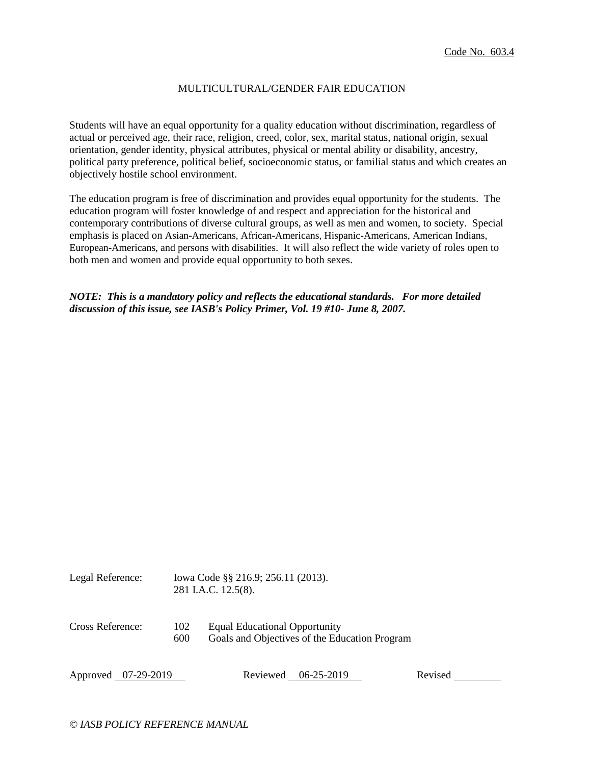Code No. 603.4

# MULTICULTURAL/GENDER FAIR EDUCATION

Students will have an equal opportunity for a quality education without discrimination, regardless of actual or perceived age, their race, religion, creed, color, sex, marital status, national origin, sexual orientation, gender identity, physical attributes, physical or mental ability or disability, ancestry, political party preference, political belief, socioeconomic status, or familial status and which creates an objectively hostile school environment.

The education program is free of discrimination and provides equal opportunity for the students. The education program will foster knowledge of and respect and appreciation for the historical and contemporary contributions of diverse cultural groups, as well as men and women, to society. Special emphasis is placed on Asian-Americans, African-Americans, Hispanic-Americans, American Indians, European-Americans, and persons with disabilities. It will also reflect the wide variety of roles open to both men and women and provide equal opportunity to both sexes.

***NOTE: This is a mandatory policy and reflects the educational standards. For more detailed discussion of this issue, see IASB's Policy Primer, Vol. 19 #10- June 8, 2007.***

Legal Reference: Iowa Code §§ 216.9; 256.11 (2013).
281 I.A.C. 12.5(8).

Cross Reference:
102 Equal Educational Opportunity
600 Goals and Objectives of the Education Program

Approved 07-29-2019 Reviewed 06-25-2019 Revised

*© IASB POLICY REFERENCE MANUAL*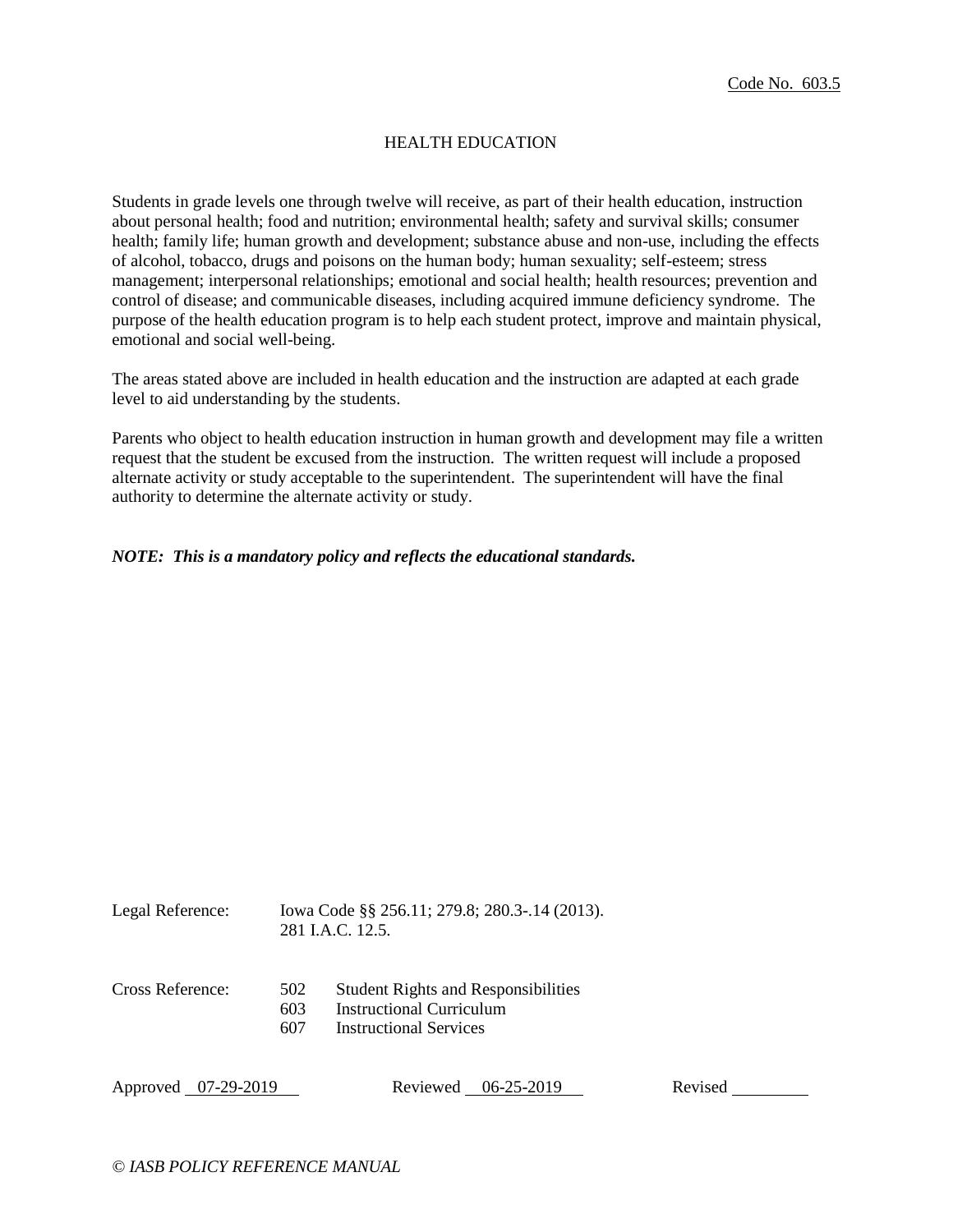Code No. 603.5

# HEALTH EDUCATION

Students in grade levels one through twelve will receive, as part of their health education, instruction about personal health; food and nutrition; environmental health; safety and survival skills; consumer health; family life; human growth and development; substance abuse and non-use, including the effects of alcohol, tobacco, drugs and poisons on the human body; human sexuality; self-esteem; stress management; interpersonal relationships; emotional and social health; health resources; prevention and control of disease; and communicable diseases, including acquired immune deficiency syndrome. The purpose of the health education program is to help each student protect, improve and maintain physical, emotional and social well-being.

The areas stated above are included in health education and the instruction are adapted at each grade level to aid understanding by the students.

Parents who object to health education instruction in human growth and development may file a written request that the student be excused from the instruction. The written request will include a proposed alternate activity or study acceptable to the superintendent. The superintendent will have the final authority to determine the alternate activity or study.

***NOTE: This is a mandatory policy and reflects the educational standards.***

Legal Reference: Iowa Code §§ 256.11; 279.8; 280.3-.14 (2013).
281 I.A.C. 12.5.

Cross Reference:
502 Student Rights and Responsibilities
603 Instructional Curriculum
607 Instructional Services

Approved 07-29-2019 Reviewed 06-25-2019 Revised

*© IASB POLICY REFERENCE MANUAL*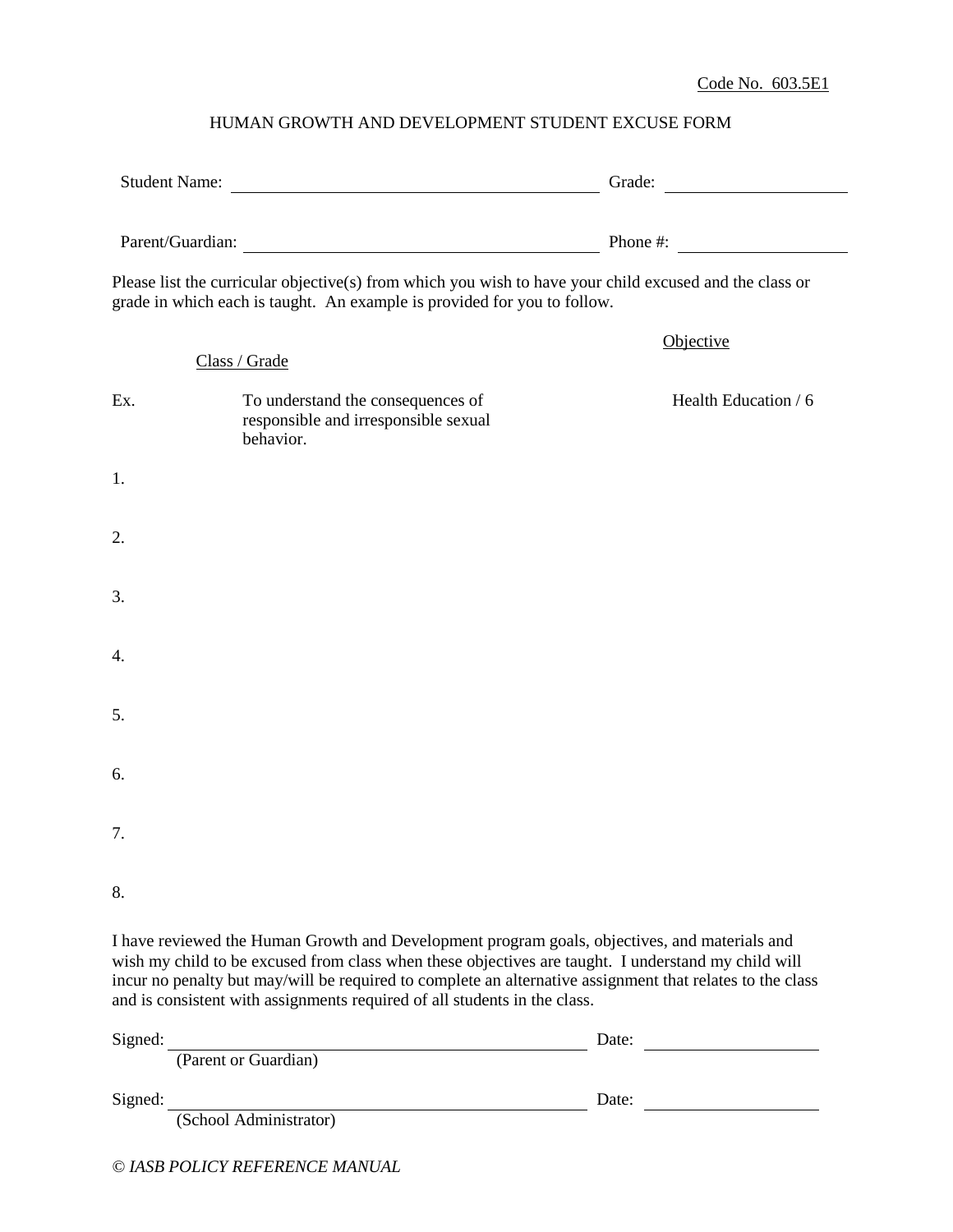Code No. 603.5E1

# HUMAN GROWTH AND DEVELOPMENT STUDENT EXCUSE FORM

Student Name: ______________________________ Grade: ______________

Parent/Guardian: ______________________________ Phone #: ______________

Please list the curricular objective(s) from which you wish to have your child excused and the class or grade in which each is taught. An example is provided for you to follow.

| | Class / Grade | Objective |
|---|---|---|
| Ex. | To understand the consequences of responsible and irresponsible sexual behavior. | Health Education / 6 |
| 1. | | |
| 2. | | |
| 3. | | |
| 4. | | |
| 5. | | |
| 6. | | |
| 7. | | |
| 8. | | |

I have reviewed the Human Growth and Development program goals, objectives, and materials and wish my child to be excused from class when these objectives are taught. I understand my child will incur no penalty but may/will be required to complete an alternative assignment that relates to the class and is consistent with assignments required of all students in the class.

Signed: ______________________________ Date: ______________
(Parent or Guardian)

Signed: ______________________________ Date: ______________
(School Administrator)

*© IASB POLICY REFERENCE MANUAL*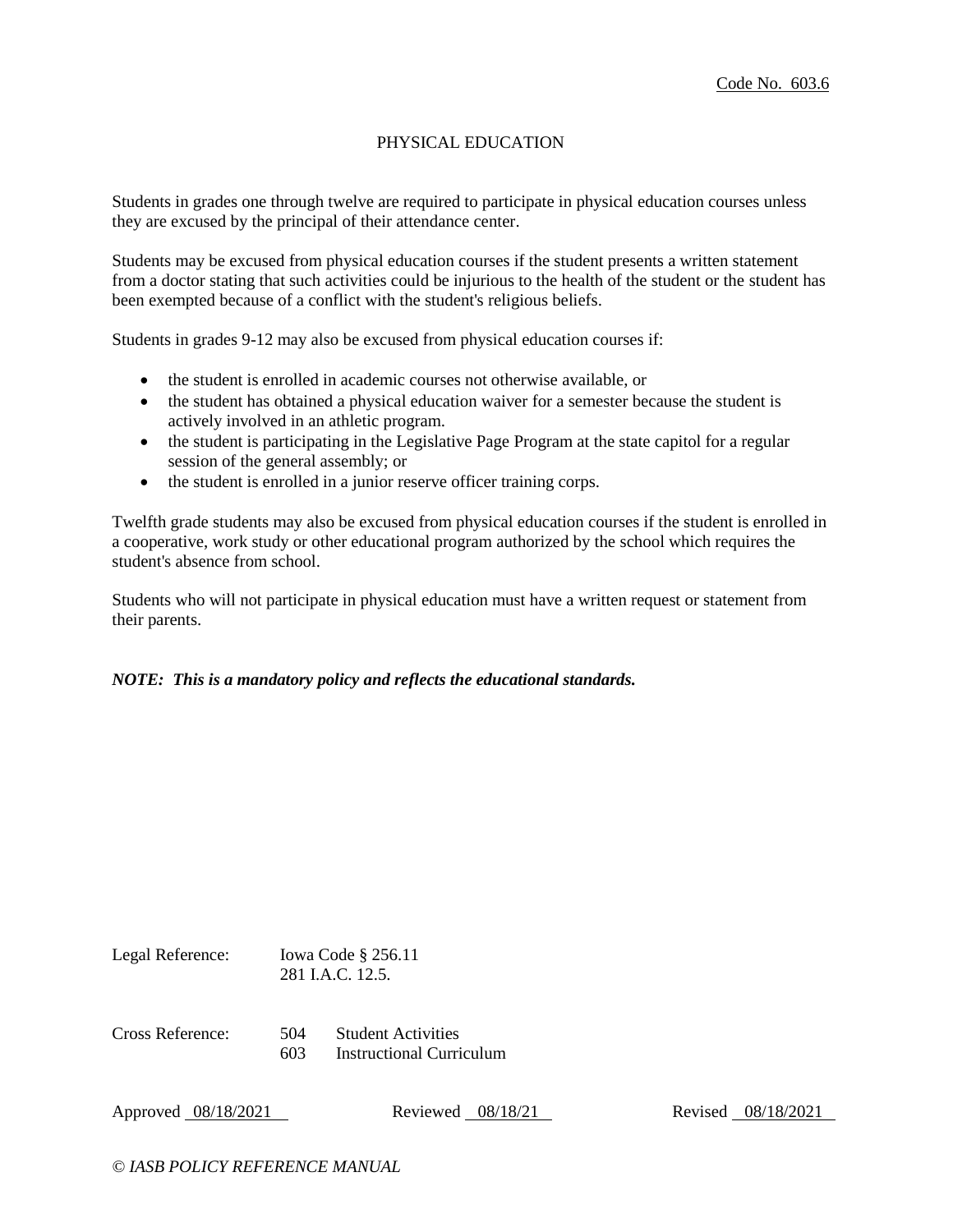Code No. 603.6

# PHYSICAL EDUCATION

Students in grades one through twelve are required to participate in physical education courses unless they are excused by the principal of their attendance center.

Students may be excused from physical education courses if the student presents a written statement from a doctor stating that such activities could be injurious to the health of the student or the student has been exempted because of a conflict with the student's religious beliefs.

Students in grades 9-12 may also be excused from physical education courses if:

- the student is enrolled in academic courses not otherwise available, or
- the student has obtained a physical education waiver for a semester because the student is actively involved in an athletic program.
- the student is participating in the Legislative Page Program at the state capitol for a regular session of the general assembly; or
- the student is enrolled in a junior reserve officer training corps.

Twelfth grade students may also be excused from physical education courses if the student is enrolled in a cooperative, work study or other educational program authorized by the school which requires the student's absence from school.

Students who will not participate in physical education must have a written request or statement from their parents.

***NOTE: This is a mandatory policy and reflects the educational standards.***

| | | |
|---|---|---|
| Legal Reference: | Iowa Code § 256.11<br>281 I.A.C. 12.5. | |
| Cross Reference: | 504<br>603 | Student Activities<br>Instructional Curriculum |

Approved 08/18/2021 Reviewed 08/18/21 Revised 08/18/2021

*© IASB POLICY REFERENCE MANUAL*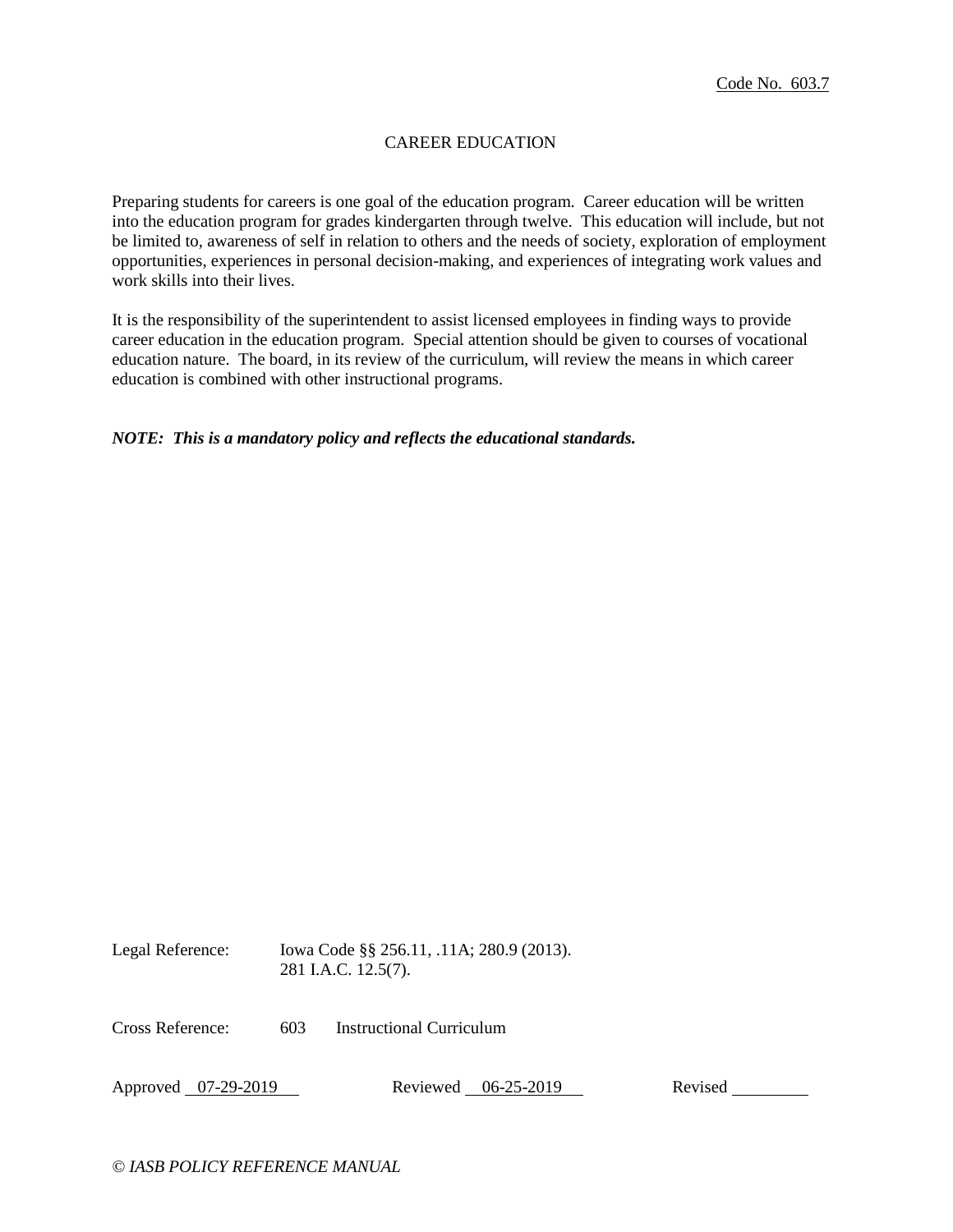Code No. 603.7

# CAREER EDUCATION

Preparing students for careers is one goal of the education program. Career education will be written into the education program for grades kindergarten through twelve. This education will include, but not be limited to, awareness of self in relation to others and the needs of society, exploration of employment opportunities, experiences in personal decision-making, and experiences of integrating work values and work skills into their lives.

It is the responsibility of the superintendent to assist licensed employees in finding ways to provide career education in the education program. Special attention should be given to courses of vocational education nature. The board, in its review of the curriculum, will review the means in which career education is combined with other instructional programs.

***NOTE: This is a mandatory policy and reflects the educational standards.***

Legal Reference: Iowa Code §§ 256.11, .11A; 280.9 (2013).
281 I.A.C. 12.5(7).

Cross Reference: 603 Instructional Curriculum

Approved 07-29-2019 Reviewed 06-25-2019 Revised

*© IASB POLICY REFERENCE MANUAL*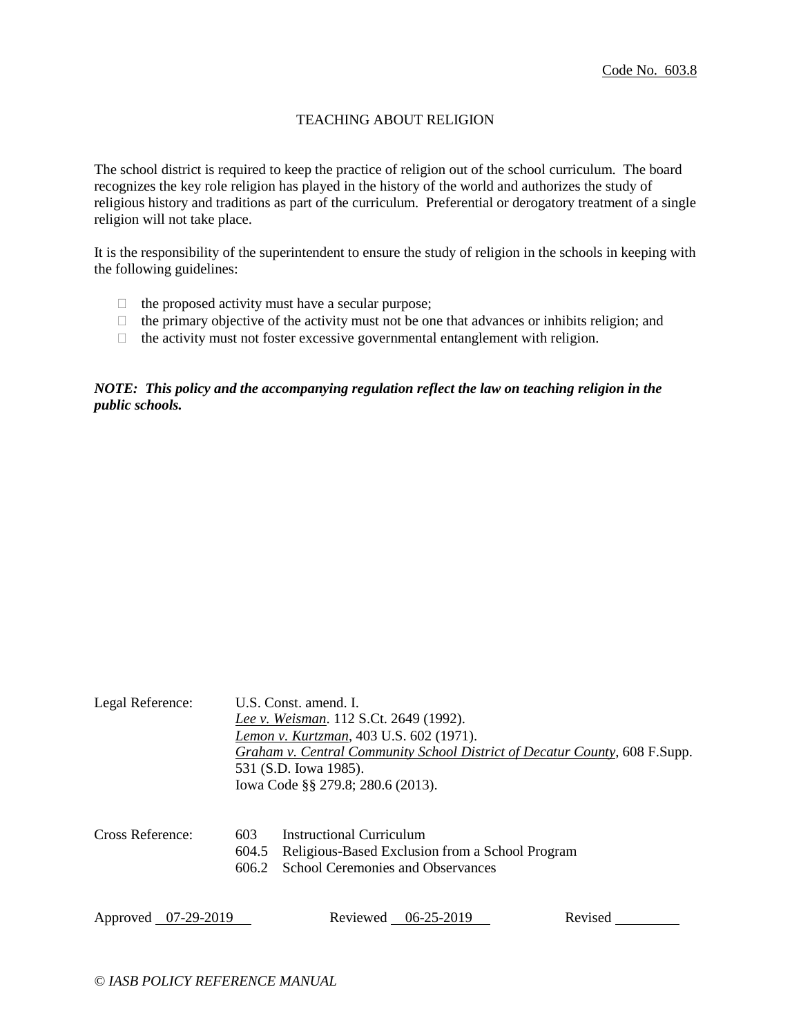Code No. 603.8

# TEACHING ABOUT RELIGION

The school district is required to keep the practice of religion out of the school curriculum. The board recognizes the key role religion has played in the history of the world and authorizes the study of religious history and traditions as part of the curriculum. Preferential or derogatory treatment of a single religion will not take place.

It is the responsibility of the superintendent to ensure the study of religion in the schools in keeping with the following guidelines:

- the proposed activity must have a secular purpose;
- the primary objective of the activity must not be one that advances or inhibits religion; and
- the activity must not foster excessive governmental entanglement with religion.

***NOTE: This policy and the accompanying regulation reflect the law on teaching religion in the public schools.***

Legal Reference: U.S. Const. amend. I.
*Lee v. Weisman*. 112 S.Ct. 2649 (1992).
*Lemon v. Kurtzman*, 403 U.S. 602 (1971).
*Graham v. Central Community School District of Decatur County*, 608 F.Supp. 531 (S.D. Iowa 1985).
Iowa Code §§ 279.8; 280.6 (2013).

Cross Reference:
603 Instructional Curriculum
604.5 Religious-Based Exclusion from a School Program
606.2 School Ceremonies and Observances

Approved 07-29-2019 Reviewed 06-25-2019 Revised ________

*© IASB POLICY REFERENCE MANUAL*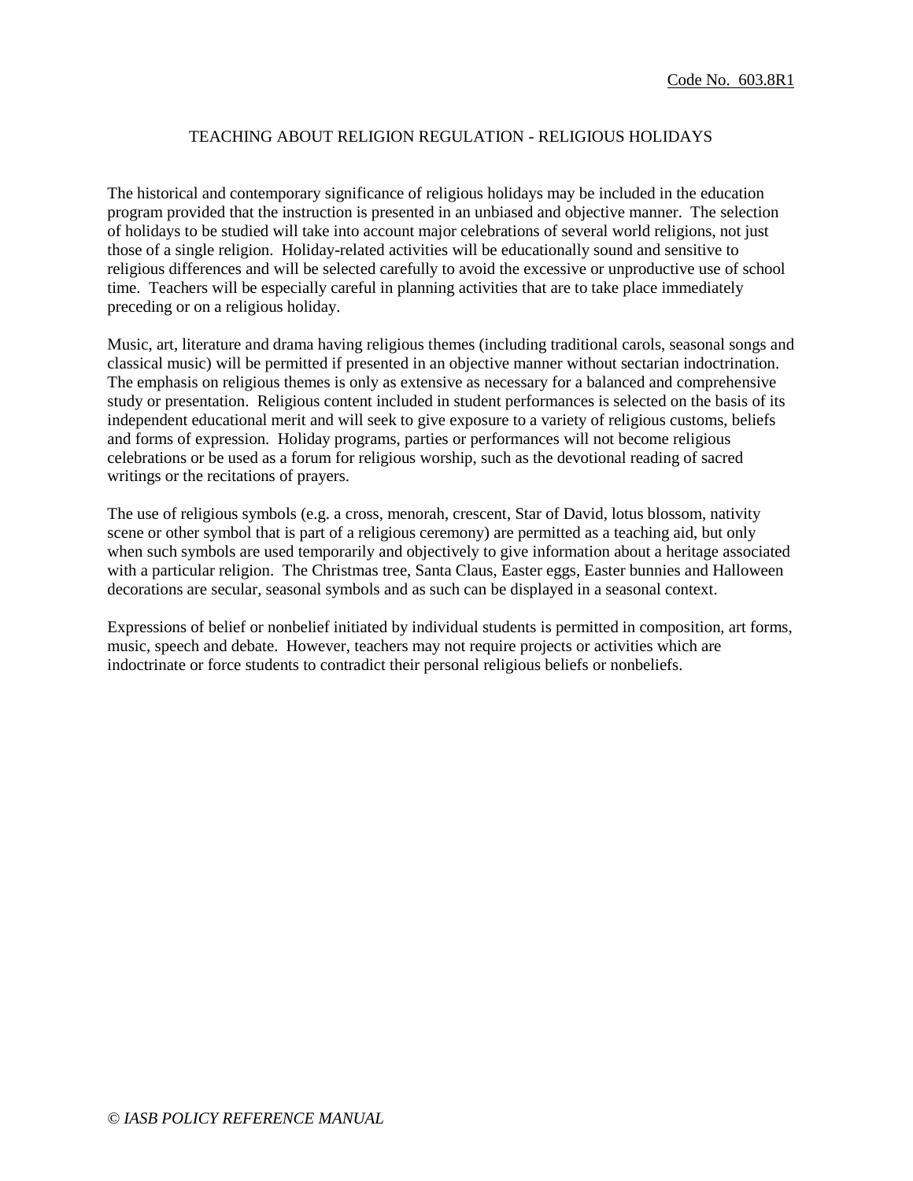Code No. 603.8R1

# TEACHING ABOUT RELIGION REGULATION - RELIGIOUS HOLIDAYS

The historical and contemporary significance of religious holidays may be included in the education program provided that the instruction is presented in an unbiased and objective manner. The selection of holidays to be studied will take into account major celebrations of several world religions, not just those of a single religion. Holiday-related activities will be educationally sound and sensitive to religious differences and will be selected carefully to avoid the excessive or unproductive use of school time. Teachers will be especially careful in planning activities that are to take place immediately preceding or on a religious holiday.

Music, art, literature and drama having religious themes (including traditional carols, seasonal songs and classical music) will be permitted if presented in an objective manner without sectarian indoctrination. The emphasis on religious themes is only as extensive as necessary for a balanced and comprehensive study or presentation. Religious content included in student performances is selected on the basis of its independent educational merit and will seek to give exposure to a variety of religious customs, beliefs and forms of expression. Holiday programs, parties or performances will not become religious celebrations or be used as a forum for religious worship, such as the devotional reading of sacred writings or the recitations of prayers.

The use of religious symbols (e.g. a cross, menorah, crescent, Star of David, lotus blossom, nativity scene or other symbol that is part of a religious ceremony) are permitted as a teaching aid, but only when such symbols are used temporarily and objectively to give information about a heritage associated with a particular religion. The Christmas tree, Santa Claus, Easter eggs, Easter bunnies and Halloween decorations are secular, seasonal symbols and as such can be displayed in a seasonal context.

Expressions of belief or nonbelief initiated by individual students is permitted in composition, art forms, music, speech and debate. However, teachers may not require projects or activities which are indoctrinate or force students to contradict their personal religious beliefs or nonbeliefs.

*© IASB POLICY REFERENCE MANUAL*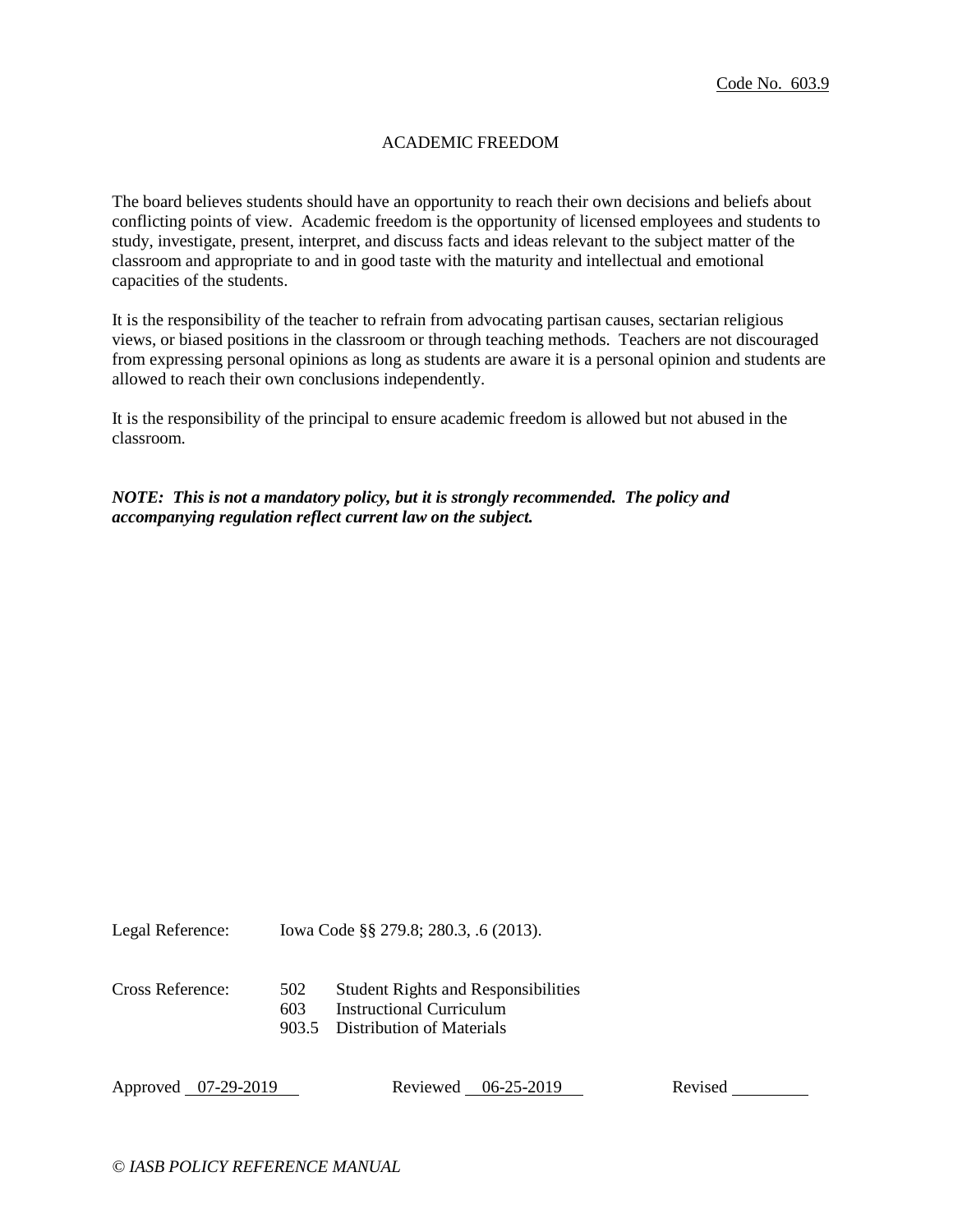Code No. 603.9

# ACADEMIC FREEDOM

The board believes students should have an opportunity to reach their own decisions and beliefs about conflicting points of view. Academic freedom is the opportunity of licensed employees and students to study, investigate, present, interpret, and discuss facts and ideas relevant to the subject matter of the classroom and appropriate to and in good taste with the maturity and intellectual and emotional capacities of the students.

It is the responsibility of the teacher to refrain from advocating partisan causes, sectarian religious views, or biased positions in the classroom or through teaching methods. Teachers are not discouraged from expressing personal opinions as long as students are aware it is a personal opinion and students are allowed to reach their own conclusions independently.

It is the responsibility of the principal to ensure academic freedom is allowed but not abused in the classroom.

***NOTE: This is not a mandatory policy, but it is strongly recommended. The policy and accompanying regulation reflect current law on the subject.***

Legal Reference: Iowa Code §§ 279.8; 280.3, .6 (2013).

Cross Reference:
- 502 Student Rights and Responsibilities
- 603 Instructional Curriculum
- 903.5 Distribution of Materials

Approved 07-29-2019 Reviewed 06-25-2019 Revised ________

*© IASB POLICY REFERENCE MANUAL*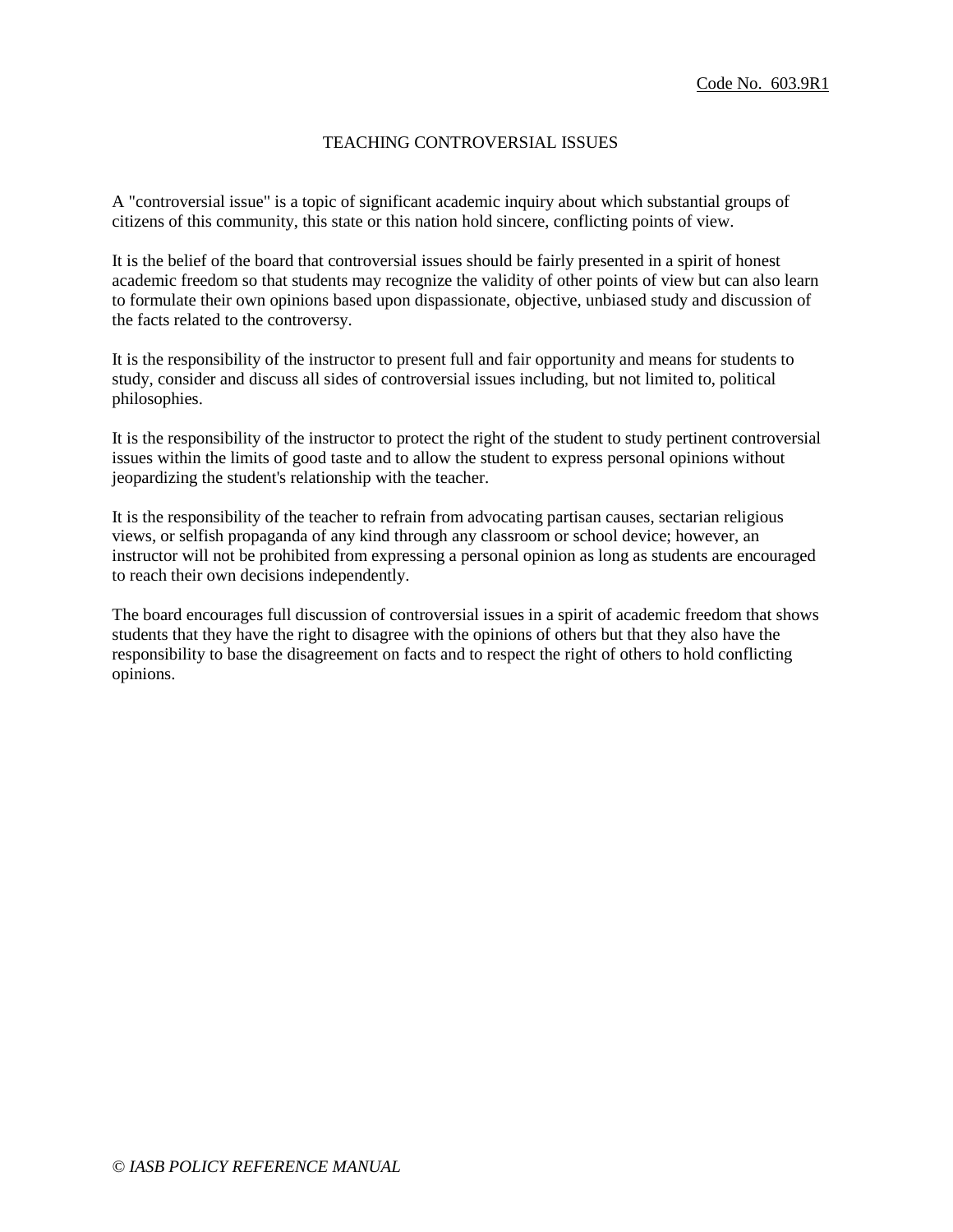Code No. 603.9R1

# TEACHING CONTROVERSIAL ISSUES

A "controversial issue" is a topic of significant academic inquiry about which substantial groups of citizens of this community, this state or this nation hold sincere, conflicting points of view.

It is the belief of the board that controversial issues should be fairly presented in a spirit of honest academic freedom so that students may recognize the validity of other points of view but can also learn to formulate their own opinions based upon dispassionate, objective, unbiased study and discussion of the facts related to the controversy.

It is the responsibility of the instructor to present full and fair opportunity and means for students to study, consider and discuss all sides of controversial issues including, but not limited to, political philosophies.

It is the responsibility of the instructor to protect the right of the student to study pertinent controversial issues within the limits of good taste and to allow the student to express personal opinions without jeopardizing the student's relationship with the teacher.

It is the responsibility of the teacher to refrain from advocating partisan causes, sectarian religious views, or selfish propaganda of any kind through any classroom or school device; however, an instructor will not be prohibited from expressing a personal opinion as long as students are encouraged to reach their own decisions independently.

The board encourages full discussion of controversial issues in a spirit of academic freedom that shows students that they have the right to disagree with the opinions of others but that they also have the responsibility to base the disagreement on facts and to respect the right of others to hold conflicting opinions.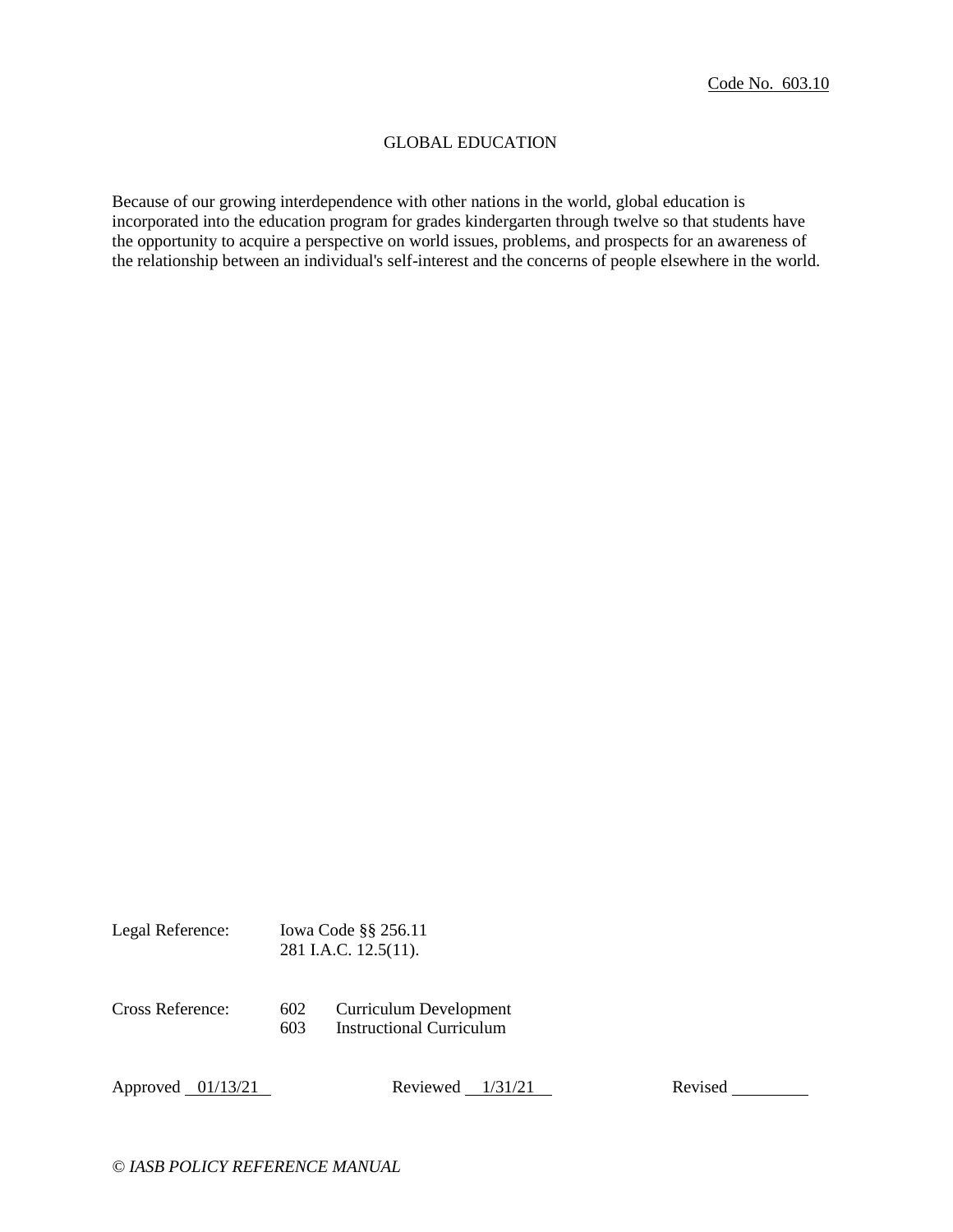Code No. 603.10

# GLOBAL EDUCATION

Because of our growing interdependence with other nations in the world, global education is incorporated into the education program for grades kindergarten through twelve so that students have the opportunity to acquire a perspective on world issues, problems, and prospects for an awareness of the relationship between an individual's self-interest and the concerns of people elsewhere in the world.

Legal Reference: Iowa Code §§ 256.11
281 I.A.C. 12.5(11).

Cross Reference: 602 Curriculum Development
603 Instructional Curriculum

Approved 01/13/21 Reviewed 1/31/21 Revised ________

*© IASB POLICY REFERENCE MANUAL*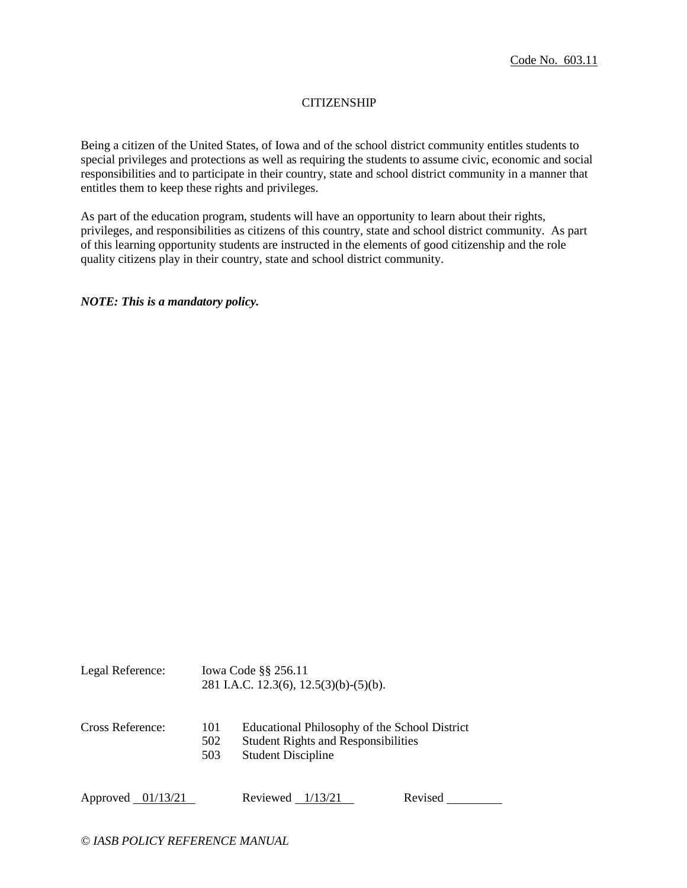Code No. 603.11

# CITIZENSHIP

Being a citizen of the United States, of Iowa and of the school district community entitles students to special privileges and protections as well as requiring the students to assume civic, economic and social responsibilities and to participate in their country, state and school district community in a manner that entitles them to keep these rights and privileges.

As part of the education program, students will have an opportunity to learn about their rights, privileges, and responsibilities as citizens of this country, state and school district community. As part of this learning opportunity students are instructed in the elements of good citizenship and the role quality citizens play in their country, state and school district community.

***NOTE: This is a mandatory policy.***

Legal Reference: Iowa Code §§ 256.11
281 I.A.C. 12.3(6), 12.5(3)(b)-(5)(b).

Cross Reference:
101 Educational Philosophy of the School District
502 Student Rights and Responsibilities
503 Student Discipline

Approved 01/13/21 Reviewed 1/13/21 Revised ________

*© IASB POLICY REFERENCE MANUAL*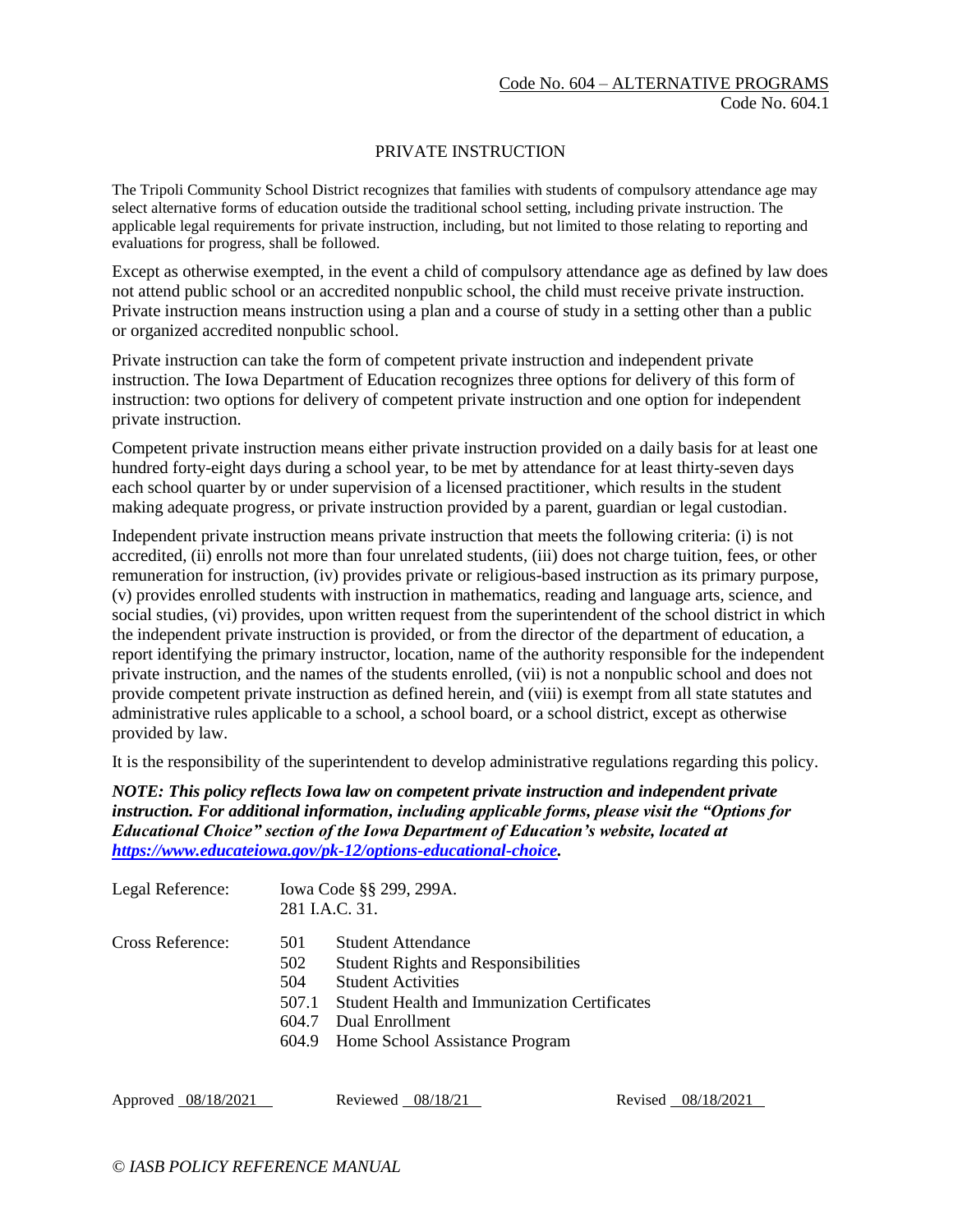Code No. 604 – ALTERNATIVE PROGRAMS

Code No. 604.1

# PRIVATE INSTRUCTION

The Tripoli Community School District recognizes that families with students of compulsory attendance age may select alternative forms of education outside the traditional school setting, including private instruction. The applicable legal requirements for private instruction, including, but not limited to those relating to reporting and evaluations for progress, shall be followed.

Except as otherwise exempted, in the event a child of compulsory attendance age as defined by law does not attend public school or an accredited nonpublic school, the child must receive private instruction. Private instruction means instruction using a plan and a course of study in a setting other than a public or organized accredited nonpublic school.

Private instruction can take the form of competent private instruction and independent private instruction. The Iowa Department of Education recognizes three options for delivery of this form of instruction: two options for delivery of competent private instruction and one option for independent private instruction.

Competent private instruction means either private instruction provided on a daily basis for at least one hundred forty-eight days during a school year, to be met by attendance for at least thirty-seven days each school quarter by or under supervision of a licensed practitioner, which results in the student making adequate progress, or private instruction provided by a parent, guardian or legal custodian.

Independent private instruction means private instruction that meets the following criteria: (i) is not accredited, (ii) enrolls not more than four unrelated students, (iii) does not charge tuition, fees, or other remuneration for instruction, (iv) provides private or religious-based instruction as its primary purpose, (v) provides enrolled students with instruction in mathematics, reading and language arts, science, and social studies, (vi) provides, upon written request from the superintendent of the school district in which the independent private instruction is provided, or from the director of the department of education, a report identifying the primary instructor, location, name of the authority responsible for the independent private instruction, and the names of the students enrolled, (vii) is not a nonpublic school and does not provide competent private instruction as defined herein, and (viii) is exempt from all state statutes and administrative rules applicable to a school, a school board, or a school district, except as otherwise provided by law.

It is the responsibility of the superintendent to develop administrative regulations regarding this policy.

***NOTE: This policy reflects Iowa law on competent private instruction and independent private instruction. For additional information, including applicable forms, please visit the "Options for Educational Choice" section of the Iowa Department of Education's website, located at [https://www.educateiowa.gov/pk-12/options-educational-choice](https://www.educateiowa.gov/pk-12/options-educational-choice).***

Legal Reference: Iowa Code §§ 299, 299A.
281 I.A.C. 31.

Cross Reference:
- 501 Student Attendance
- 502 Student Rights and Responsibilities
- 504 Student Activities
- 507.1 Student Health and Immunization Certificates
- 604.7 Dual Enrollment
- 604.9 Home School Assistance Program

Approved 08/18/2021 Reviewed 08/18/21 Revised 08/18/2021

© IASB POLICY REFERENCE MANUAL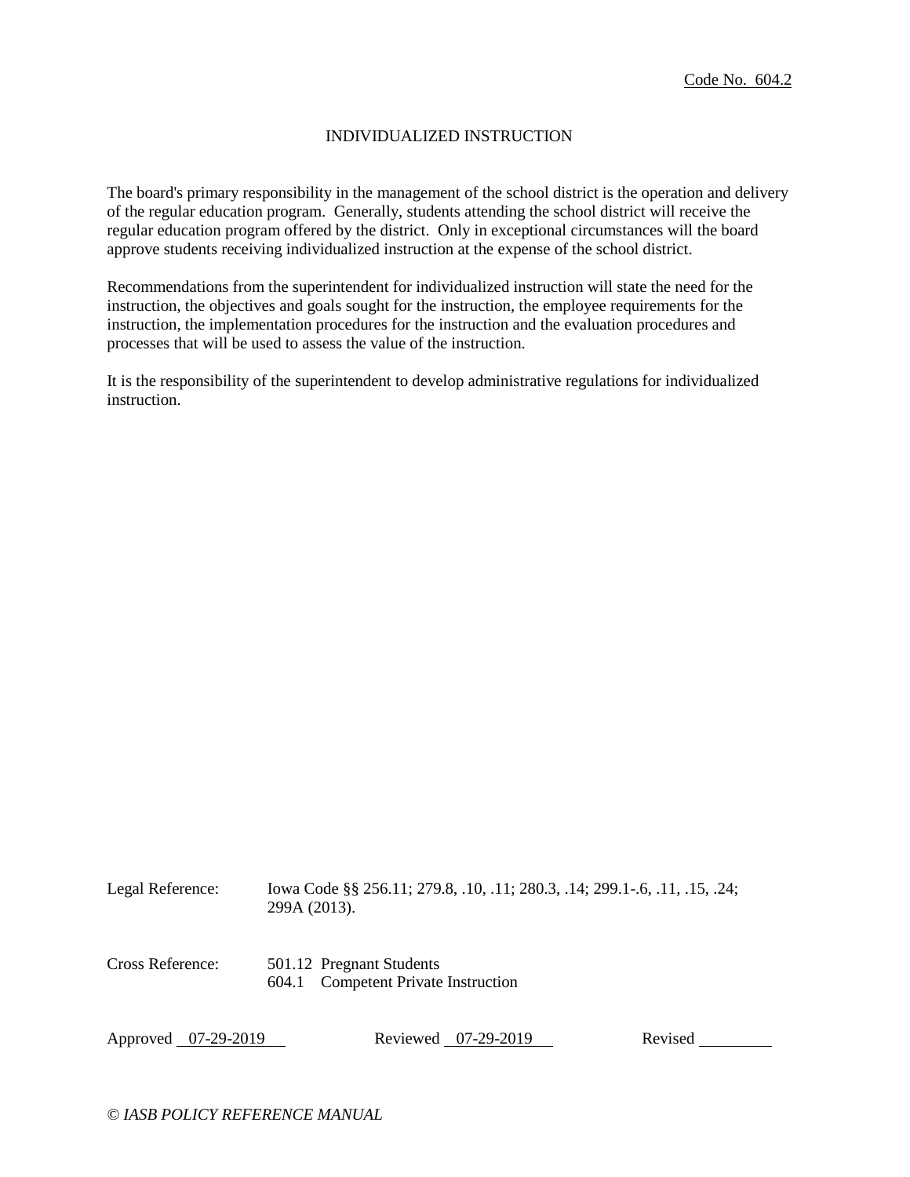Code No. 604.2

# INDIVIDUALIZED INSTRUCTION

The board's primary responsibility in the management of the school district is the operation and delivery of the regular education program. Generally, students attending the school district will receive the regular education program offered by the district. Only in exceptional circumstances will the board approve students receiving individualized instruction at the expense of the school district.

Recommendations from the superintendent for individualized instruction will state the need for the instruction, the objectives and goals sought for the instruction, the employee requirements for the instruction, the implementation procedures for the instruction and the evaluation procedures and processes that will be used to assess the value of the instruction.

It is the responsibility of the superintendent to develop administrative regulations for individualized instruction.

Legal Reference: Iowa Code §§ 256.11; 279.8, .10, .11; 280.3, .14; 299.1-.6, .11, .15, .24; 299A (2013).

Cross Reference: 501.12 Pregnant Students
604.1 Competent Private Instruction

Approved 07-29-2019 Reviewed 07-29-2019 Revised ________

*© IASB POLICY REFERENCE MANUAL*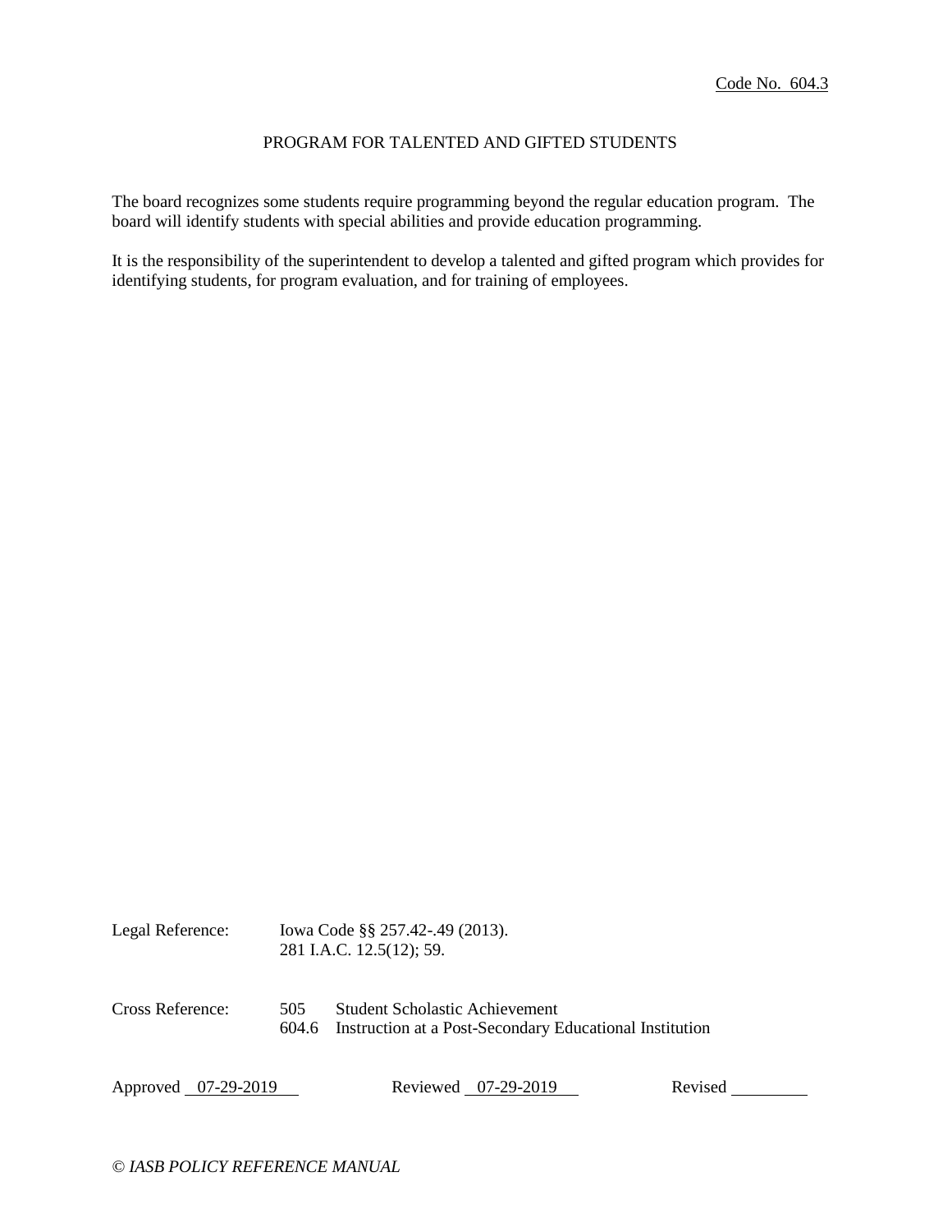Code No. 604.3

# PROGRAM FOR TALENTED AND GIFTED STUDENTS

The board recognizes some students require programming beyond the regular education program. The board will identify students with special abilities and provide education programming.

It is the responsibility of the superintendent to develop a talented and gifted program which provides for identifying students, for program evaluation, and for training of employees.

Legal Reference: Iowa Code §§ 257.42-.49 (2013).
281 I.A.C. 12.5(12); 59.

Cross Reference: 505 Student Scholastic Achievement
604.6 Instruction at a Post-Secondary Educational Institution

Approved 07-29-2019 Reviewed 07-29-2019 Revised ________

*© IASB POLICY REFERENCE MANUAL*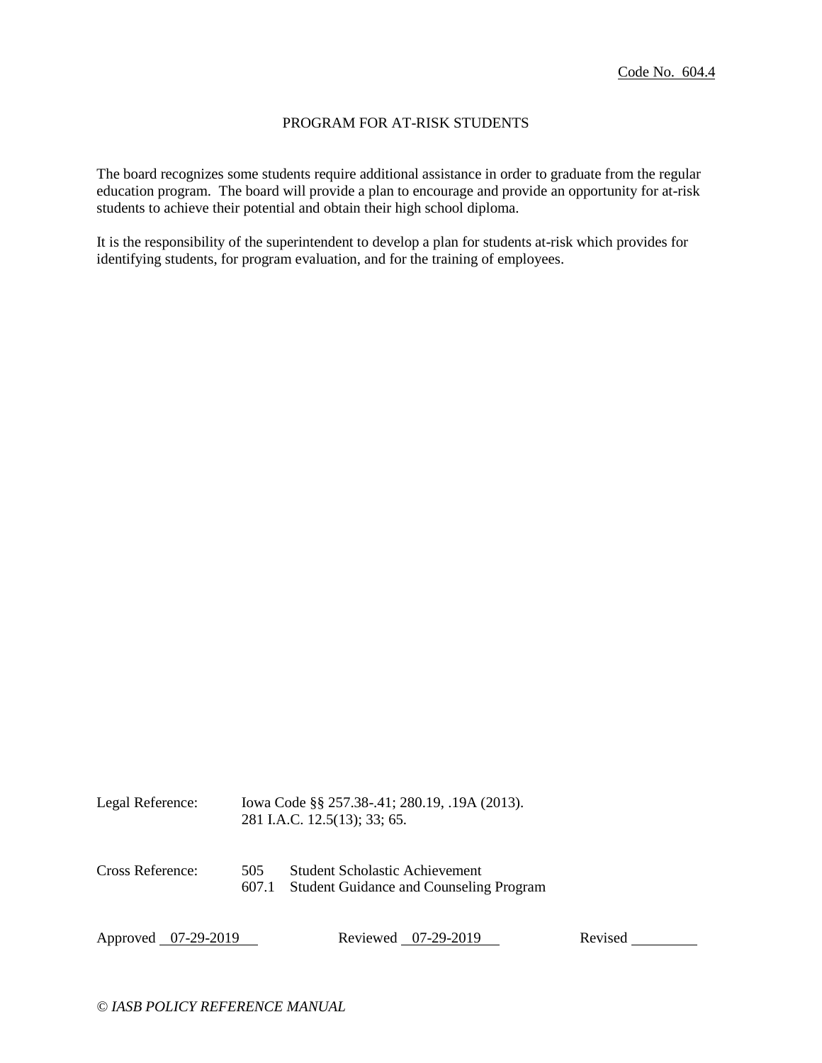Code No. 604.4

# PROGRAM FOR AT-RISK STUDENTS

The board recognizes some students require additional assistance in order to graduate from the regular education program. The board will provide a plan to encourage and provide an opportunity for at-risk students to achieve their potential and obtain their high school diploma.

It is the responsibility of the superintendent to develop a plan for students at-risk which provides for identifying students, for program evaluation, and for the training of employees.

Legal Reference: Iowa Code §§ 257.38-.41; 280.19, .19A (2013).
281 I.A.C. 12.5(13); 33; 65.

Cross Reference: 505 Student Scholastic Achievement
607.1 Student Guidance and Counseling Program

Approved 07-29-2019 Reviewed 07-29-2019 Revised

*© IASB POLICY REFERENCE MANUAL*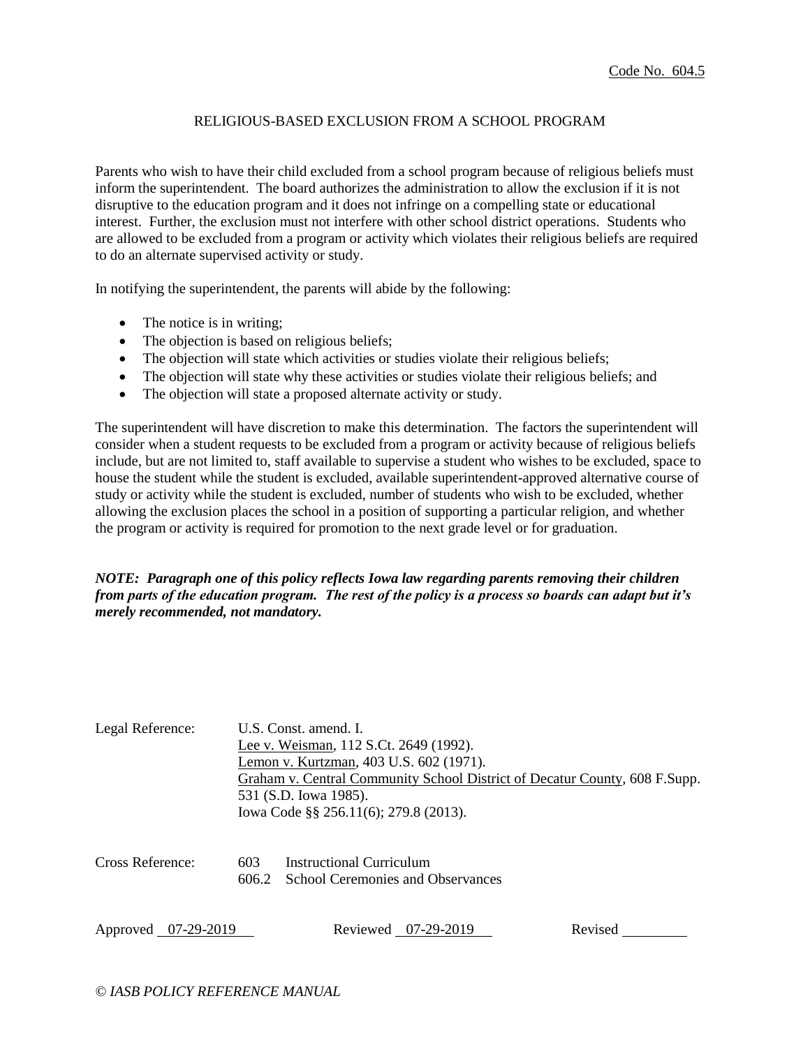Code No. 604.5

# RELIGIOUS-BASED EXCLUSION FROM A SCHOOL PROGRAM

Parents who wish to have their child excluded from a school program because of religious beliefs must inform the superintendent. The board authorizes the administration to allow the exclusion if it is not disruptive to the education program and it does not infringe on a compelling state or educational interest. Further, the exclusion must not interfere with other school district operations. Students who are allowed to be excluded from a program or activity which violates their religious beliefs are required to do an alternate supervised activity or study.

In notifying the superintendent, the parents will abide by the following:

- The notice is in writing;
- The objection is based on religious beliefs;
- The objection will state which activities or studies violate their religious beliefs;
- The objection will state why these activities or studies violate their religious beliefs; and
- The objection will state a proposed alternate activity or study.

The superintendent will have discretion to make this determination. The factors the superintendent will consider when a student requests to be excluded from a program or activity because of religious beliefs include, but are not limited to, staff available to supervise a student who wishes to be excluded, space to house the student while the student is excluded, available superintendent-approved alternative course of study or activity while the student is excluded, number of students who wish to be excluded, whether allowing the exclusion places the school in a position of supporting a particular religion, and whether the program or activity is required for promotion to the next grade level or for graduation.

***NOTE: Paragraph one of this policy reflects Iowa law regarding parents removing their children from parts of the education program. The rest of the policy is a process so boards can adapt but it's merely recommended, not mandatory.***

Legal Reference: U.S. Const. amend. I.
Lee v. Weisman, 112 S.Ct. 2649 (1992).
Lemon v. Kurtzman, 403 U.S. 602 (1971).
Graham v. Central Community School District of Decatur County, 608 F.Supp. 531 (S.D. Iowa 1985).
Iowa Code §§ 256.11(6); 279.8 (2013).

Cross Reference: 603 Instructional Curriculum
606.2 School Ceremonies and Observances

Approved 07-29-2019 Reviewed 07-29-2019 Revised ______

*© IASB POLICY REFERENCE MANUAL*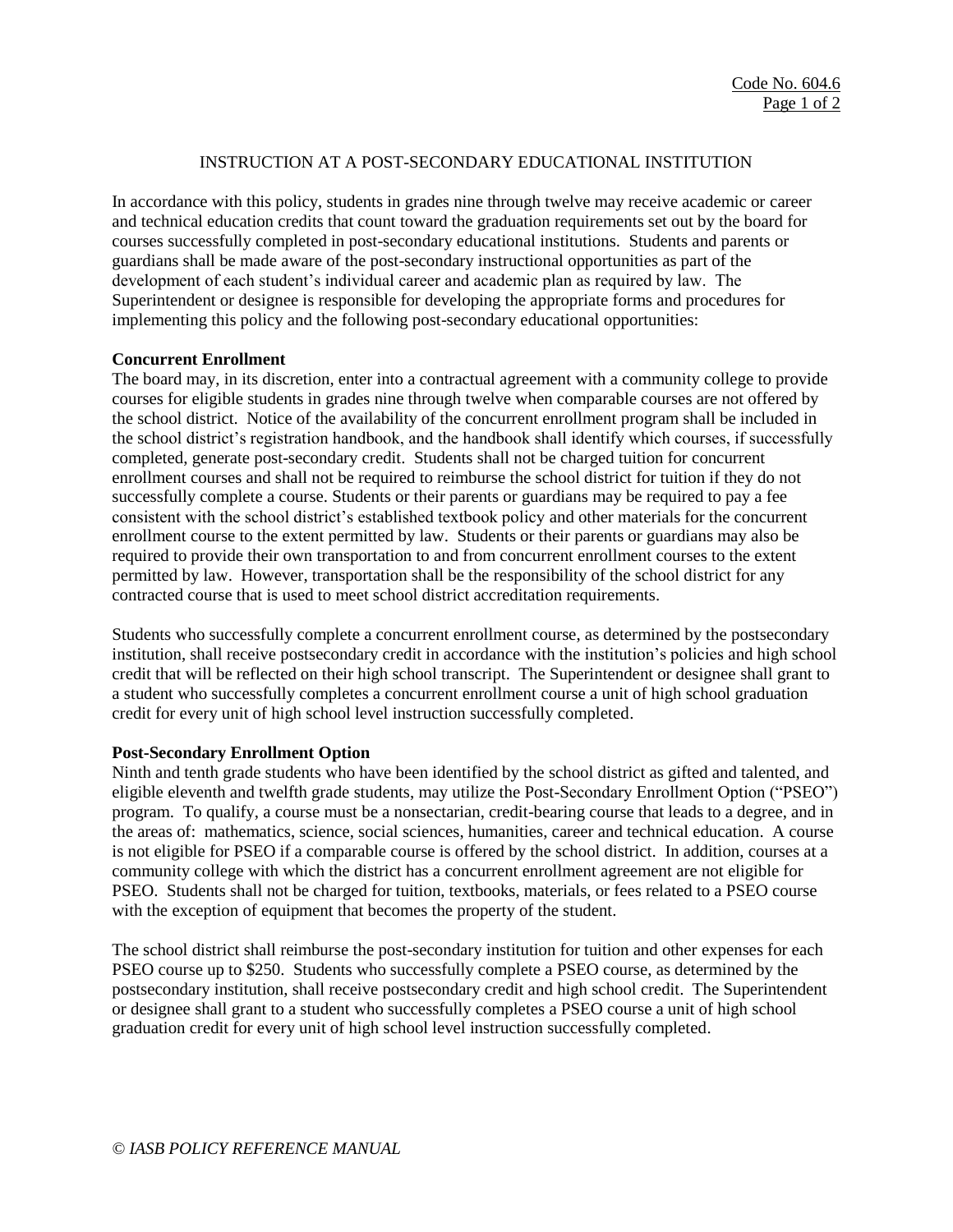# INSTRUCTION AT A POST-SECONDARY EDUCATIONAL INSTITUTION

In accordance with this policy, students in grades nine through twelve may receive academic or career and technical education credits that count toward the graduation requirements set out by the board for courses successfully completed in post-secondary educational institutions. Students and parents or guardians shall be made aware of the post-secondary instructional opportunities as part of the development of each student's individual career and academic plan as required by law. The Superintendent or designee is responsible for developing the appropriate forms and procedures for implementing this policy and the following post-secondary educational opportunities:

**Concurrent Enrollment**

The board may, in its discretion, enter into a contractual agreement with a community college to provide courses for eligible students in grades nine through twelve when comparable courses are not offered by the school district. Notice of the availability of the concurrent enrollment program shall be included in the school district's registration handbook, and the handbook shall identify which courses, if successfully completed, generate post-secondary credit. Students shall not be charged tuition for concurrent enrollment courses and shall not be required to reimburse the school district for tuition if they do not successfully complete a course. Students or their parents or guardians may be required to pay a fee consistent with the school district's established textbook policy and other materials for the concurrent enrollment course to the extent permitted by law. Students or their parents or guardians may also be required to provide their own transportation to and from concurrent enrollment courses to the extent permitted by law. However, transportation shall be the responsibility of the school district for any contracted course that is used to meet school district accreditation requirements.

Students who successfully complete a concurrent enrollment course, as determined by the postsecondary institution, shall receive postsecondary credit in accordance with the institution's policies and high school credit that will be reflected on their high school transcript. The Superintendent or designee shall grant to a student who successfully completes a concurrent enrollment course a unit of high school graduation credit for every unit of high school level instruction successfully completed.

**Post-Secondary Enrollment Option**

Ninth and tenth grade students who have been identified by the school district as gifted and talented, and eligible eleventh and twelfth grade students, may utilize the Post-Secondary Enrollment Option ("PSEO") program. To qualify, a course must be a nonsectarian, credit-bearing course that leads to a degree, and in the areas of: mathematics, science, social sciences, humanities, career and technical education. A course is not eligible for PSEO if a comparable course is offered by the school district. In addition, courses at a community college with which the district has a concurrent enrollment agreement are not eligible for PSEO. Students shall not be charged for tuition, textbooks, materials, or fees related to a PSEO course with the exception of equipment that becomes the property of the student.

The school district shall reimburse the post-secondary institution for tuition and other expenses for each PSEO course up to $250. Students who successfully complete a PSEO course, as determined by the postsecondary institution, shall receive postsecondary credit and high school credit. The Superintendent or designee shall grant to a student who successfully completes a PSEO course a unit of high school graduation credit for every unit of high school level instruction successfully completed.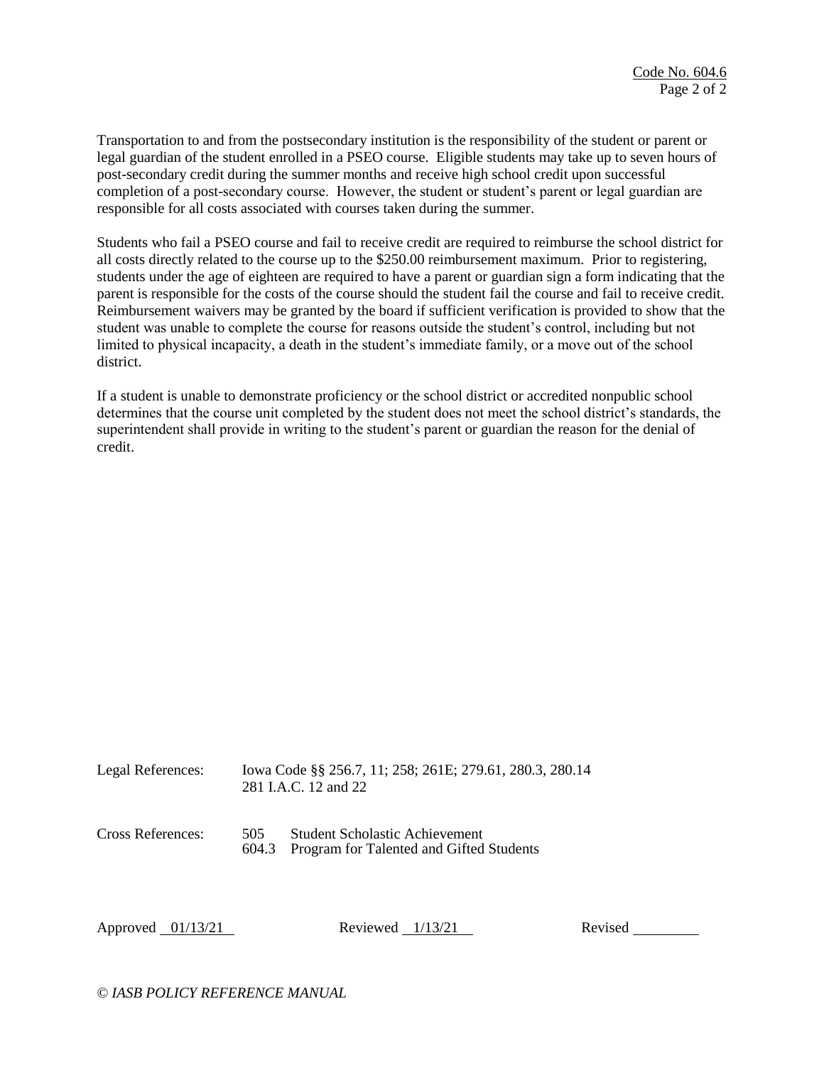Transportation to and from the postsecondary institution is the responsibility of the student or parent or legal guardian of the student enrolled in a PSEO course. Eligible students may take up to seven hours of post-secondary credit during the summer months and receive high school credit upon successful completion of a post-secondary course. However, the student or student's parent or legal guardian are responsible for all costs associated with courses taken during the summer.

Students who fail a PSEO course and fail to receive credit are required to reimburse the school district for all costs directly related to the course up to the $250.00 reimbursement maximum. Prior to registering, students under the age of eighteen are required to have a parent or guardian sign a form indicating that the parent is responsible for the costs of the course should the student fail the course and fail to receive credit. Reimbursement waivers may be granted by the board if sufficient verification is provided to show that the student was unable to complete the course for reasons outside the student's control, including but not limited to physical incapacity, a death in the student's immediate family, or a move out of the school district.

If a student is unable to demonstrate proficiency or the school district or accredited nonpublic school determines that the course unit completed by the student does not meet the school district's standards, the superintendent shall provide in writing to the student's parent or guardian the reason for the denial of credit.

Legal References: Iowa Code §§ 256.7, 11; 258; 261E; 279.61, 280.3, 280.14
281 I.A.C. 12 and 22

Cross References: 505 Student Scholastic Achievement
604.3 Program for Talented and Gifted Students

Approved 01/13/21 Reviewed 1/13/21 Revised

*© IASB POLICY REFERENCE MANUAL*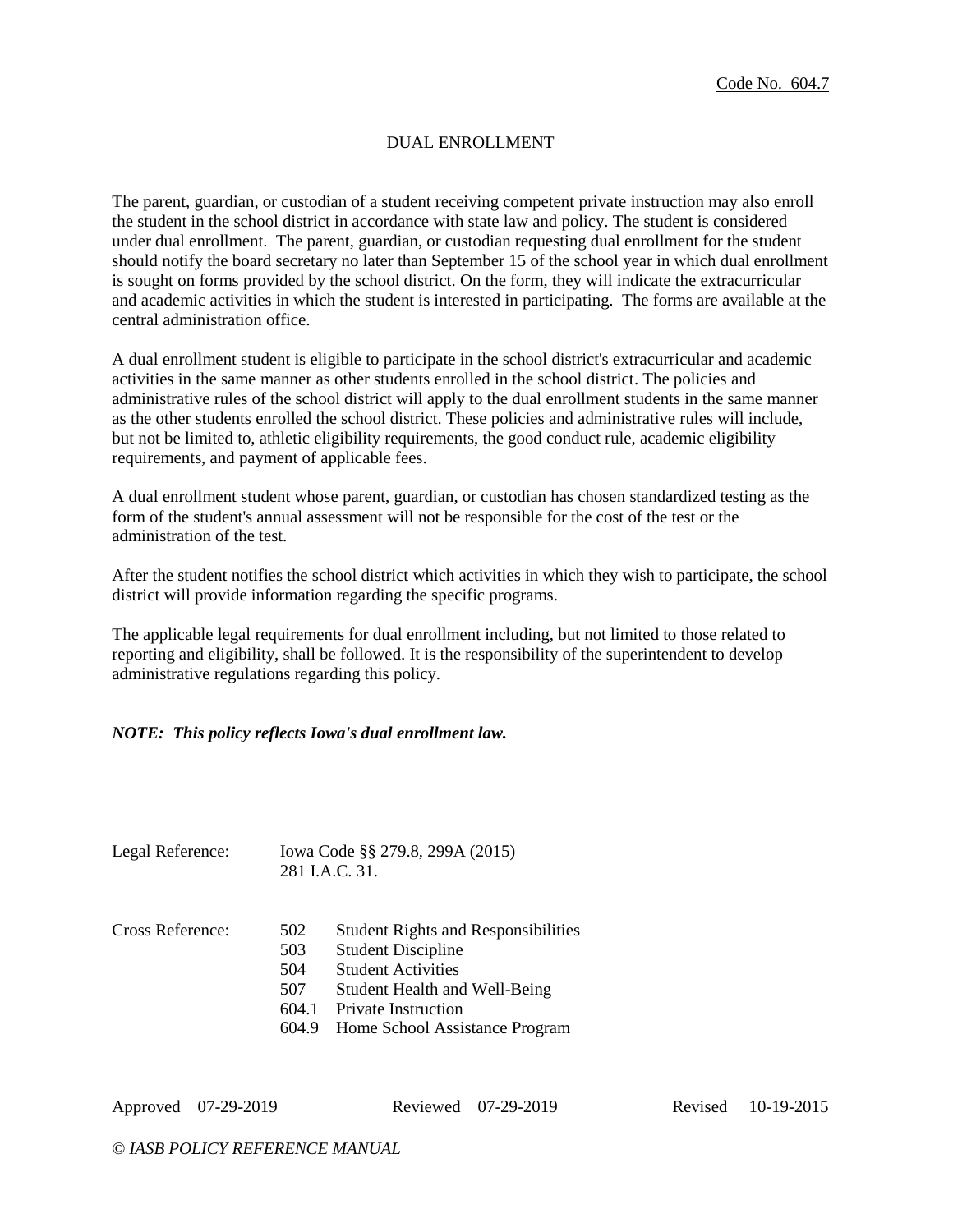Code No. 604.7

# DUAL ENROLLMENT

The parent, guardian, or custodian of a student receiving competent private instruction may also enroll the student in the school district in accordance with state law and policy. The student is considered under dual enrollment. The parent, guardian, or custodian requesting dual enrollment for the student should notify the board secretary no later than September 15 of the school year in which dual enrollment is sought on forms provided by the school district. On the form, they will indicate the extracurricular and academic activities in which the student is interested in participating. The forms are available at the central administration office.

A dual enrollment student is eligible to participate in the school district's extracurricular and academic activities in the same manner as other students enrolled in the school district. The policies and administrative rules of the school district will apply to the dual enrollment students in the same manner as the other students enrolled the school district. These policies and administrative rules will include, but not be limited to, athletic eligibility requirements, the good conduct rule, academic eligibility requirements, and payment of applicable fees.

A dual enrollment student whose parent, guardian, or custodian has chosen standardized testing as the form of the student's annual assessment will not be responsible for the cost of the test or the administration of the test.

After the student notifies the school district which activities in which they wish to participate, the school district will provide information regarding the specific programs.

The applicable legal requirements for dual enrollment including, but not limited to those related to reporting and eligibility, shall be followed. It is the responsibility of the superintendent to develop administrative regulations regarding this policy.

***NOTE: This policy reflects Iowa's dual enrollment law.***

Legal Reference: Iowa Code §§ 279.8, 299A (2015)
281 I.A.C. 31.

Cross Reference:
- 502 Student Rights and Responsibilities
- 503 Student Discipline
- 504 Student Activities
- 507 Student Health and Well-Being
- 604.1 Private Instruction
- 604.9 Home School Assistance Program

Approved 07-29-2019 Reviewed 07-29-2019 Revised 10-19-2015

*© IASB POLICY REFERENCE MANUAL*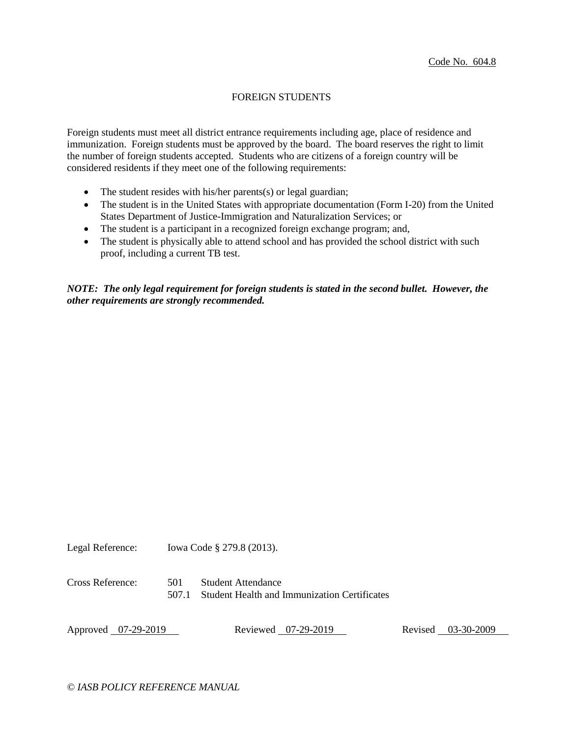Code No. 604.8

# FOREIGN STUDENTS

Foreign students must meet all district entrance requirements including age, place of residence and immunization. Foreign students must be approved by the board. The board reserves the right to limit the number of foreign students accepted. Students who are citizens of a foreign country will be considered residents if they meet one of the following requirements:

- The student resides with his/her parents(s) or legal guardian;
- The student is in the United States with appropriate documentation (Form I-20) from the United States Department of Justice-Immigration and Naturalization Services; or
- The student is a participant in a recognized foreign exchange program; and,
- The student is physically able to attend school and has provided the school district with such proof, including a current TB test.

***NOTE: The only legal requirement for foreign students is stated in the second bullet. However, the other requirements are strongly recommended.***

Legal Reference: Iowa Code § 279.8 (2013).

Cross Reference: 501 Student Attendance
507.1 Student Health and Immunization Certificates

Approved 07-29-2019 Reviewed 07-29-2019 Revised 03-30-2009

*© IASB POLICY REFERENCE MANUAL*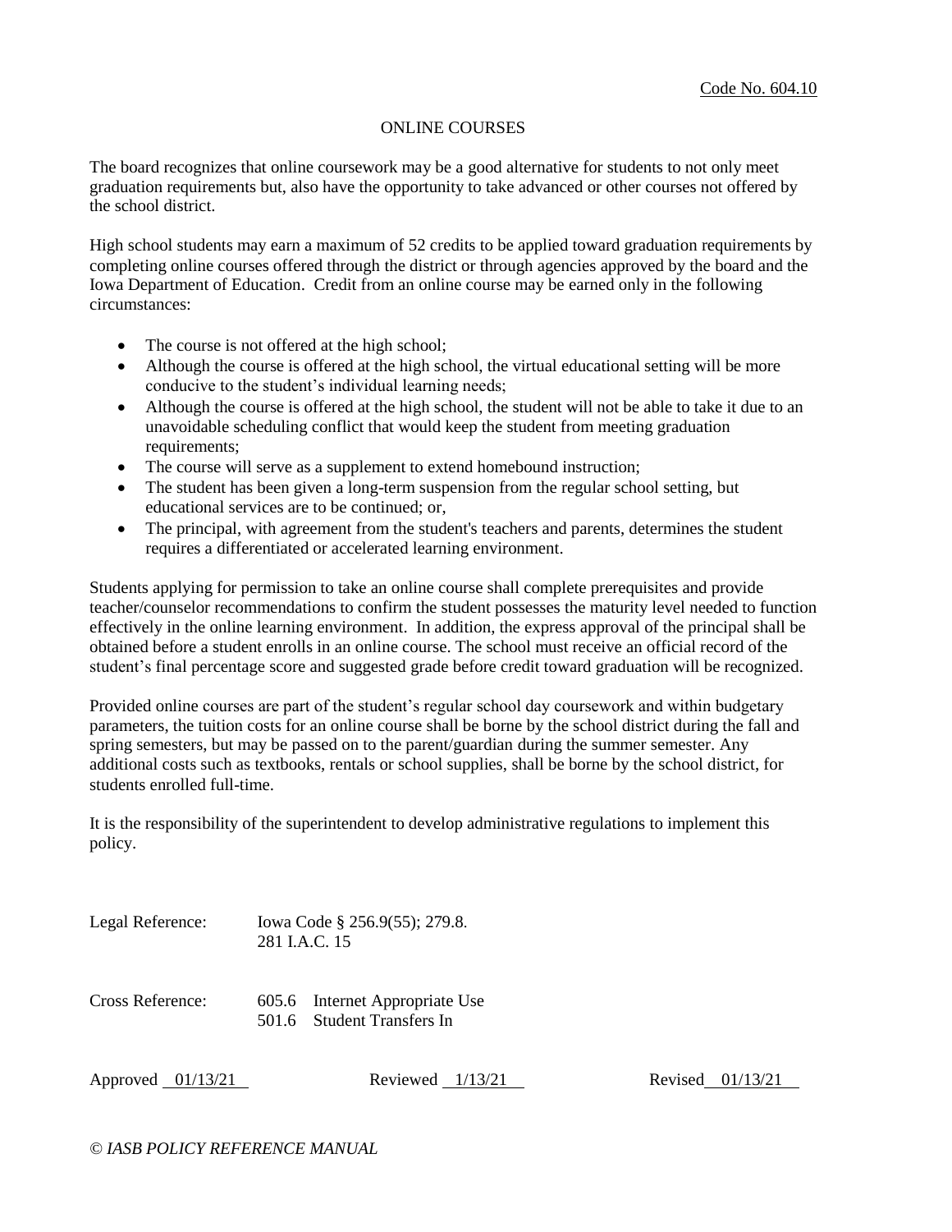Code No. 604.10

# ONLINE COURSES

The board recognizes that online coursework may be a good alternative for students to not only meet graduation requirements but, also have the opportunity to take advanced or other courses not offered by the school district.

High school students may earn a maximum of 52 credits to be applied toward graduation requirements by completing online courses offered through the district or through agencies approved by the board and the Iowa Department of Education. Credit from an online course may be earned only in the following circumstances:

- The course is not offered at the high school;
- Although the course is offered at the high school, the virtual educational setting will be more conducive to the student's individual learning needs;
- Although the course is offered at the high school, the student will not be able to take it due to an unavoidable scheduling conflict that would keep the student from meeting graduation requirements;
- The course will serve as a supplement to extend homebound instruction;
- The student has been given a long-term suspension from the regular school setting, but educational services are to be continued; or,
- The principal, with agreement from the student's teachers and parents, determines the student requires a differentiated or accelerated learning environment.

Students applying for permission to take an online course shall complete prerequisites and provide teacher/counselor recommendations to confirm the student possesses the maturity level needed to function effectively in the online learning environment. In addition, the express approval of the principal shall be obtained before a student enrolls in an online course. The school must receive an official record of the student's final percentage score and suggested grade before credit toward graduation will be recognized.

Provided online courses are part of the student's regular school day coursework and within budgetary parameters, the tuition costs for an online course shall be borne by the school district during the fall and spring semesters, but may be passed on to the parent/guardian during the summer semester. Any additional costs such as textbooks, rentals or school supplies, shall be borne by the school district, for students enrolled full-time.

It is the responsibility of the superintendent to develop administrative regulations to implement this policy.

Legal Reference: Iowa Code § 256.9(55); 279.8.
281 I.A.C. 15

Cross Reference: 605.6 Internet Appropriate Use
501.6 Student Transfers In

Approved 01/13/21 Reviewed 1/13/21 Revised 01/13/21

*© IASB POLICY REFERENCE MANUAL*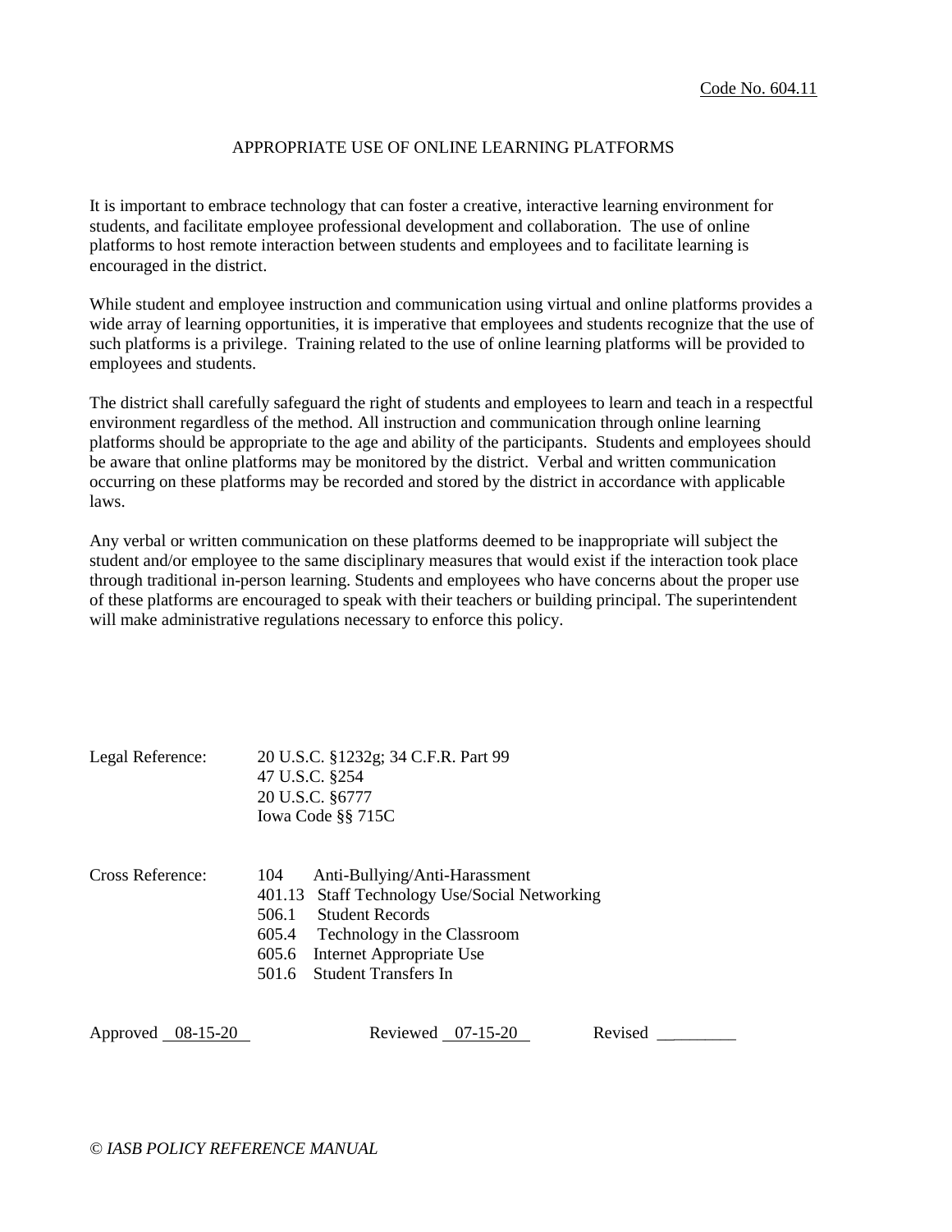Code No. 604.11

# APPROPRIATE USE OF ONLINE LEARNING PLATFORMS

It is important to embrace technology that can foster a creative, interactive learning environment for students, and facilitate employee professional development and collaboration. The use of online platforms to host remote interaction between students and employees and to facilitate learning is encouraged in the district.

While student and employee instruction and communication using virtual and online platforms provides a wide array of learning opportunities, it is imperative that employees and students recognize that the use of such platforms is a privilege. Training related to the use of online learning platforms will be provided to employees and students.

The district shall carefully safeguard the right of students and employees to learn and teach in a respectful environment regardless of the method. All instruction and communication through online learning platforms should be appropriate to the age and ability of the participants. Students and employees should be aware that online platforms may be monitored by the district. Verbal and written communication occurring on these platforms may be recorded and stored by the district in accordance with applicable laws.

Any verbal or written communication on these platforms deemed to be inappropriate will subject the student and/or employee to the same disciplinary measures that would exist if the interaction took place through traditional in-person learning. Students and employees who have concerns about the proper use of these platforms are encouraged to speak with their teachers or building principal. The superintendent will make administrative regulations necessary to enforce this policy.

Legal Reference: 20 U.S.C. §1232g; 34 C.F.R. Part 99
47 U.S.C. §254
20 U.S.C. §6777
Iowa Code §§ 715C

Cross Reference:
104 Anti-Bullying/Anti-Harassment
401.13 Staff Technology Use/Social Networking
506.1 Student Records
605.4 Technology in the Classroom
605.6 Internet Appropriate Use
501.6 Student Transfers In

Approved 08-15-20 Reviewed 07-15-20 Revised ________

*© IASB POLICY REFERENCE MANUAL*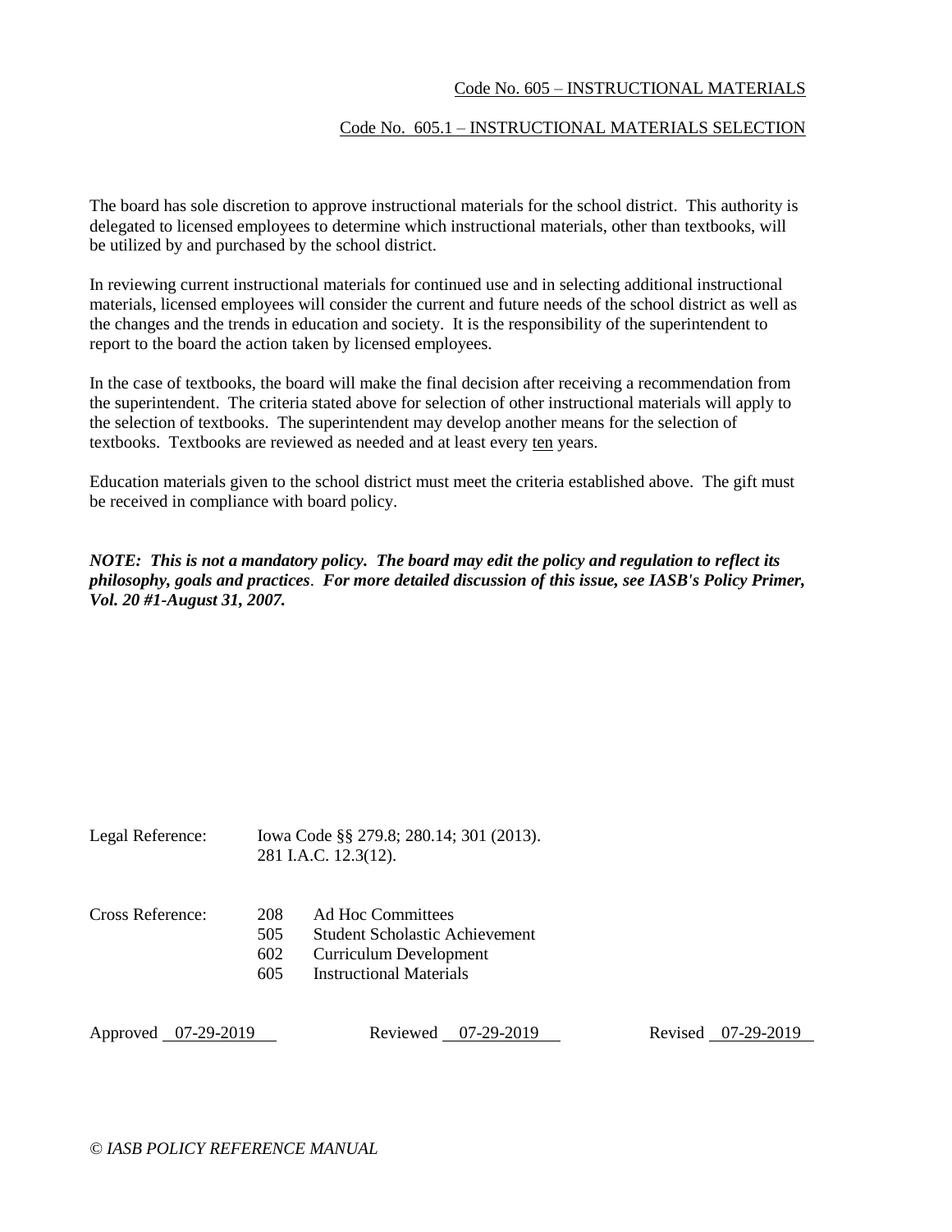Code No. 605 – INSTRUCTIONAL MATERIALS

Code No. 605.1 – INSTRUCTIONAL MATERIALS SELECTION

The board has sole discretion to approve instructional materials for the school district. This authority is delegated to licensed employees to determine which instructional materials, other than textbooks, will be utilized by and purchased by the school district.

In reviewing current instructional materials for continued use and in selecting additional instructional materials, licensed employees will consider the current and future needs of the school district as well as the changes and the trends in education and society. It is the responsibility of the superintendent to report to the board the action taken by licensed employees.

In the case of textbooks, the board will make the final decision after receiving a recommendation from the superintendent. The criteria stated above for selection of other instructional materials will apply to the selection of textbooks. The superintendent may develop another means for the selection of textbooks. Textbooks are reviewed as needed and at least every ten years.

Education materials given to the school district must meet the criteria established above. The gift must be received in compliance with board policy.

***NOTE: This is not a mandatory policy. The board may edit the policy and regulation to reflect its philosophy, goals and practices. For more detailed discussion of this issue, see IASB's Policy Primer, Vol. 20 #1-August 31, 2007.***

Legal Reference: Iowa Code §§ 279.8; 280.14; 301 (2013).
281 I.A.C. 12.3(12).

Cross Reference:
208 Ad Hoc Committees
505 Student Scholastic Achievement
602 Curriculum Development
605 Instructional Materials

Approved 07-29-2019 Reviewed 07-29-2019 Revised 07-29-2019

*© IASB POLICY REFERENCE MANUAL*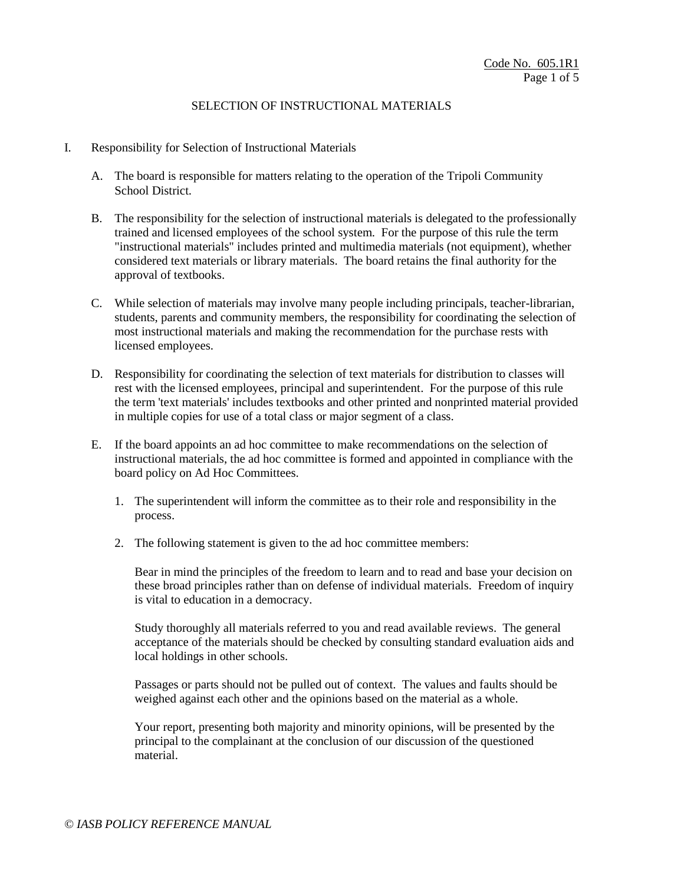# SELECTION OF INSTRUCTIONAL MATERIALS

I. Responsibility for Selection of Instructional Materials

   A. The board is responsible for matters relating to the operation of the Tripoli Community School District.

   B. The responsibility for the selection of instructional materials is delegated to the professionally trained and licensed employees of the school system. For the purpose of this rule the term "instructional materials" includes printed and multimedia materials (not equipment), whether considered text materials or library materials. The board retains the final authority for the approval of textbooks.

   C. While selection of materials may involve many people including principals, teacher-librarian, students, parents and community members, the responsibility for coordinating the selection of most instructional materials and making the recommendation for the purchase rests with licensed employees.

   D. Responsibility for coordinating the selection of text materials for distribution to classes will rest with the licensed employees, principal and superintendent. For the purpose of this rule the term 'text materials' includes textbooks and other printed and nonprinted material provided in multiple copies for use of a total class or major segment of a class.

   E. If the board appoints an ad hoc committee to make recommendations on the selection of instructional materials, the ad hoc committee is formed and appointed in compliance with the board policy on Ad Hoc Committees.

      1. The superintendent will inform the committee as to their role and responsibility in the process.

      2. The following statement is given to the ad hoc committee members:

         Bear in mind the principles of the freedom to learn and to read and base your decision on these broad principles rather than on defense of individual materials. Freedom of inquiry is vital to education in a democracy.

         Study thoroughly all materials referred to you and read available reviews. The general acceptance of the materials should be checked by consulting standard evaluation aids and local holdings in other schools.

         Passages or parts should not be pulled out of context. The values and faults should be weighed against each other and the opinions based on the material as a whole.

         Your report, presenting both majority and minority opinions, will be presented by the principal to the complainant at the conclusion of our discussion of the questioned material.

*© IASB POLICY REFERENCE MANUAL*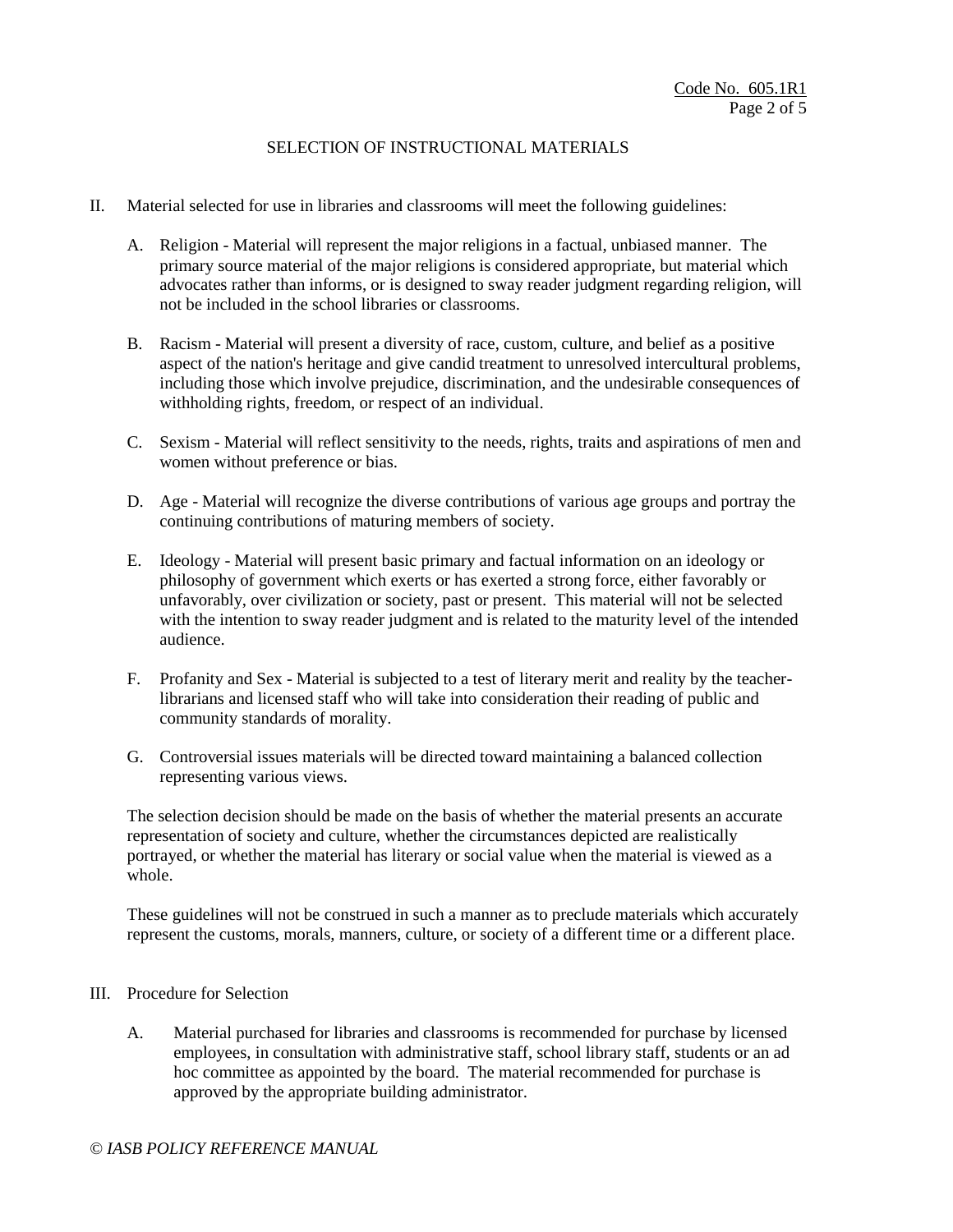## SELECTION OF INSTRUCTIONAL MATERIALS

II. Material selected for use in libraries and classrooms will meet the following guidelines:

   A. Religion - Material will represent the major religions in a factual, unbiased manner. The primary source material of the major religions is considered appropriate, but material which advocates rather than informs, or is designed to sway reader judgment regarding religion, will not be included in the school libraries or classrooms.

   B. Racism - Material will present a diversity of race, custom, culture, and belief as a positive aspect of the nation's heritage and give candid treatment to unresolved intercultural problems, including those which involve prejudice, discrimination, and the undesirable consequences of withholding rights, freedom, or respect of an individual.

   C. Sexism - Material will reflect sensitivity to the needs, rights, traits and aspirations of men and women without preference or bias.

   D. Age - Material will recognize the diverse contributions of various age groups and portray the continuing contributions of maturing members of society.

   E. Ideology - Material will present basic primary and factual information on an ideology or philosophy of government which exerts or has exerted a strong force, either favorably or unfavorably, over civilization or society, past or present. This material will not be selected with the intention to sway reader judgment and is related to the maturity level of the intended audience.

   F. Profanity and Sex - Material is subjected to a test of literary merit and reality by the teacher-librarians and licensed staff who will take into consideration their reading of public and community standards of morality.

   G. Controversial issues materials will be directed toward maintaining a balanced collection representing various views.

   The selection decision should be made on the basis of whether the material presents an accurate representation of society and culture, whether the circumstances depicted are realistically portrayed, or whether the material has literary or social value when the material is viewed as a whole.

   These guidelines will not be construed in such a manner as to preclude materials which accurately represent the customs, morals, manners, culture, or society of a different time or a different place.

III. Procedure for Selection

   A. Material purchased for libraries and classrooms is recommended for purchase by licensed employees, in consultation with administrative staff, school library staff, students or an ad hoc committee as appointed by the board. The material recommended for purchase is approved by the appropriate building administrator.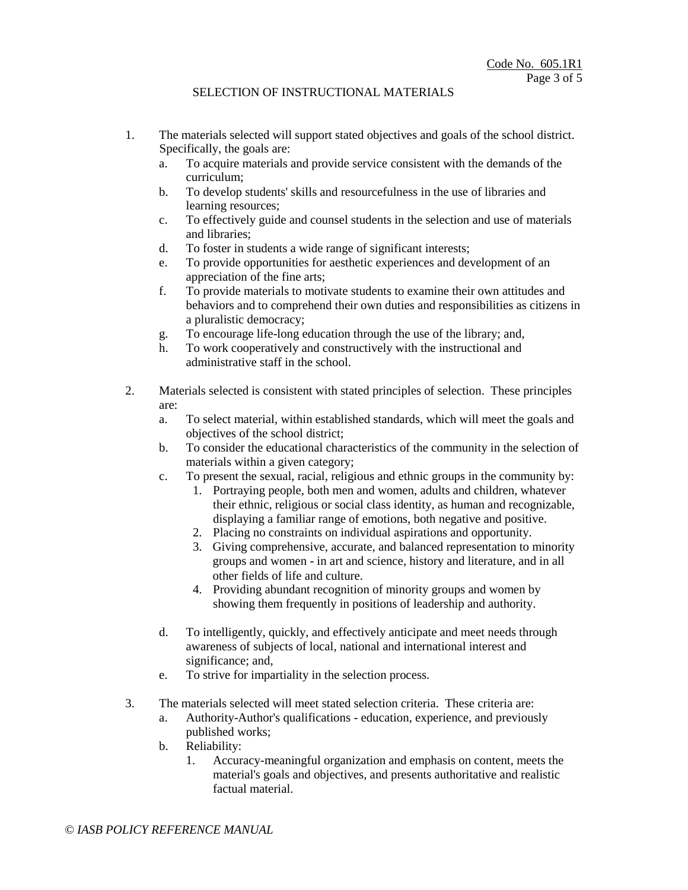## SELECTION OF INSTRUCTIONAL MATERIALS

1. The materials selected will support stated objectives and goals of the school district. Specifically, the goals are:
   a. To acquire materials and provide service consistent with the demands of the curriculum;
   b. To develop students' skills and resourcefulness in the use of libraries and learning resources;
   c. To effectively guide and counsel students in the selection and use of materials and libraries;
   d. To foster in students a wide range of significant interests;
   e. To provide opportunities for aesthetic experiences and development of an appreciation of the fine arts;
   f. To provide materials to motivate students to examine their own attitudes and behaviors and to comprehend their own duties and responsibilities as citizens in a pluralistic democracy;
   g. To encourage life-long education through the use of the library; and,
   h. To work cooperatively and constructively with the instructional and administrative staff in the school.

2. Materials selected is consistent with stated principles of selection. These principles are:
   a. To select material, within established standards, which will meet the goals and objectives of the school district;
   b. To consider the educational characteristics of the community in the selection of materials within a given category;
   c. To present the sexual, racial, religious and ethnic groups in the community by:
      1. Portraying people, both men and women, adults and children, whatever their ethnic, religious or social class identity, as human and recognizable, displaying a familiar range of emotions, both negative and positive.
      2. Placing no constraints on individual aspirations and opportunity.
      3. Giving comprehensive, accurate, and balanced representation to minority groups and women - in art and science, history and literature, and in all other fields of life and culture.
      4. Providing abundant recognition of minority groups and women by showing them frequently in positions of leadership and authority.

   d. To intelligently, quickly, and effectively anticipate and meet needs through awareness of subjects of local, national and international interest and significance; and,
   e. To strive for impartiality in the selection process.

3. The materials selected will meet stated selection criteria. These criteria are:
   a. Authority-Author's qualifications - education, experience, and previously published works;
   b. Reliability:
      1. Accuracy-meaningful organization and emphasis on content, meets the material's goals and objectives, and presents authoritative and realistic factual material.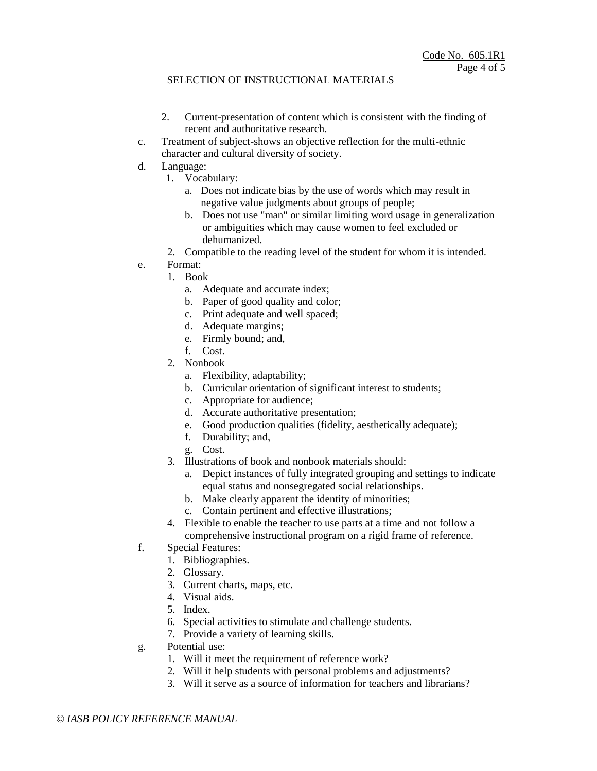2. Current-presentation of content which is consistent with the finding of recent and authoritative research.

c. Treatment of subject-shows an objective reflection for the multi-ethnic character and cultural diversity of society.

d. Language:
   1. Vocabulary:
      a. Does not indicate bias by the use of words which may result in negative value judgments about groups of people;
      b. Does not use "man" or similar limiting word usage in generalization or ambiguities which may cause women to feel excluded or dehumanized.
   2. Compatible to the reading level of the student for whom it is intended.

e. Format:
   1. Book
      a. Adequate and accurate index;
      b. Paper of good quality and color;
      c. Print adequate and well spaced;
      d. Adequate margins;
      e. Firmly bound; and,
      f. Cost.
   2. Nonbook
      a. Flexibility, adaptability;
      b. Curricular orientation of significant interest to students;
      c. Appropriate for audience;
      d. Accurate authoritative presentation;
      e. Good production qualities (fidelity, aesthetically adequate);
      f. Durability; and,
      g. Cost.
   3. Illustrations of book and nonbook materials should:
      a. Depict instances of fully integrated grouping and settings to indicate equal status and nonsegregated social relationships.
      b. Make clearly apparent the identity of minorities;
      c. Contain pertinent and effective illustrations;
   4. Flexible to enable the teacher to use parts at a time and not follow a comprehensive instructional program on a rigid frame of reference.

f. Special Features:
   1. Bibliographies.
   2. Glossary.
   3. Current charts, maps, etc.
   4. Visual aids.
   5. Index.
   6. Special activities to stimulate and challenge students.
   7. Provide a variety of learning skills.

g. Potential use:
   1. Will it meet the requirement of reference work?
   2. Will it help students with personal problems and adjustments?
   3. Will it serve as a source of information for teachers and librarians?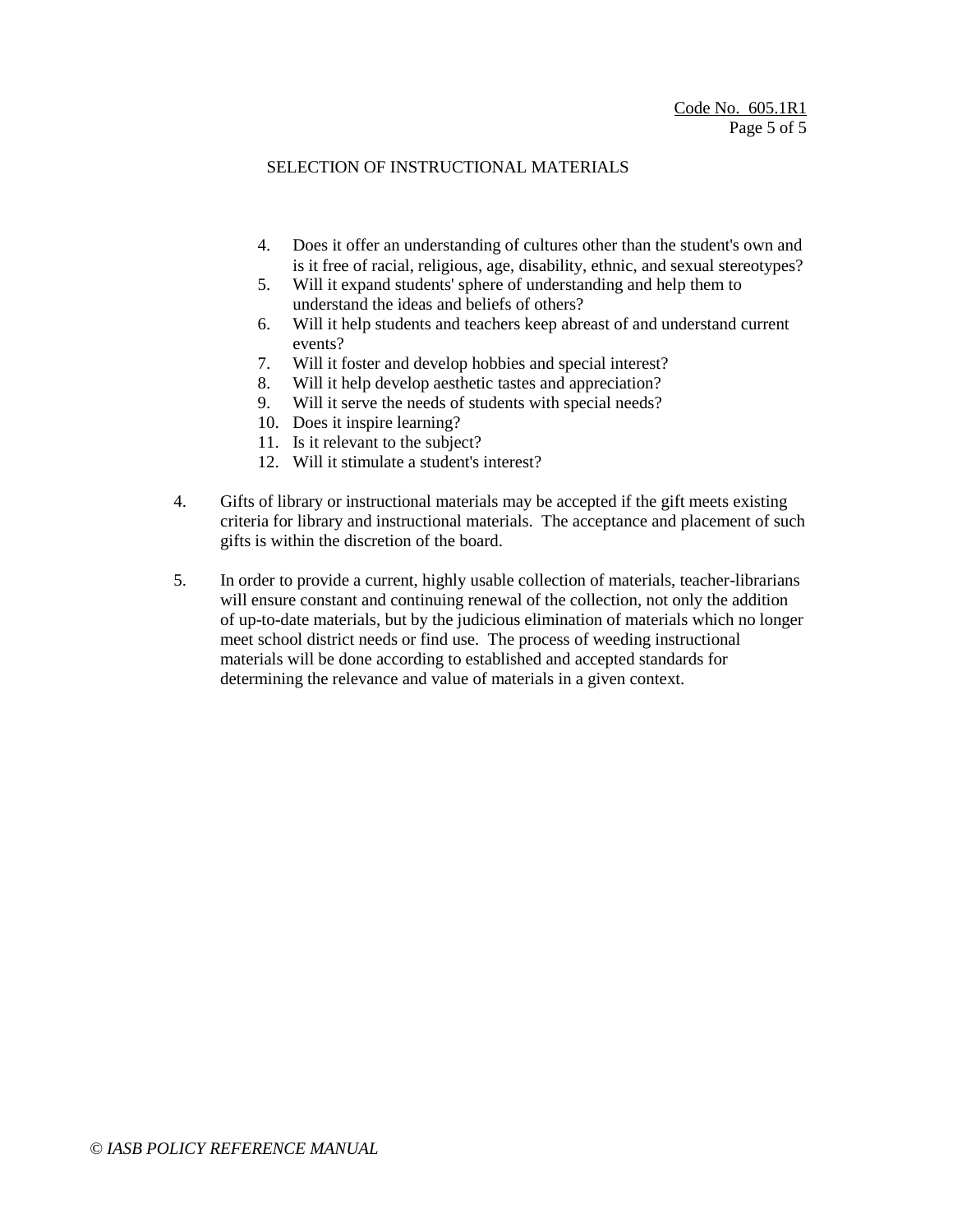SELECTION OF INSTRUCTIONAL MATERIALS

4. Does it offer an understanding of cultures other than the student's own and is it free of racial, religious, age, disability, ethnic, and sexual stereotypes?
5. Will it expand students' sphere of understanding and help them to understand the ideas and beliefs of others?
6. Will it help students and teachers keep abreast of and understand current events?
7. Will it foster and develop hobbies and special interest?
8. Will it help develop aesthetic tastes and appreciation?
9. Will it serve the needs of students with special needs?
10. Does it inspire learning?
11. Is it relevant to the subject?
12. Will it stimulate a student's interest?

4. Gifts of library or instructional materials may be accepted if the gift meets existing criteria for library and instructional materials. The acceptance and placement of such gifts is within the discretion of the board.

5. In order to provide a current, highly usable collection of materials, teacher-librarians will ensure constant and continuing renewal of the collection, not only the addition of up-to-date materials, but by the judicious elimination of materials which no longer meet school district needs or find use. The process of weeding instructional materials will be done according to established and accepted standards for determining the relevance and value of materials in a given context.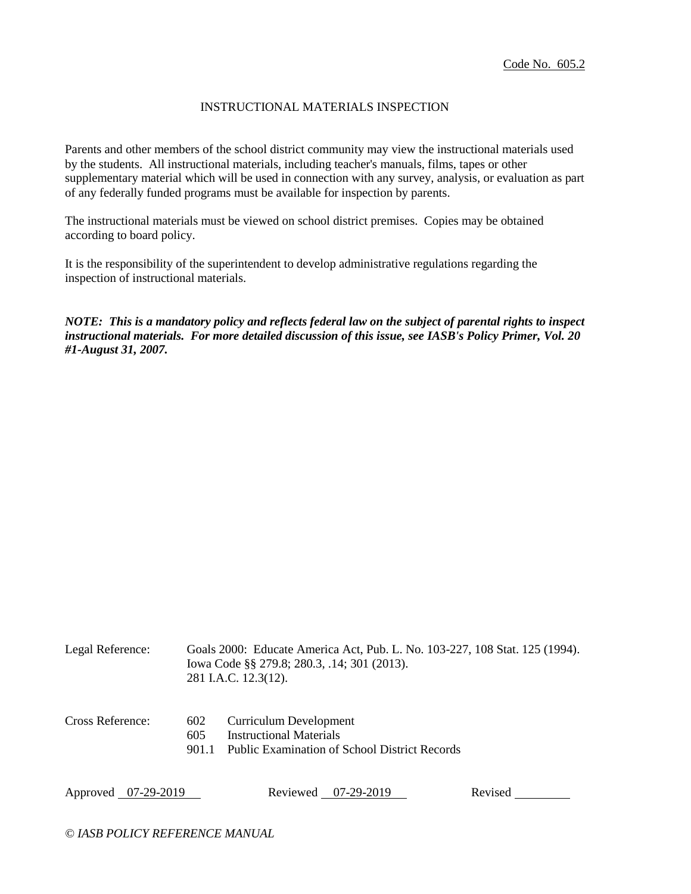Code No. 605.2

# INSTRUCTIONAL MATERIALS INSPECTION

Parents and other members of the school district community may view the instructional materials used by the students. All instructional materials, including teacher's manuals, films, tapes or other supplementary material which will be used in connection with any survey, analysis, or evaluation as part of any federally funded programs must be available for inspection by parents.

The instructional materials must be viewed on school district premises. Copies may be obtained according to board policy.

It is the responsibility of the superintendent to develop administrative regulations regarding the inspection of instructional materials.

***NOTE: This is a mandatory policy and reflects federal law on the subject of parental rights to inspect instructional materials. For more detailed discussion of this issue, see IASB's Policy Primer, Vol. 20 #1-August 31, 2007.***

Legal Reference: Goals 2000: Educate America Act, Pub. L. No. 103-227, 108 Stat. 125 (1994).
Iowa Code §§ 279.8; 280.3, .14; 301 (2013).
281 I.A.C. 12.3(12).

Cross Reference:
602 Curriculum Development
605 Instructional Materials
901.1 Public Examination of School District Records

Approved 07-29-2019 Reviewed 07-29-2019 Revised

*© IASB POLICY REFERENCE MANUAL*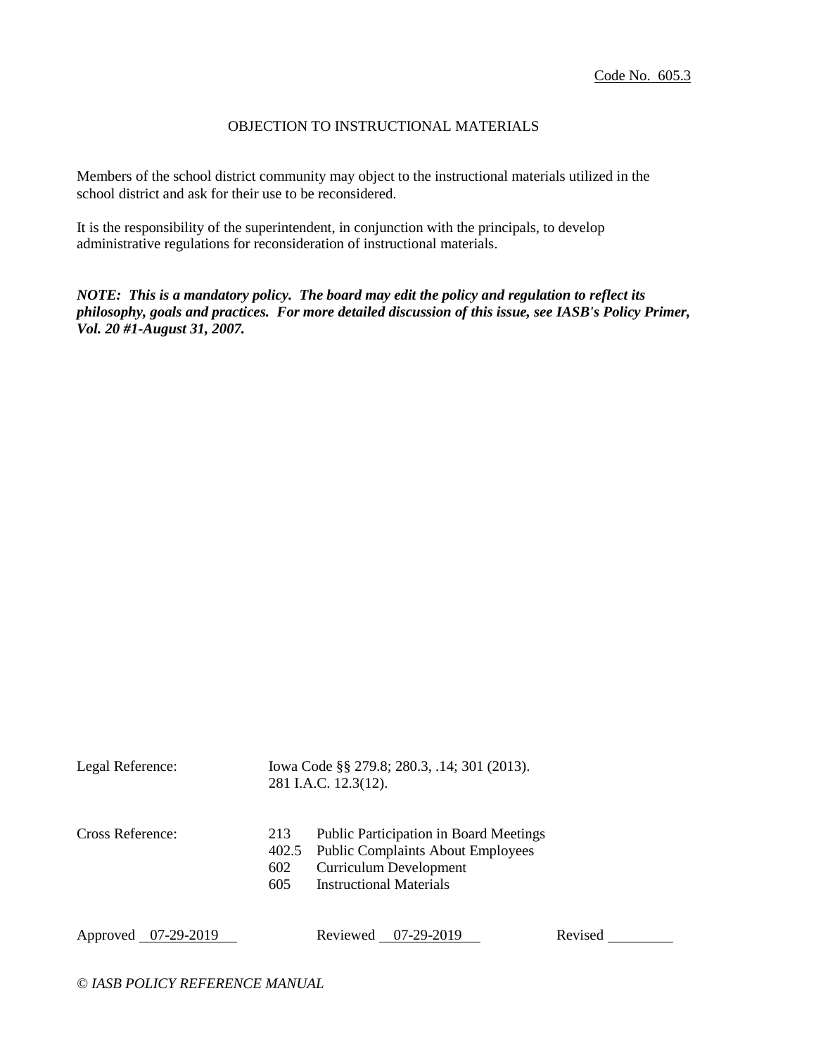Code No. 605.3

# OBJECTION TO INSTRUCTIONAL MATERIALS

Members of the school district community may object to the instructional materials utilized in the school district and ask for their use to be reconsidered.

It is the responsibility of the superintendent, in conjunction with the principals, to develop administrative regulations for reconsideration of instructional materials.

***NOTE: This is a mandatory policy. The board may edit the policy and regulation to reflect its philosophy, goals and practices. For more detailed discussion of this issue, see IASB's Policy Primer, Vol. 20 #1-August 31, 2007.***

Legal Reference: Iowa Code §§ 279.8; 280.3, .14; 301 (2013).
281 I.A.C. 12.3(12).

Cross Reference:
- 213 Public Participation in Board Meetings
- 402.5 Public Complaints About Employees
- 602 Curriculum Development
- 605 Instructional Materials

Approved 07-29-2019 Reviewed 07-29-2019 Revised

*© IASB POLICY REFERENCE MANUAL*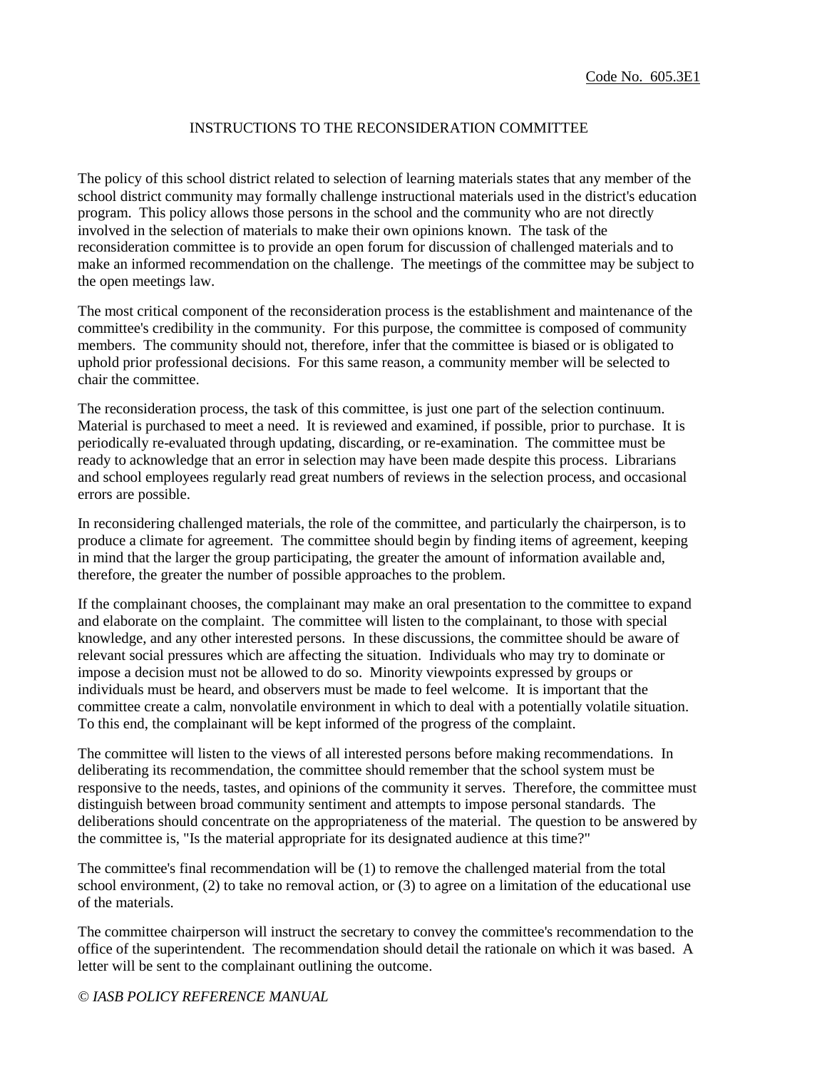Code No. 605.3E1

# INSTRUCTIONS TO THE RECONSIDERATION COMMITTEE

The policy of this school district related to selection of learning materials states that any member of the school district community may formally challenge instructional materials used in the district's education program. This policy allows those persons in the school and the community who are not directly involved in the selection of materials to make their own opinions known. The task of the reconsideration committee is to provide an open forum for discussion of challenged materials and to make an informed recommendation on the challenge. The meetings of the committee may be subject to the open meetings law.

The most critical component of the reconsideration process is the establishment and maintenance of the committee's credibility in the community. For this purpose, the committee is composed of community members. The community should not, therefore, infer that the committee is biased or is obligated to uphold prior professional decisions. For this same reason, a community member will be selected to chair the committee.

The reconsideration process, the task of this committee, is just one part of the selection continuum. Material is purchased to meet a need. It is reviewed and examined, if possible, prior to purchase. It is periodically re-evaluated through updating, discarding, or re-examination. The committee must be ready to acknowledge that an error in selection may have been made despite this process. Librarians and school employees regularly read great numbers of reviews in the selection process, and occasional errors are possible.

In reconsidering challenged materials, the role of the committee, and particularly the chairperson, is to produce a climate for agreement. The committee should begin by finding items of agreement, keeping in mind that the larger the group participating, the greater the amount of information available and, therefore, the greater the number of possible approaches to the problem.

If the complainant chooses, the complainant may make an oral presentation to the committee to expand and elaborate on the complaint. The committee will listen to the complainant, to those with special knowledge, and any other interested persons. In these discussions, the committee should be aware of relevant social pressures which are affecting the situation. Individuals who may try to dominate or impose a decision must not be allowed to do so. Minority viewpoints expressed by groups or individuals must be heard, and observers must be made to feel welcome. It is important that the committee create a calm, nonvolatile environment in which to deal with a potentially volatile situation. To this end, the complainant will be kept informed of the progress of the complaint.

The committee will listen to the views of all interested persons before making recommendations. In deliberating its recommendation, the committee should remember that the school system must be responsive to the needs, tastes, and opinions of the community it serves. Therefore, the committee must distinguish between broad community sentiment and attempts to impose personal standards. The deliberations should concentrate on the appropriateness of the material. The question to be answered by the committee is, "Is the material appropriate for its designated audience at this time?"

The committee's final recommendation will be (1) to remove the challenged material from the total school environment, (2) to take no removal action, or (3) to agree on a limitation of the educational use of the materials.

The committee chairperson will instruct the secretary to convey the committee's recommendation to the office of the superintendent. The recommendation should detail the rationale on which it was based. A letter will be sent to the complainant outlining the outcome.

*© IASB POLICY REFERENCE MANUAL*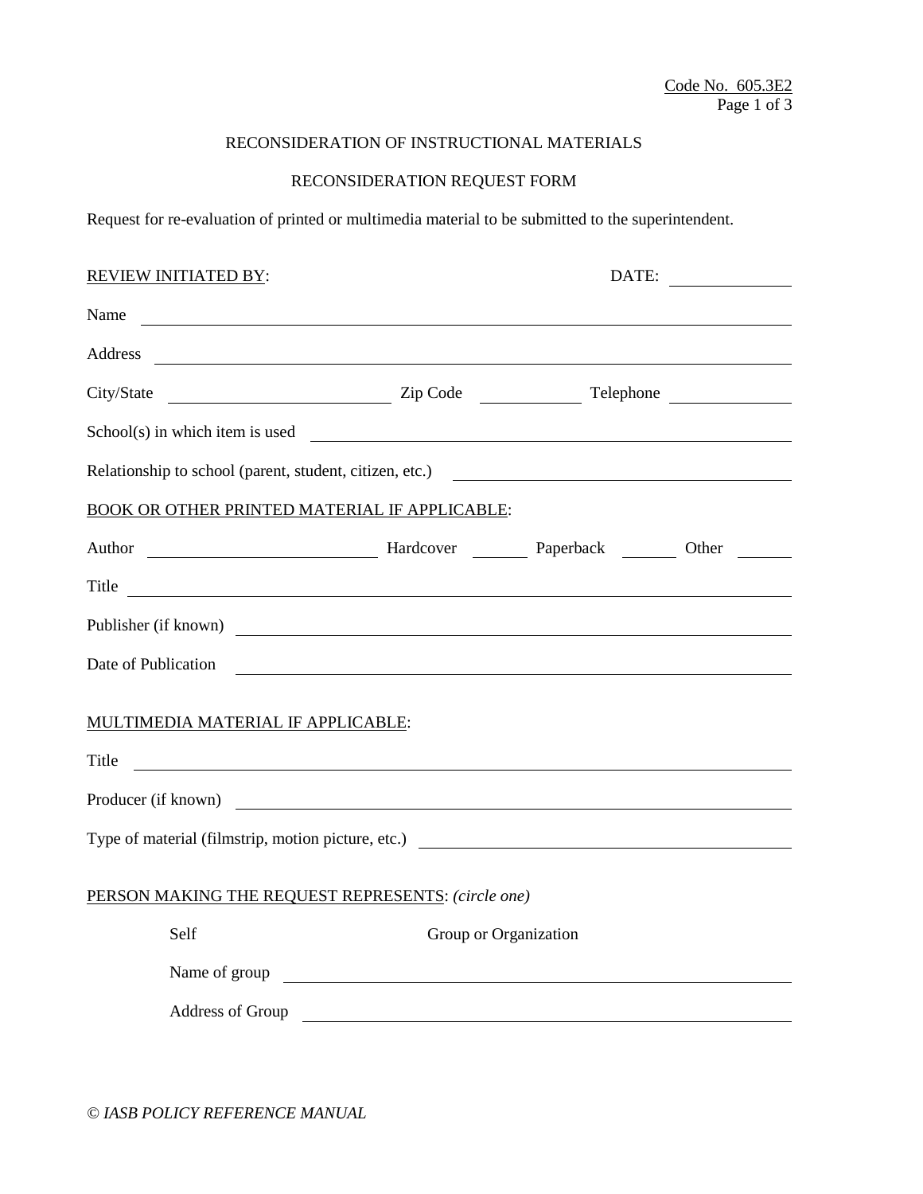Code No. 605.3E2

# RECONSIDERATION OF INSTRUCTIONAL MATERIALS

## RECONSIDERATION REQUEST FORM

Request for re-evaluation of printed or multimedia material to be submitted to the superintendent.

REVIEW INITIATED BY: DATE: ______________

Name ______________________________________________________________________

Address ____________________________________________________________________

City/State ________________________ Zip Code ____________ Telephone ______________

School(s) in which item is used ______________________________________________

Relationship to school (parent, student, citizen, etc.) ______________________________

BOOK OR OTHER PRINTED MATERIAL IF APPLICABLE:

Author ________________________ Hardcover ________ Paperback ________ Other ________

Title ______________________________________________________________________

Publisher (if known) ________________________________________________________

Date of Publication ________________________________________________________

MULTIMEDIA MATERIAL IF APPLICABLE:

Title ______________________________________________________________________

Producer (if known) ________________________________________________________

Type of material (filmstrip, motion picture, etc.) ________________________________

PERSON MAKING THE REQUEST REPRESENTS: *(circle one)*

Self Group or Organization

Name of group ______________________________________________________

Address of Group ____________________________________________________

*© IASB POLICY REFERENCE MANUAL*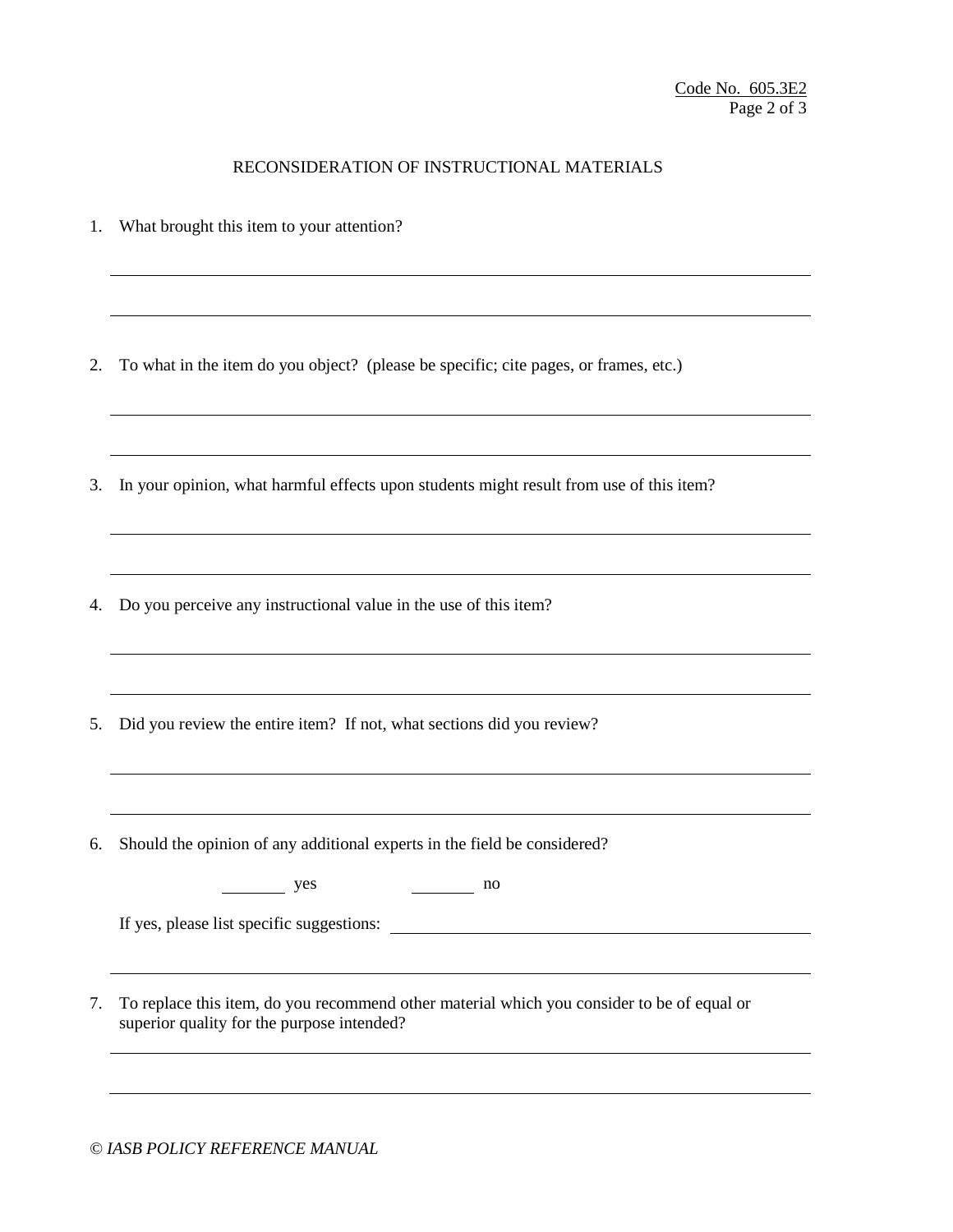# RECONSIDERATION OF INSTRUCTIONAL MATERIALS

1. What brought this item to your attention?

   ______________________________________________________________________

   ______________________________________________________________________

2. To what in the item do you object? (please be specific; cite pages, or frames, etc.)

   ______________________________________________________________________

   ______________________________________________________________________

3. In your opinion, what harmful effects upon students might result from use of this item?

   ______________________________________________________________________

   ______________________________________________________________________

4. Do you perceive any instructional value in the use of this item?

   ______________________________________________________________________

   ______________________________________________________________________

5. Did you review the entire item? If not, what sections did you review?

   ______________________________________________________________________

   ______________________________________________________________________

6. Should the opinion of any additional experts in the field be considered?

   ________ yes ________ no

   If yes, please list specific suggestions: ________________________________

   ______________________________________________________________________

7. To replace this item, do you recommend other material which you consider to be of equal or superior quality for the purpose intended?

   ______________________________________________________________________

   ______________________________________________________________________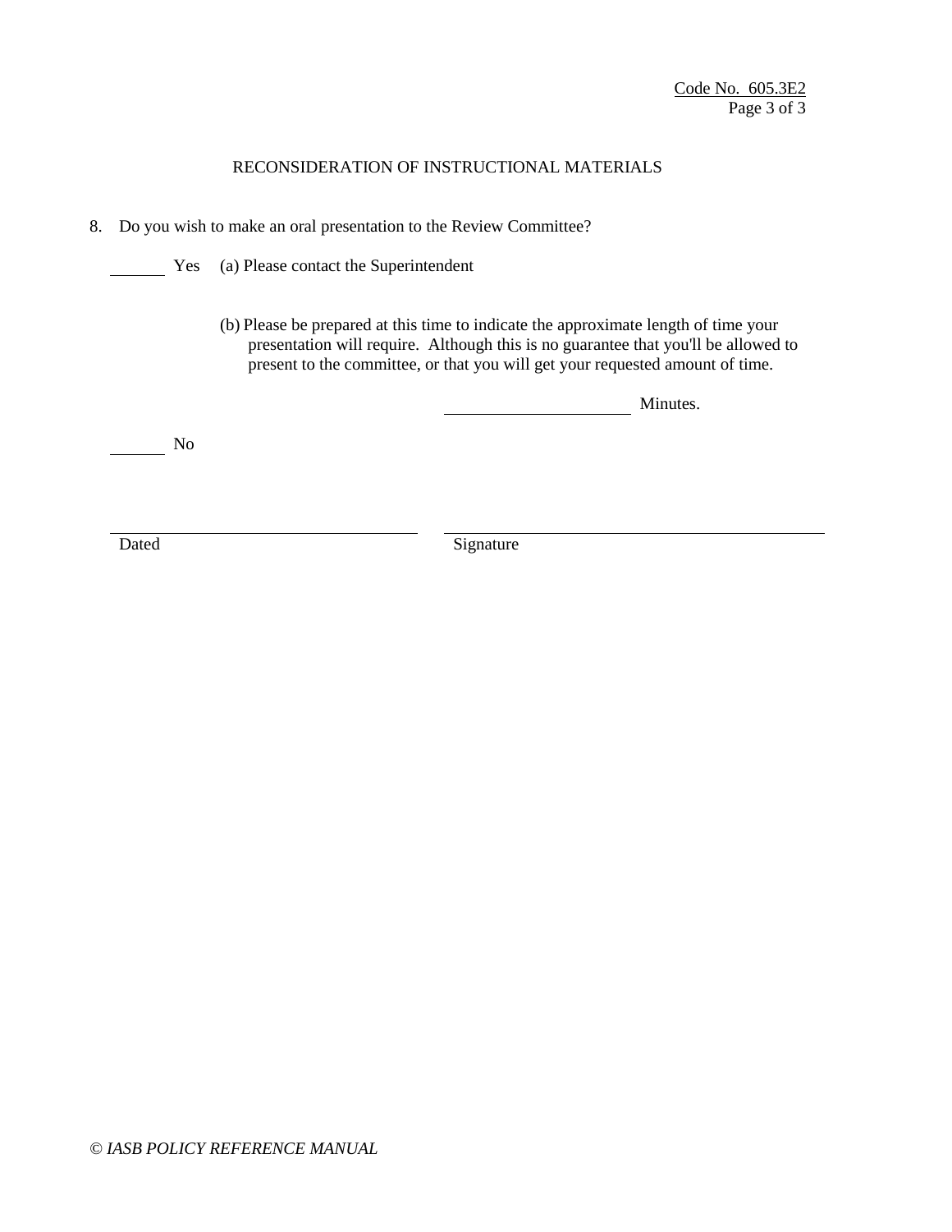Code No. 605.3E2

## RECONSIDERATION OF INSTRUCTIONAL MATERIALS

8. Do you wish to make an oral presentation to the Review Committee?

_______ Yes (a) Please contact the Superintendent

(b) Please be prepared at this time to indicate the approximate length of time your presentation will require. Although this is no guarantee that you'll be allowed to present to the committee, or that you will get your requested amount of time.

_______________ Minutes.

_______ No

_______________________ Dated

_______________________ Signature

*© IASB POLICY REFERENCE MANUAL*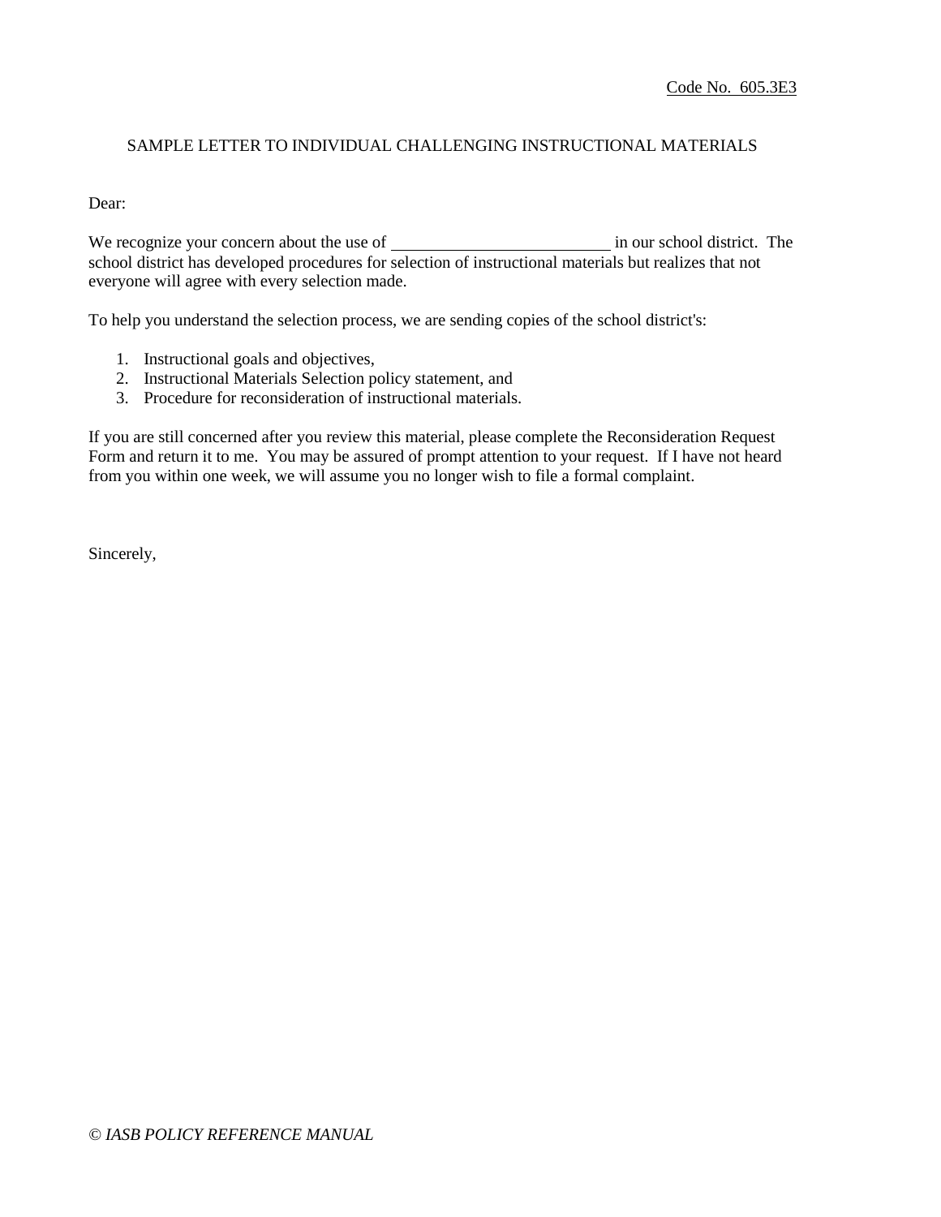Code No. 605.3E3

## SAMPLE LETTER TO INDIVIDUAL CHALLENGING INSTRUCTIONAL MATERIALS

Dear:

We recognize your concern about the use of _________________________ in our school district. The school district has developed procedures for selection of instructional materials but realizes that not everyone will agree with every selection made.

To help you understand the selection process, we are sending copies of the school district's:

1. Instructional goals and objectives,
2. Instructional Materials Selection policy statement, and
3. Procedure for reconsideration of instructional materials.

If you are still concerned after you review this material, please complete the Reconsideration Request Form and return it to me. You may be assured of prompt attention to your request. If I have not heard from you within one week, we will assume you no longer wish to file a formal complaint.

Sincerely,

*© IASB POLICY REFERENCE MANUAL*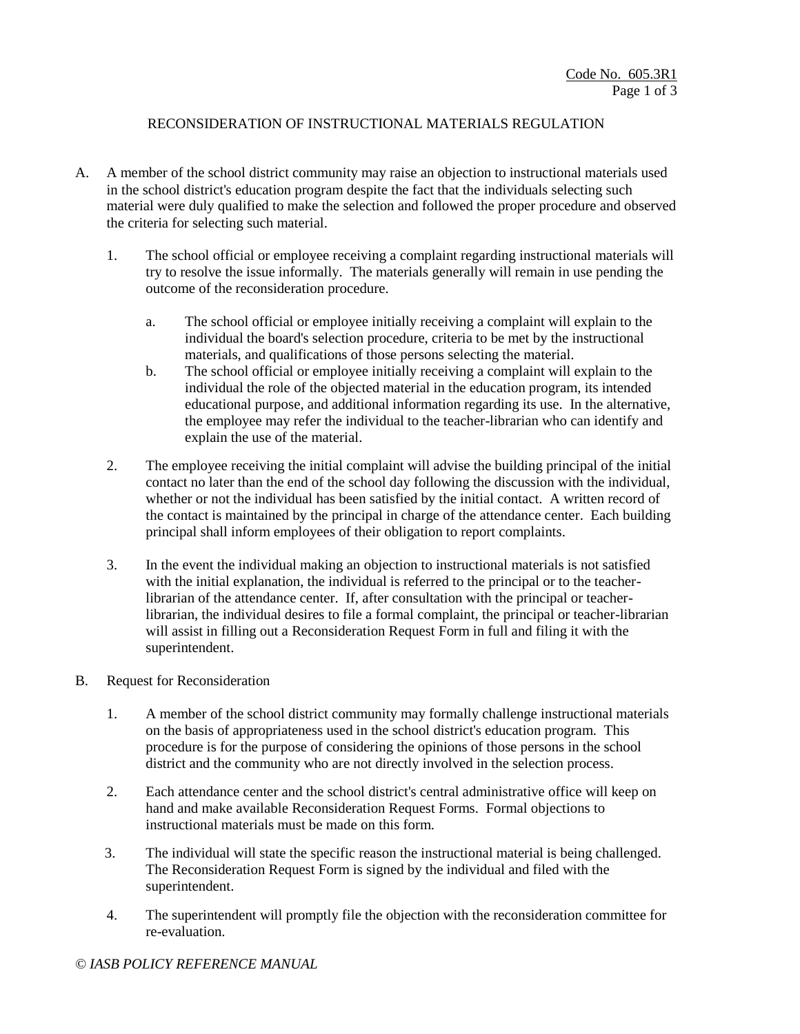Code No. 605.3R1

# RECONSIDERATION OF INSTRUCTIONAL MATERIALS REGULATION

A. A member of the school district community may raise an objection to instructional materials used in the school district's education program despite the fact that the individuals selecting such material were duly qualified to make the selection and followed the proper procedure and observed the criteria for selecting such material.

   1. The school official or employee receiving a complaint regarding instructional materials will try to resolve the issue informally. The materials generally will remain in use pending the outcome of the reconsideration procedure.

      a. The school official or employee initially receiving a complaint will explain to the individual the board's selection procedure, criteria to be met by the instructional materials, and qualifications of those persons selecting the material.

      b. The school official or employee initially receiving a complaint will explain to the individual the role of the objected material in the education program, its intended educational purpose, and additional information regarding its use. In the alternative, the employee may refer the individual to the teacher-librarian who can identify and explain the use of the material.

   2. The employee receiving the initial complaint will advise the building principal of the initial contact no later than the end of the school day following the discussion with the individual, whether or not the individual has been satisfied by the initial contact. A written record of the contact is maintained by the principal in charge of the attendance center. Each building principal shall inform employees of their obligation to report complaints.

   3. In the event the individual making an objection to instructional materials is not satisfied with the initial explanation, the individual is referred to the principal or to the teacher-librarian of the attendance center. If, after consultation with the principal or teacher-librarian, the individual desires to file a formal complaint, the principal or teacher-librarian will assist in filling out a Reconsideration Request Form in full and filing it with the superintendent.

B. Request for Reconsideration

   1. A member of the school district community may formally challenge instructional materials on the basis of appropriateness used in the school district's education program. This procedure is for the purpose of considering the opinions of those persons in the school district and the community who are not directly involved in the selection process.

   2. Each attendance center and the school district's central administrative office will keep on hand and make available Reconsideration Request Forms. Formal objections to instructional materials must be made on this form.

   3. The individual will state the specific reason the instructional material is being challenged. The Reconsideration Request Form is signed by the individual and filed with the superintendent.

   4. The superintendent will promptly file the objection with the reconsideration committee for re-evaluation.

*© IASB POLICY REFERENCE MANUAL*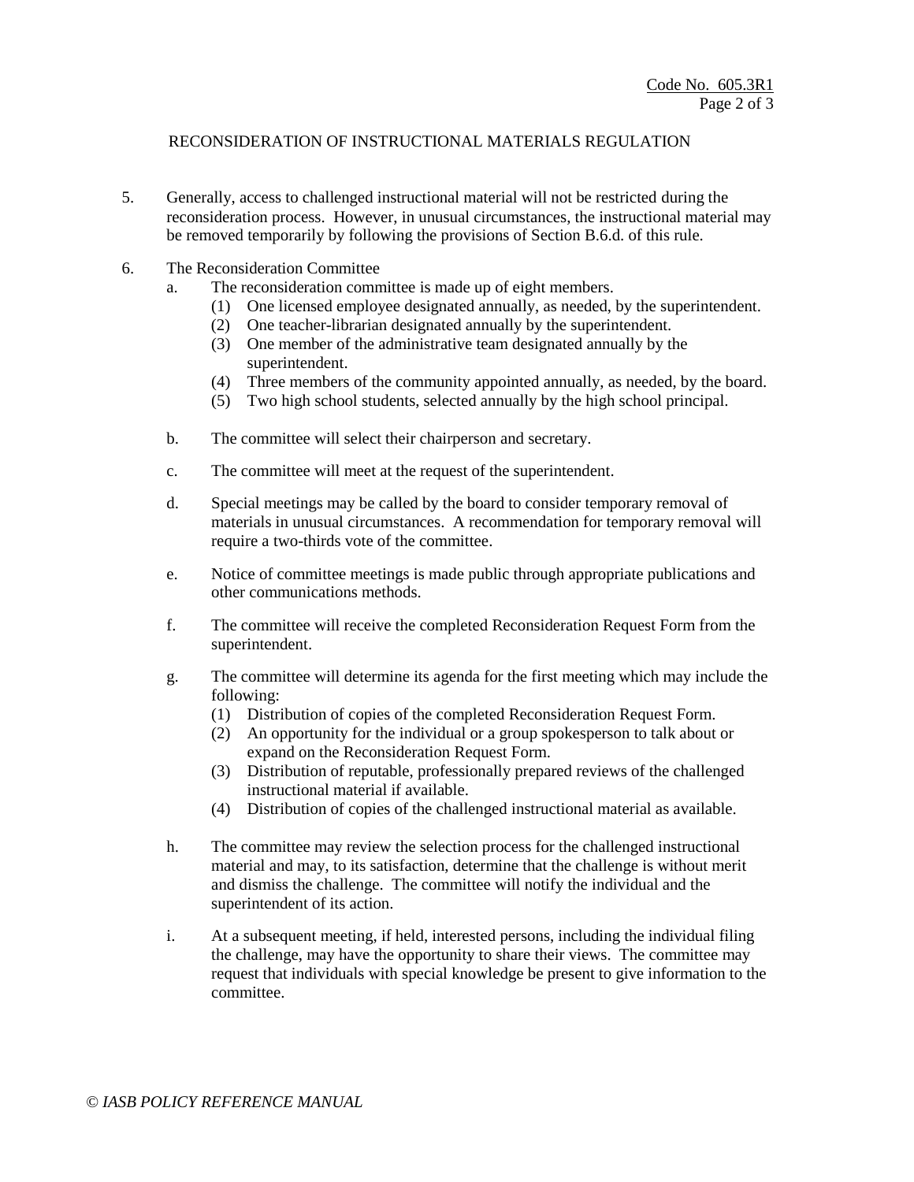RECONSIDERATION OF INSTRUCTIONAL MATERIALS REGULATION

5. Generally, access to challenged instructional material will not be restricted during the reconsideration process. However, in unusual circumstances, the instructional material may be removed temporarily by following the provisions of Section B.6.d. of this rule.

6. The Reconsideration Committee
   a. The reconsideration committee is made up of eight members.
      (1) One licensed employee designated annually, as needed, by the superintendent.
      (2) One teacher-librarian designated annually by the superintendent.
      (3) One member of the administrative team designated annually by the superintendent.
      (4) Three members of the community appointed annually, as needed, by the board.
      (5) Two high school students, selected annually by the high school principal.

   b. The committee will select their chairperson and secretary.

   c. The committee will meet at the request of the superintendent.

   d. Special meetings may be called by the board to consider temporary removal of materials in unusual circumstances. A recommendation for temporary removal will require a two-thirds vote of the committee.

   e. Notice of committee meetings is made public through appropriate publications and other communications methods.

   f. The committee will receive the completed Reconsideration Request Form from the superintendent.

   g. The committee will determine its agenda for the first meeting which may include the following:
      (1) Distribution of copies of the completed Reconsideration Request Form.
      (2) An opportunity for the individual or a group spokesperson to talk about or expand on the Reconsideration Request Form.
      (3) Distribution of reputable, professionally prepared reviews of the challenged instructional material if available.
      (4) Distribution of copies of the challenged instructional material as available.

   h. The committee may review the selection process for the challenged instructional material and may, to its satisfaction, determine that the challenge is without merit and dismiss the challenge. The committee will notify the individual and the superintendent of its action.

   i. At a subsequent meeting, if held, interested persons, including the individual filing the challenge, may have the opportunity to share their views. The committee may request that individuals with special knowledge be present to give information to the committee.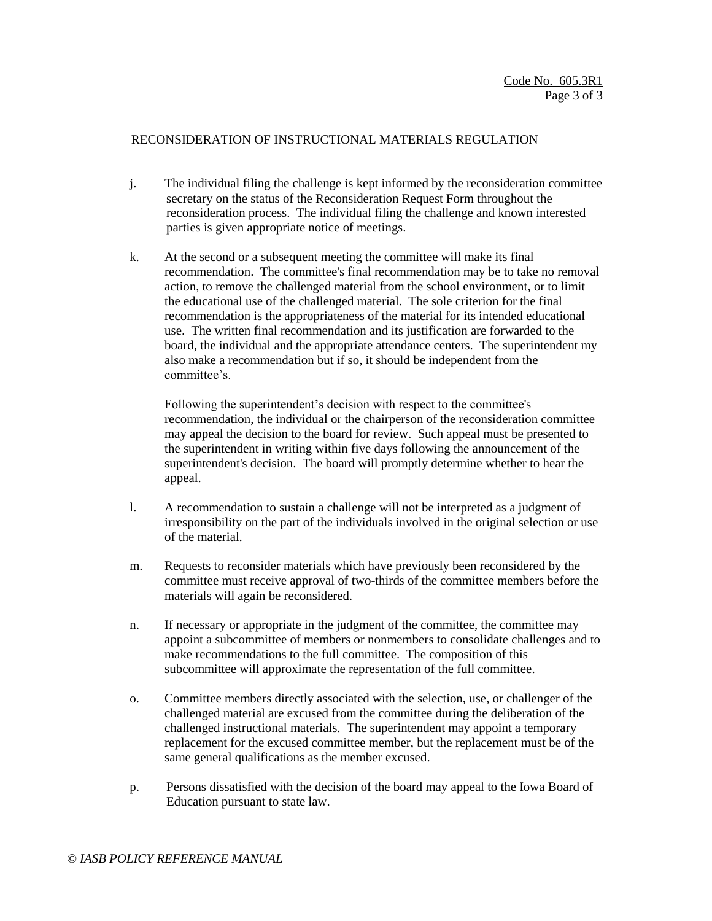## RECONSIDERATION OF INSTRUCTIONAL MATERIALS REGULATION

j. The individual filing the challenge is kept informed by the reconsideration committee secretary on the status of the Reconsideration Request Form throughout the reconsideration process. The individual filing the challenge and known interested parties is given appropriate notice of meetings.

k. At the second or a subsequent meeting the committee will make its final recommendation. The committee's final recommendation may be to take no removal action, to remove the challenged material from the school environment, or to limit the educational use of the challenged material. The sole criterion for the final recommendation is the appropriateness of the material for its intended educational use. The written final recommendation and its justification are forwarded to the board, the individual and the appropriate attendance centers. The superintendent my also make a recommendation but if so, it should be independent from the committee's.

   Following the superintendent's decision with respect to the committee's recommendation, the individual or the chairperson of the reconsideration committee may appeal the decision to the board for review. Such appeal must be presented to the superintendent in writing within five days following the announcement of the superintendent's decision. The board will promptly determine whether to hear the appeal.

l. A recommendation to sustain a challenge will not be interpreted as a judgment of irresponsibility on the part of the individuals involved in the original selection or use of the material.

m. Requests to reconsider materials which have previously been reconsidered by the committee must receive approval of two-thirds of the committee members before the materials will again be reconsidered.

n. If necessary or appropriate in the judgment of the committee, the committee may appoint a subcommittee of members or nonmembers to consolidate challenges and to make recommendations to the full committee. The composition of this subcommittee will approximate the representation of the full committee.

o. Committee members directly associated with the selection, use, or challenger of the challenged material are excused from the committee during the deliberation of the challenged instructional materials. The superintendent may appoint a temporary replacement for the excused committee member, but the replacement must be of the same general qualifications as the member excused.

p. Persons dissatisfied with the decision of the board may appeal to the Iowa Board of Education pursuant to state law.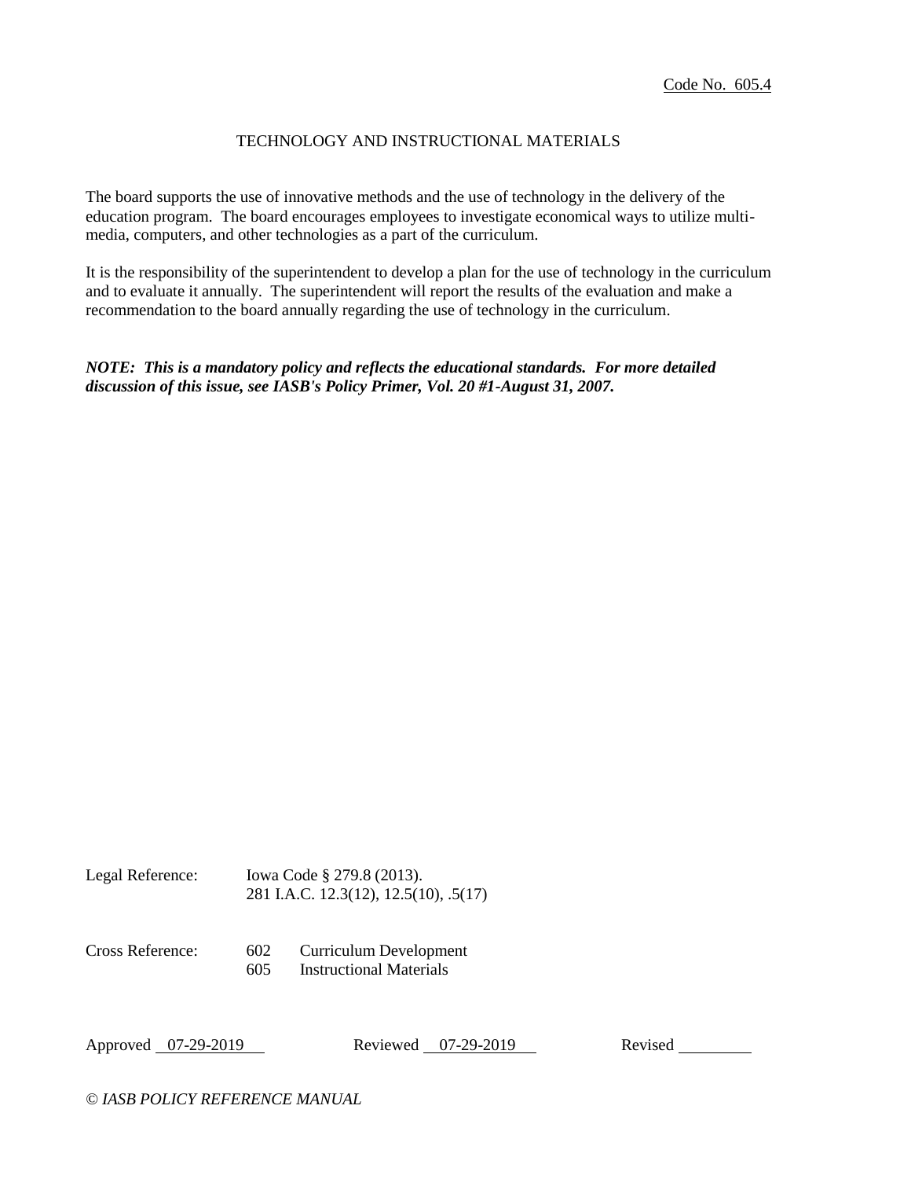Code No. 605.4

# TECHNOLOGY AND INSTRUCTIONAL MATERIALS

The board supports the use of innovative methods and the use of technology in the delivery of the education program. The board encourages employees to investigate economical ways to utilize multi-media, computers, and other technologies as a part of the curriculum.

It is the responsibility of the superintendent to develop a plan for the use of technology in the curriculum and to evaluate it annually. The superintendent will report the results of the evaluation and make a recommendation to the board annually regarding the use of technology in the curriculum.

***NOTE: This is a mandatory policy and reflects the educational standards. For more detailed discussion of this issue, see IASB's Policy Primer, Vol. 20 #1-August 31, 2007.***

Legal Reference: Iowa Code § 279.8 (2013).
281 I.A.C. 12.3(12), 12.5(10), .5(17)

Cross Reference: 602 Curriculum Development
605 Instructional Materials

Approved 07-29-2019 Reviewed 07-29-2019 Revised

*© IASB POLICY REFERENCE MANUAL*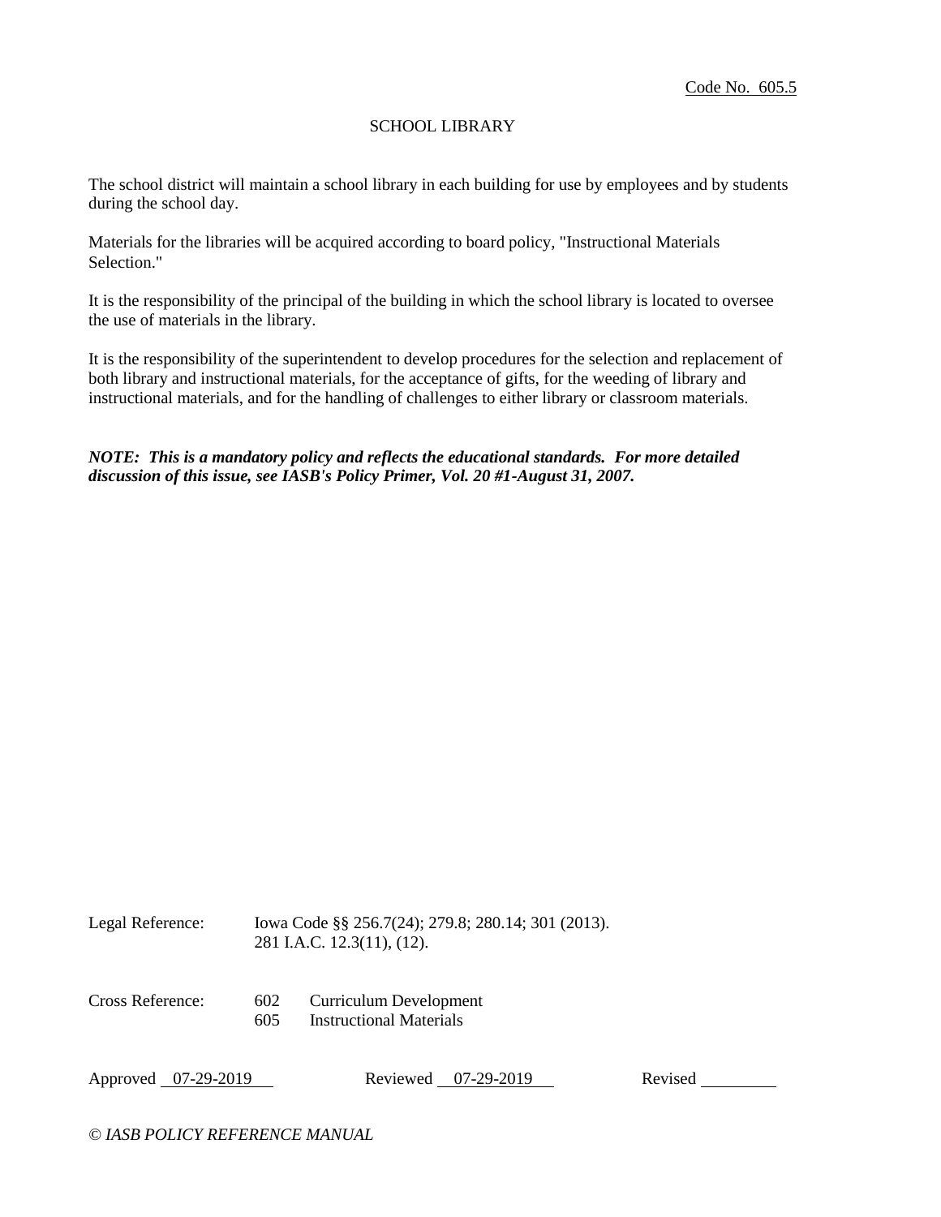Code No. 605.5

# SCHOOL LIBRARY

The school district will maintain a school library in each building for use by employees and by students during the school day.

Materials for the libraries will be acquired according to board policy, "Instructional Materials Selection."

It is the responsibility of the principal of the building in which the school library is located to oversee the use of materials in the library.

It is the responsibility of the superintendent to develop procedures for the selection and replacement of both library and instructional materials, for the acceptance of gifts, for the weeding of library and instructional materials, and for the handling of challenges to either library or classroom materials.

***NOTE: This is a mandatory policy and reflects the educational standards. For more detailed discussion of this issue, see IASB's Policy Primer, Vol. 20 #1-August 31, 2007.***

Legal Reference: Iowa Code §§ 256.7(24); 279.8; 280.14; 301 (2013).
281 I.A.C. 12.3(11), (12).

Cross Reference: 602 Curriculum Development
605 Instructional Materials

Approved 07-29-2019 Reviewed 07-29-2019 Revised ________

*© IASB POLICY REFERENCE MANUAL*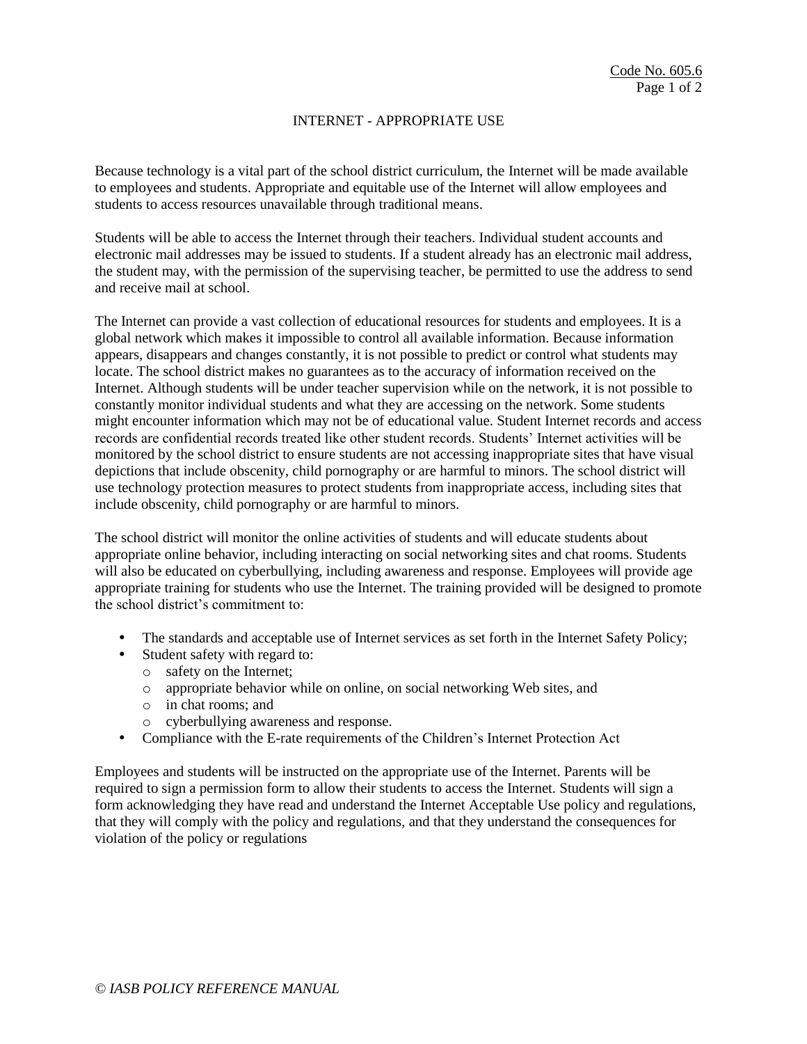Code No. 605.6

# INTERNET - APPROPRIATE USE

Because technology is a vital part of the school district curriculum, the Internet will be made available to employees and students. Appropriate and equitable use of the Internet will allow employees and students to access resources unavailable through traditional means.

Students will be able to access the Internet through their teachers. Individual student accounts and electronic mail addresses may be issued to students. If a student already has an electronic mail address, the student may, with the permission of the supervising teacher, be permitted to use the address to send and receive mail at school.

The Internet can provide a vast collection of educational resources for students and employees. It is a global network which makes it impossible to control all available information. Because information appears, disappears and changes constantly, it is not possible to predict or control what students may locate. The school district makes no guarantees as to the accuracy of information received on the Internet. Although students will be under teacher supervision while on the network, it is not possible to constantly monitor individual students and what they are accessing on the network. Some students might encounter information which may not be of educational value. Student Internet records and access records are confidential records treated like other student records. Students' Internet activities will be monitored by the school district to ensure students are not accessing inappropriate sites that have visual depictions that include obscenity, child pornography or are harmful to minors. The school district will use technology protection measures to protect students from inappropriate access, including sites that include obscenity, child pornography or are harmful to minors.

The school district will monitor the online activities of students and will educate students about appropriate online behavior, including interacting on social networking sites and chat rooms. Students will also be educated on cyberbullying, including awareness and response. Employees will provide age appropriate training for students who use the Internet. The training provided will be designed to promote the school district's commitment to:

- The standards and acceptable use of Internet services as set forth in the Internet Safety Policy;
- Student safety with regard to:
  - safety on the Internet;
  - appropriate behavior while on online, on social networking Web sites, and
  - in chat rooms; and
  - cyberbullying awareness and response.
- Compliance with the E-rate requirements of the Children's Internet Protection Act

Employees and students will be instructed on the appropriate use of the Internet. Parents will be required to sign a permission form to allow their students to access the Internet. Students will sign a form acknowledging they have read and understand the Internet Acceptable Use policy and regulations, that they will comply with the policy and regulations, and that they understand the consequences for violation of the policy or regulations

*© IASB POLICY REFERENCE MANUAL*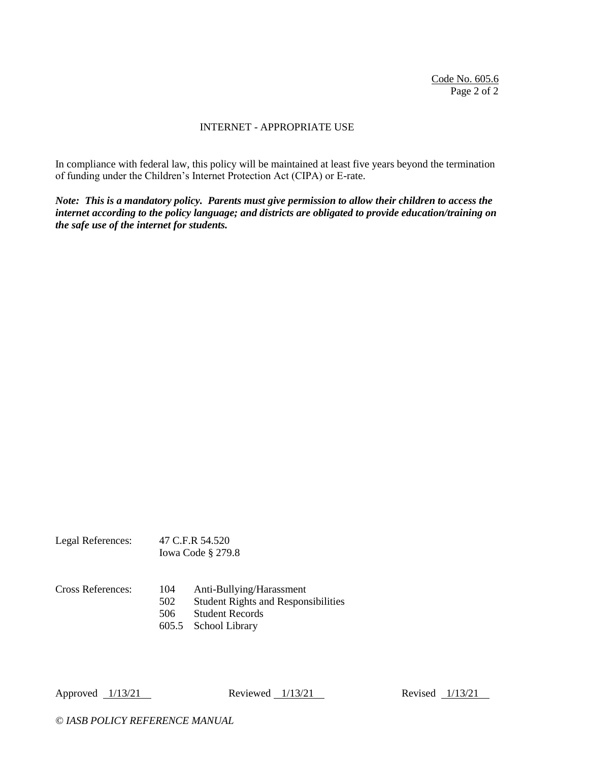## INTERNET - APPROPRIATE USE

In compliance with federal law, this policy will be maintained at least five years beyond the termination of funding under the Children's Internet Protection Act (CIPA) or E-rate.

***Note: This is a mandatory policy. Parents must give permission to allow their children to access the internet according to the policy language; and districts are obligated to provide education/training on the safe use of the internet for students.***

Legal References: 47 C.F.R 54.520
Iowa Code § 279.8

Cross References:
- 104 Anti-Bullying/Harassment
- 502 Student Rights and Responsibilities
- 506 Student Records
- 605.5 School Library

Approved 1/13/21 Reviewed 1/13/21 Revised 1/13/21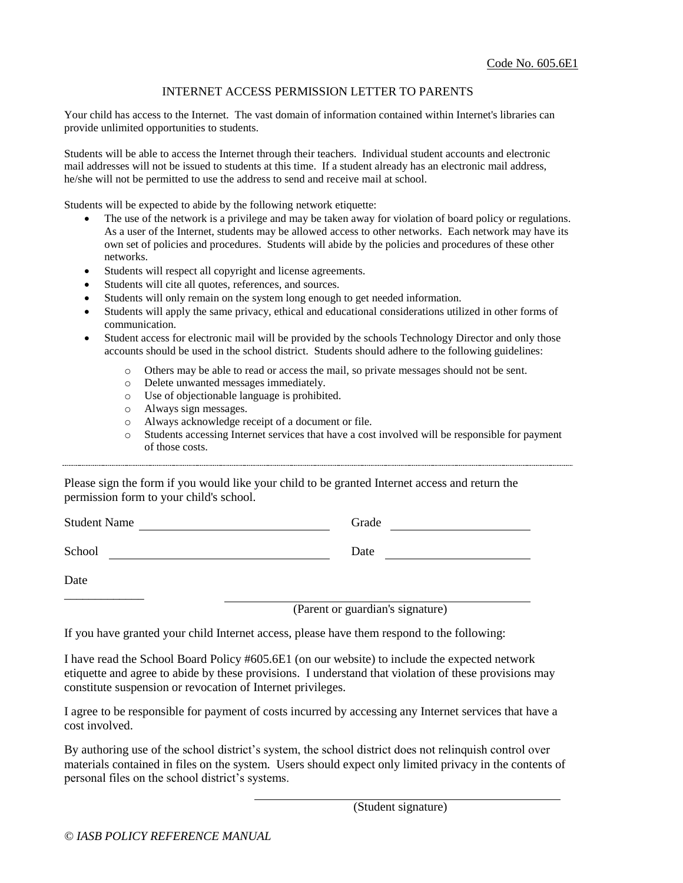Code No. 605.6E1

## INTERNET ACCESS PERMISSION LETTER TO PARENTS

Your child has access to the Internet. The vast domain of information contained within Internet's libraries can provide unlimited opportunities to students.

Students will be able to access the Internet through their teachers. Individual student accounts and electronic mail addresses will not be issued to students at this time. If a student already has an electronic mail address, he/she will not be permitted to use the address to send and receive mail at school.

Students will be expected to abide by the following network etiquette:

- The use of the network is a privilege and may be taken away for violation of board policy or regulations. As a user of the Internet, students may be allowed access to other networks. Each network may have its own set of policies and procedures. Students will abide by the policies and procedures of these other networks.
- Students will respect all copyright and license agreements.
- Students will cite all quotes, references, and sources.
- Students will only remain on the system long enough to get needed information.
- Students will apply the same privacy, ethical and educational considerations utilized in other forms of communication.
- Student access for electronic mail will be provided by the schools Technology Director and only those accounts should be used in the school district. Students should adhere to the following guidelines:
  - Others may be able to read or access the mail, so private messages should not be sent.
  - Delete unwanted messages immediately.
  - Use of objectionable language is prohibited.
  - Always sign messages.
  - Always acknowledge receipt of a document or file.
  - Students accessing Internet services that have a cost involved will be responsible for payment of those costs.

---

Please sign the form if you would like your child to be granted Internet access and return the permission form to your child's school.

Student Name ______________________ Grade ________________

School ______________________ Date ________________

Date

____________ ______________________________
(Parent or guardian's signature)

If you have granted your child Internet access, please have them respond to the following:

I have read the School Board Policy #605.6E1 (on our website) to include the expected network etiquette and agree to abide by these provisions. I understand that violation of these provisions may constitute suspension or revocation of Internet privileges.

I agree to be responsible for payment of costs incurred by accessing any Internet services that have a cost involved.

By authoring use of the school district's system, the school district does not relinquish control over materials contained in files on the system. Users should expect only limited privacy in the contents of personal files on the school district's systems.

______________________________
(Student signature)

*© IASB POLICY REFERENCE MANUAL*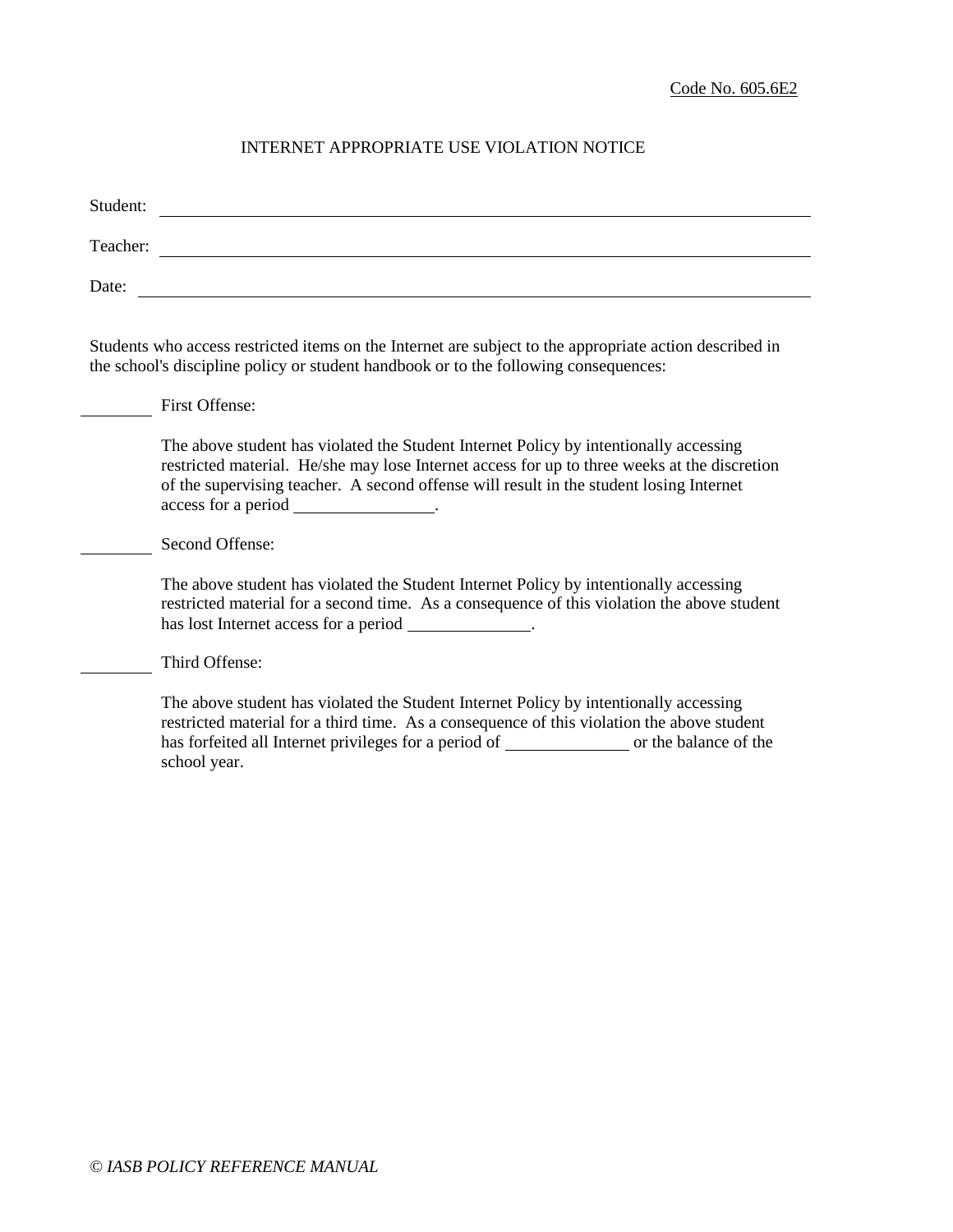Code No. 605.6E2

# INTERNET APPROPRIATE USE VIOLATION NOTICE

Student: ______________________________________________________________

Teacher: ______________________________________________________________

Date: ________________________________________________________________

Students who access restricted items on the Internet are subject to the appropriate action described in the school's discipline policy or student handbook or to the following consequences:

________ First Offense:

The above student has violated the Student Internet Policy by intentionally accessing restricted material. He/she may lose Internet access for up to three weeks at the discretion of the supervising teacher. A second offense will result in the student losing Internet access for a period ________________.

________ Second Offense:

The above student has violated the Student Internet Policy by intentionally accessing restricted material for a second time. As a consequence of this violation the above student has lost Internet access for a period ______________.

________ Third Offense:

The above student has violated the Student Internet Policy by intentionally accessing restricted material for a third time. As a consequence of this violation the above student has forfeited all Internet privileges for a period of ______________ or the balance of the school year.

*© IASB POLICY REFERENCE MANUAL*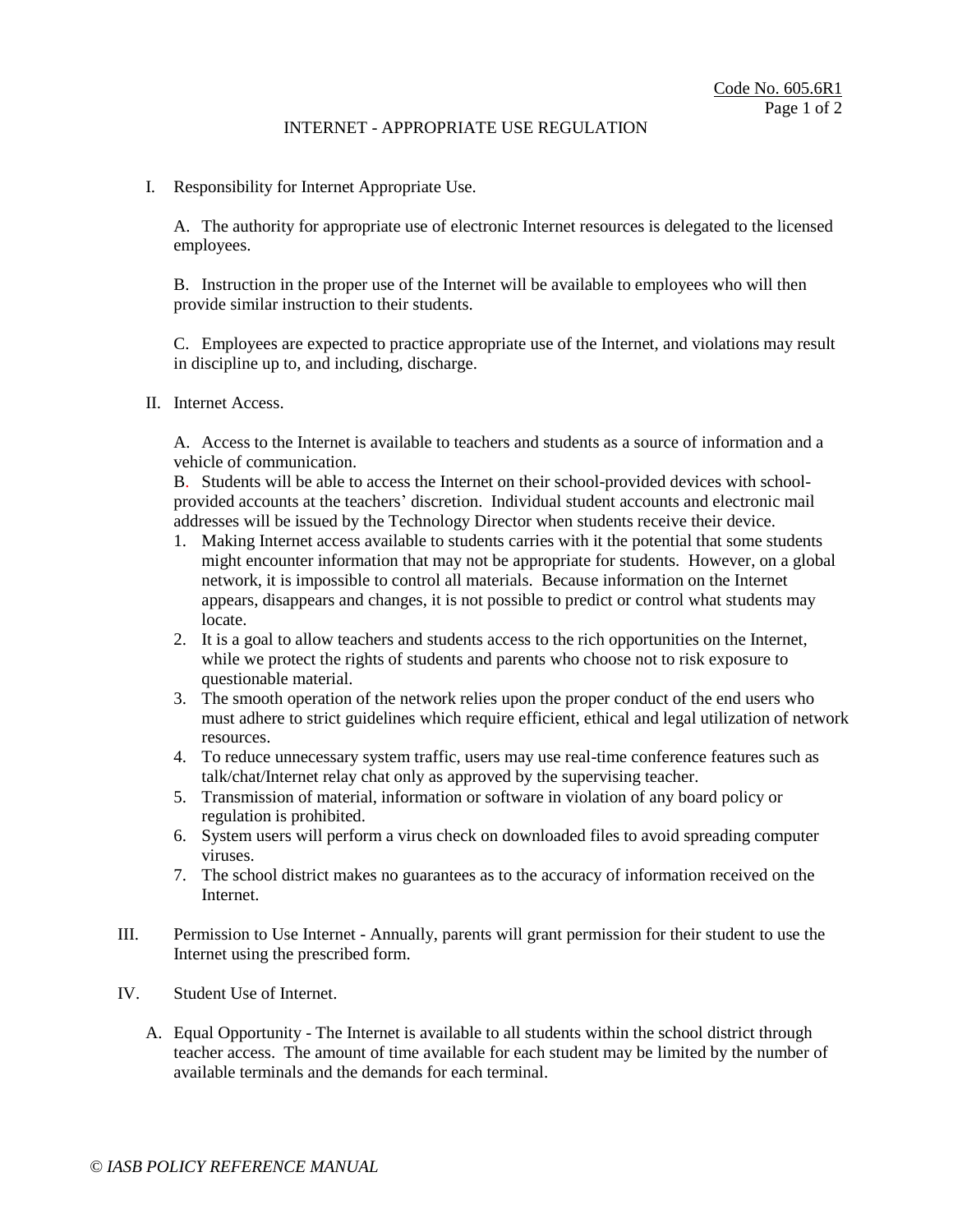Code No. 605.6R1

# INTERNET - APPROPRIATE USE REGULATION

I. Responsibility for Internet Appropriate Use.

A. The authority for appropriate use of electronic Internet resources is delegated to the licensed employees.

B. Instruction in the proper use of the Internet will be available to employees who will then provide similar instruction to their students.

C. Employees are expected to practice appropriate use of the Internet, and violations may result in discipline up to, and including, discharge.

II. Internet Access.

A. Access to the Internet is available to teachers and students as a source of information and a vehicle of communication.

B. Students will be able to access the Internet on their school-provided devices with school-provided accounts at the teachers' discretion. Individual student accounts and electronic mail addresses will be issued by the Technology Director when students receive their device.

1. Making Internet access available to students carries with it the potential that some students might encounter information that may not be appropriate for students. However, on a global network, it is impossible to control all materials. Because information on the Internet appears, disappears and changes, it is not possible to predict or control what students may locate.
2. It is a goal to allow teachers and students access to the rich opportunities on the Internet, while we protect the rights of students and parents who choose not to risk exposure to questionable material.
3. The smooth operation of the network relies upon the proper conduct of the end users who must adhere to strict guidelines which require efficient, ethical and legal utilization of network resources.
4. To reduce unnecessary system traffic, users may use real-time conference features such as talk/chat/Internet relay chat only as approved by the supervising teacher.
5. Transmission of material, information or software in violation of any board policy or regulation is prohibited.
6. System users will perform a virus check on downloaded files to avoid spreading computer viruses.
7. The school district makes no guarantees as to the accuracy of information received on the Internet.

III. Permission to Use Internet - Annually, parents will grant permission for their student to use the Internet using the prescribed form.

IV. Student Use of Internet.

A. Equal Opportunity - The Internet is available to all students within the school district through teacher access. The amount of time available for each student may be limited by the number of available terminals and the demands for each terminal.

*© IASB POLICY REFERENCE MANUAL*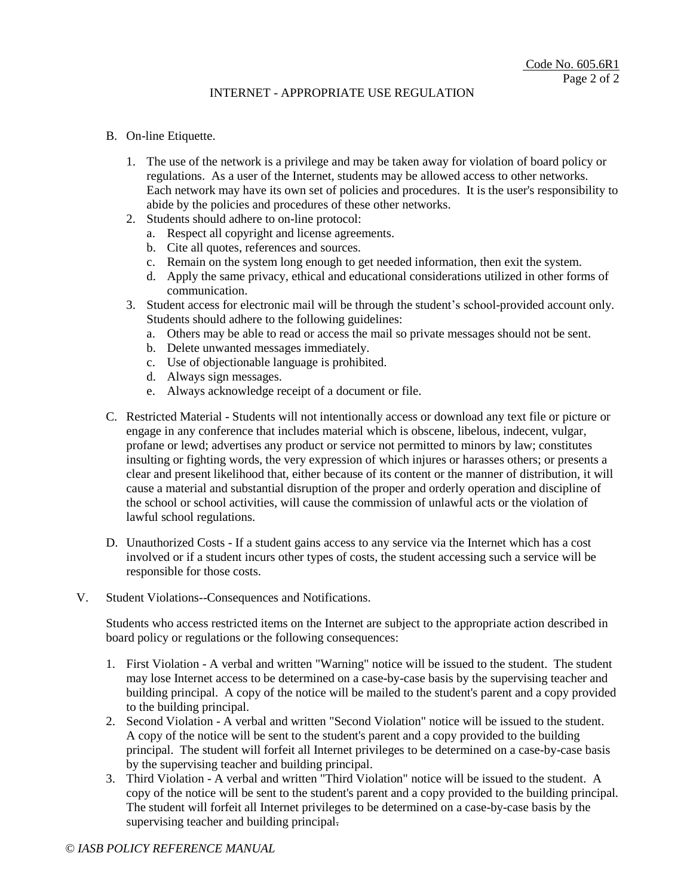B. On-line Etiquette.

   1. The use of the network is a privilege and may be taken away for violation of board policy or regulations. As a user of the Internet, students may be allowed access to other networks. Each network may have its own set of policies and procedures. It is the user's responsibility to abide by the policies and procedures of these other networks.
   2. Students should adhere to on-line protocol:
      a. Respect all copyright and license agreements.
      b. Cite all quotes, references and sources.
      c. Remain on the system long enough to get needed information, then exit the system.
      d. Apply the same privacy, ethical and educational considerations utilized in other forms of communication.
   3. Student access for electronic mail will be through the student's school-provided account only. Students should adhere to the following guidelines:
      a. Others may be able to read or access the mail so private messages should not be sent.
      b. Delete unwanted messages immediately.
      c. Use of objectionable language is prohibited.
      d. Always sign messages.
      e. Always acknowledge receipt of a document or file.

C. Restricted Material - Students will not intentionally access or download any text file or picture or engage in any conference that includes material which is obscene, libelous, indecent, vulgar, profane or lewd; advertises any product or service not permitted to minors by law; constitutes insulting or fighting words, the very expression of which injures or harasses others; or presents a clear and present likelihood that, either because of its content or the manner of distribution, it will cause a material and substantial disruption of the proper and orderly operation and discipline of the school or school activities, will cause the commission of unlawful acts or the violation of lawful school regulations.

D. Unauthorized Costs - If a student gains access to any service via the Internet which has a cost involved or if a student incurs other types of costs, the student accessing such a service will be responsible for those costs.

V. Student Violations--Consequences and Notifications.

Students who access restricted items on the Internet are subject to the appropriate action described in board policy or regulations or the following consequences:

1. First Violation - A verbal and written "Warning" notice will be issued to the student. The student may lose Internet access to be determined on a case-by-case basis by the supervising teacher and building principal. A copy of the notice will be mailed to the student's parent and a copy provided to the building principal.
2. Second Violation - A verbal and written "Second Violation" notice will be issued to the student. A copy of the notice will be sent to the student's parent and a copy provided to the building principal. The student will forfeit all Internet privileges to be determined on a case-by-case basis by the supervising teacher and building principal.
3. Third Violation - A verbal and written "Third Violation" notice will be issued to the student. A copy of the notice will be sent to the student's parent and a copy provided to the building principal. The student will forfeit all Internet privileges to be determined on a case-by-case basis by the supervising teacher and building principal.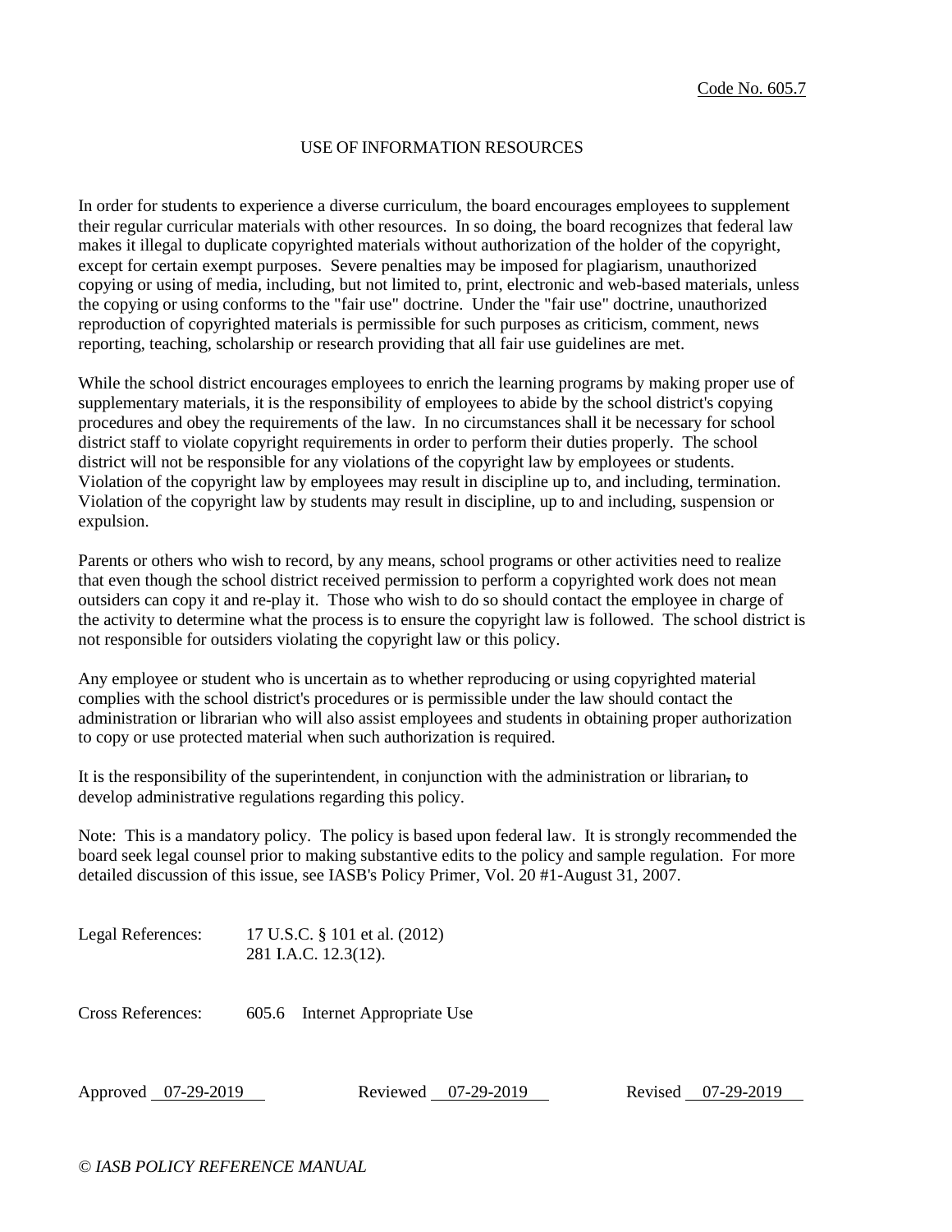Code No. 605.7

# USE OF INFORMATION RESOURCES

In order for students to experience a diverse curriculum, the board encourages employees to supplement their regular curricular materials with other resources. In so doing, the board recognizes that federal law makes it illegal to duplicate copyrighted materials without authorization of the holder of the copyright, except for certain exempt purposes. Severe penalties may be imposed for plagiarism, unauthorized copying or using of media, including, but not limited to, print, electronic and web-based materials, unless the copying or using conforms to the "fair use" doctrine. Under the "fair use" doctrine, unauthorized reproduction of copyrighted materials is permissible for such purposes as criticism, comment, news reporting, teaching, scholarship or research providing that all fair use guidelines are met.

While the school district encourages employees to enrich the learning programs by making proper use of supplementary materials, it is the responsibility of employees to abide by the school district's copying procedures and obey the requirements of the law. In no circumstances shall it be necessary for school district staff to violate copyright requirements in order to perform their duties properly. The school district will not be responsible for any violations of the copyright law by employees or students. Violation of the copyright law by employees may result in discipline up to, and including, termination. Violation of the copyright law by students may result in discipline, up to and including, suspension or expulsion.

Parents or others who wish to record, by any means, school programs or other activities need to realize that even though the school district received permission to perform a copyrighted work does not mean outsiders can copy it and re-play it. Those who wish to do so should contact the employee in charge of the activity to determine what the process is to ensure the copyright law is followed. The school district is not responsible for outsiders violating the copyright law or this policy.

Any employee or student who is uncertain as to whether reproducing or using copyrighted material complies with the school district's procedures or is permissible under the law should contact the administration or librarian who will also assist employees and students in obtaining proper authorization to copy or use protected material when such authorization is required.

It is the responsibility of the superintendent, in conjunction with the administration or librarian, to develop administrative regulations regarding this policy.

Note: This is a mandatory policy. The policy is based upon federal law. It is strongly recommended the board seek legal counsel prior to making substantive edits to the policy and sample regulation. For more detailed discussion of this issue, see IASB's Policy Primer, Vol. 20 #1-August 31, 2007.

Legal References: 17 U.S.C. § 101 et al. (2012)
281 I.A.C. 12.3(12).

Cross References: 605.6 Internet Appropriate Use

Approved 07-29-2019 Reviewed 07-29-2019 Revised 07-29-2019

*© IASB POLICY REFERENCE MANUAL*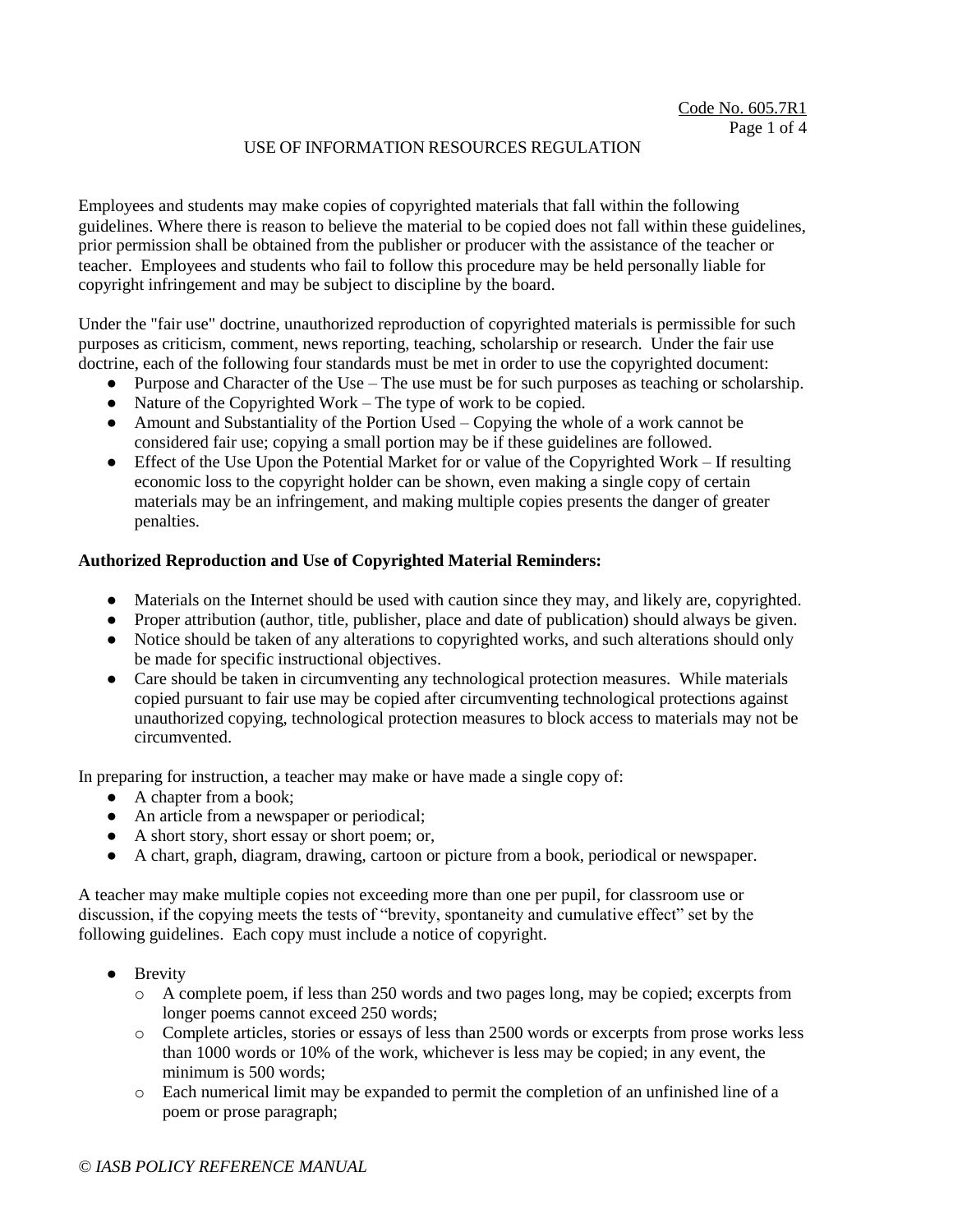Code No. 605.7R1

## USE OF INFORMATION RESOURCES REGULATION

Employees and students may make copies of copyrighted materials that fall within the following guidelines. Where there is reason to believe the material to be copied does not fall within these guidelines, prior permission shall be obtained from the publisher or producer with the assistance of the teacher or teacher. Employees and students who fail to follow this procedure may be held personally liable for copyright infringement and may be subject to discipline by the board.

Under the "fair use" doctrine, unauthorized reproduction of copyrighted materials is permissible for such purposes as criticism, comment, news reporting, teaching, scholarship or research. Under the fair use doctrine, each of the following four standards must be met in order to use the copyrighted document:

- Purpose and Character of the Use – The use must be for such purposes as teaching or scholarship.
- Nature of the Copyrighted Work – The type of work to be copied.
- Amount and Substantiality of the Portion Used – Copying the whole of a work cannot be considered fair use; copying a small portion may be if these guidelines are followed.
- Effect of the Use Upon the Potential Market for or value of the Copyrighted Work – If resulting economic loss to the copyright holder can be shown, even making a single copy of certain materials may be an infringement, and making multiple copies presents the danger of greater penalties.

**Authorized Reproduction and Use of Copyrighted Material Reminders:**

- Materials on the Internet should be used with caution since they may, and likely are, copyrighted.
- Proper attribution (author, title, publisher, place and date of publication) should always be given.
- Notice should be taken of any alterations to copyrighted works, and such alterations should only be made for specific instructional objectives.
- Care should be taken in circumventing any technological protection measures. While materials copied pursuant to fair use may be copied after circumventing technological protections against unauthorized copying, technological protection measures to block access to materials may not be circumvented.

In preparing for instruction, a teacher may make or have made a single copy of:

- A chapter from a book;
- An article from a newspaper or periodical;
- A short story, short essay or short poem; or,
- A chart, graph, diagram, drawing, cartoon or picture from a book, periodical or newspaper.

A teacher may make multiple copies not exceeding more than one per pupil, for classroom use or discussion, if the copying meets the tests of "brevity, spontaneity and cumulative effect" set by the following guidelines. Each copy must include a notice of copyright.

- Brevity
  - A complete poem, if less than 250 words and two pages long, may be copied; excerpts from longer poems cannot exceed 250 words;
  - Complete articles, stories or essays of less than 2500 words or excerpts from prose works less than 1000 words or 10% of the work, whichever is less may be copied; in any event, the minimum is 500 words;
  - Each numerical limit may be expanded to permit the completion of an unfinished line of a poem or prose paragraph;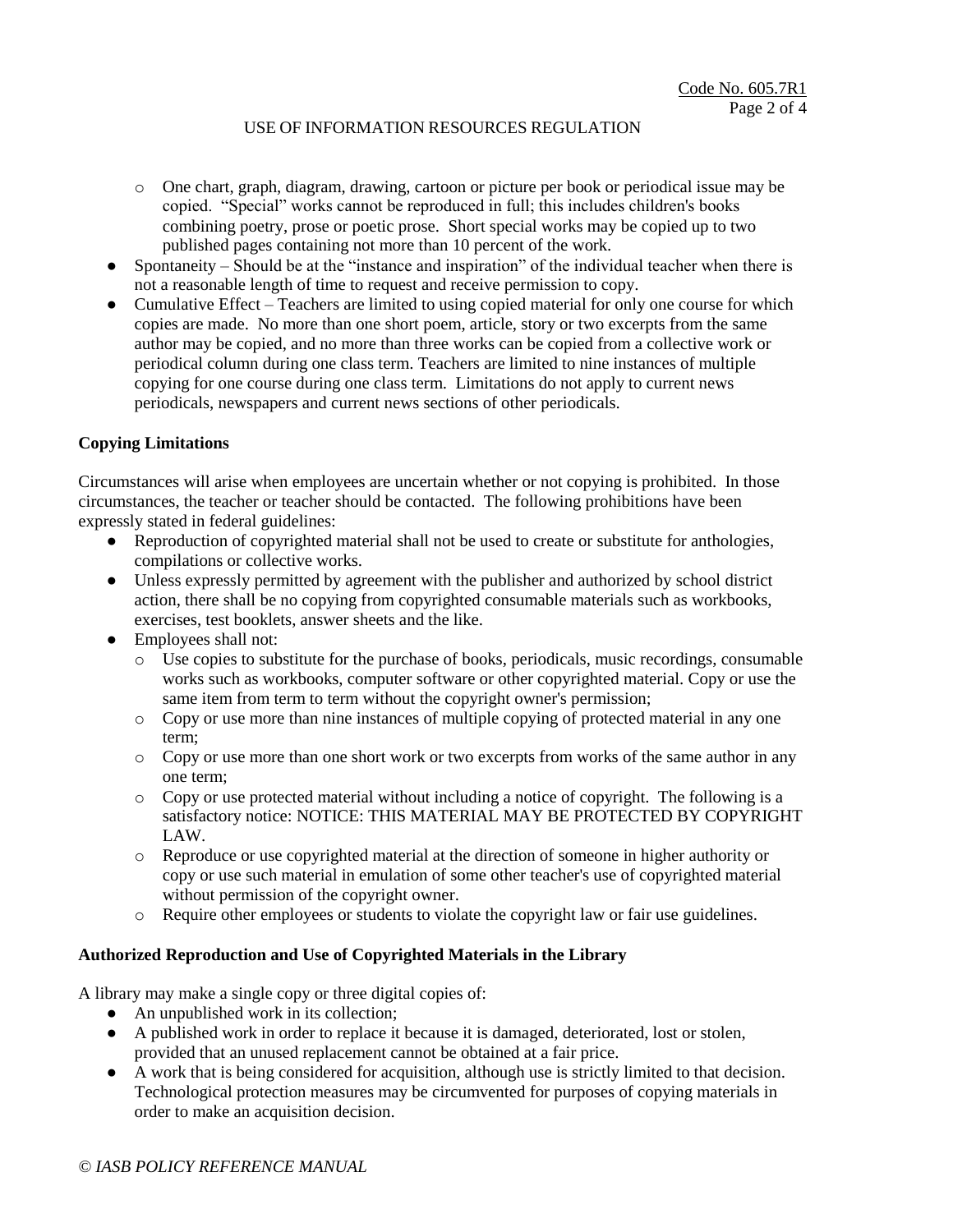- One chart, graph, diagram, drawing, cartoon or picture per book or periodical issue may be copied. "Special" works cannot be reproduced in full; this includes children's books combining poetry, prose or poetic prose. Short special works may be copied up to two published pages containing not more than 10 percent of the work.

- Spontaneity – Should be at the "instance and inspiration" of the individual teacher when there is not a reasonable length of time to request and receive permission to copy.
- Cumulative Effect – Teachers are limited to using copied material for only one course for which copies are made. No more than one short poem, article, story or two excerpts from the same author may be copied, and no more than three works can be copied from a collective work or periodical column during one class term. Teachers are limited to nine instances of multiple copying for one course during one class term. Limitations do not apply to current news periodicals, newspapers and current news sections of other periodicals.

**Copying Limitations**

Circumstances will arise when employees are uncertain whether or not copying is prohibited. In those circumstances, the teacher or teacher should be contacted. The following prohibitions have been expressly stated in federal guidelines:

- Reproduction of copyrighted material shall not be used to create or substitute for anthologies, compilations or collective works.
- Unless expressly permitted by agreement with the publisher and authorized by school district action, there shall be no copying from copyrighted consumable materials such as workbooks, exercises, test booklets, answer sheets and the like.
- Employees shall not:
  - Use copies to substitute for the purchase of books, periodicals, music recordings, consumable works such as workbooks, computer software or other copyrighted material. Copy or use the same item from term to term without the copyright owner's permission;
  - Copy or use more than nine instances of multiple copying of protected material in any one term;
  - Copy or use more than one short work or two excerpts from works of the same author in any one term;
  - Copy or use protected material without including a notice of copyright. The following is a satisfactory notice: NOTICE: THIS MATERIAL MAY BE PROTECTED BY COPYRIGHT LAW.
  - Reproduce or use copyrighted material at the direction of someone in higher authority or copy or use such material in emulation of some other teacher's use of copyrighted material without permission of the copyright owner.
  - Require other employees or students to violate the copyright law or fair use guidelines.

**Authorized Reproduction and Use of Copyrighted Materials in the Library**

A library may make a single copy or three digital copies of:

- An unpublished work in its collection;
- A published work in order to replace it because it is damaged, deteriorated, lost or stolen, provided that an unused replacement cannot be obtained at a fair price.
- A work that is being considered for acquisition, although use is strictly limited to that decision. Technological protection measures may be circumvented for purposes of copying materials in order to make an acquisition decision.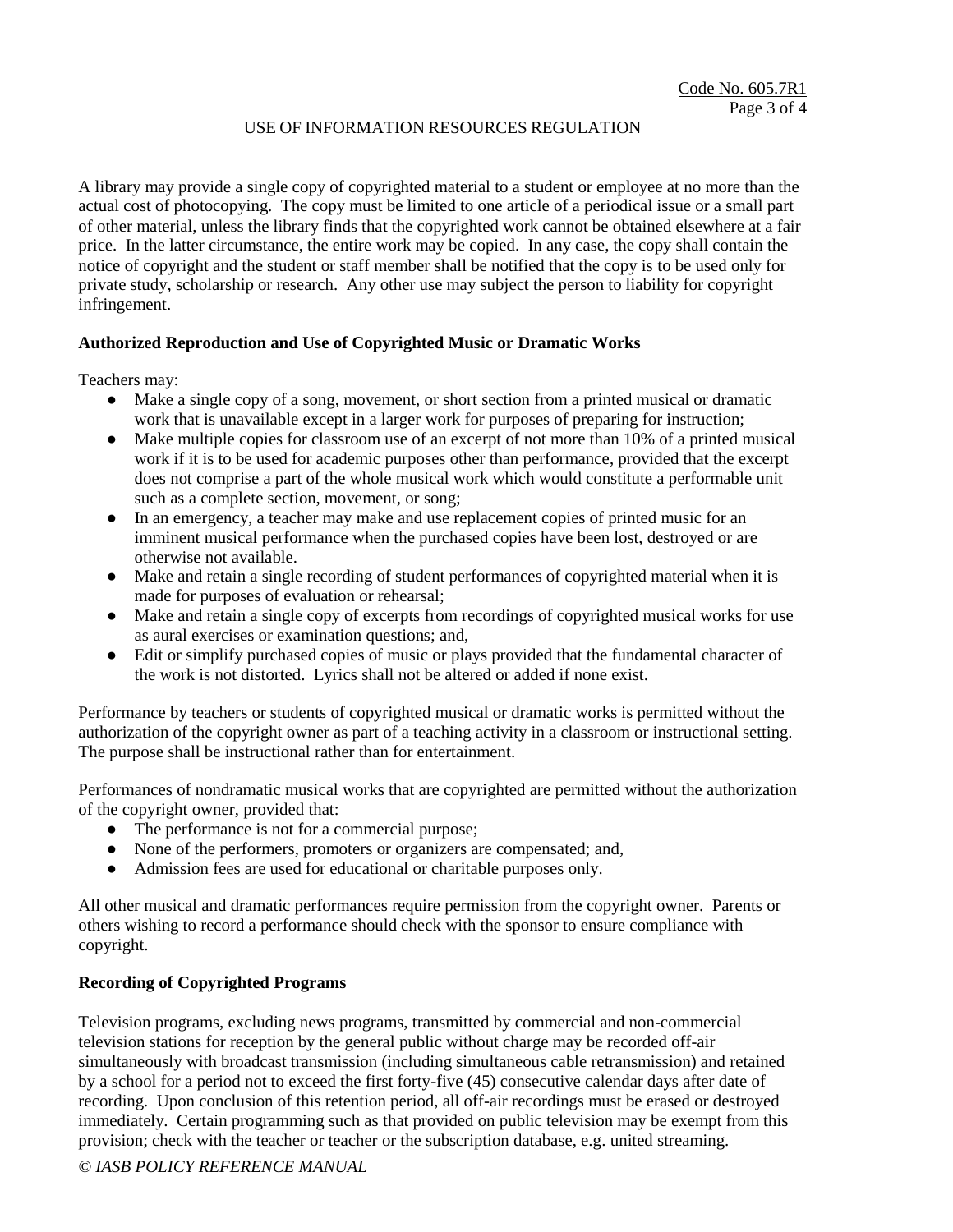A library may provide a single copy of copyrighted material to a student or employee at no more than the actual cost of photocopying. The copy must be limited to one article of a periodical issue or a small part of other material, unless the library finds that the copyrighted work cannot be obtained elsewhere at a fair price. In the latter circumstance, the entire work may be copied. In any case, the copy shall contain the notice of copyright and the student or staff member shall be notified that the copy is to be used only for private study, scholarship or research. Any other use may subject the person to liability for copyright infringement.

**Authorized Reproduction and Use of Copyrighted Music or Dramatic Works**

Teachers may:

- Make a single copy of a song, movement, or short section from a printed musical or dramatic work that is unavailable except in a larger work for purposes of preparing for instruction;
- Make multiple copies for classroom use of an excerpt of not more than 10% of a printed musical work if it is to be used for academic purposes other than performance, provided that the excerpt does not comprise a part of the whole musical work which would constitute a performable unit such as a complete section, movement, or song;
- In an emergency, a teacher may make and use replacement copies of printed music for an imminent musical performance when the purchased copies have been lost, destroyed or are otherwise not available.
- Make and retain a single recording of student performances of copyrighted material when it is made for purposes of evaluation or rehearsal;
- Make and retain a single copy of excerpts from recordings of copyrighted musical works for use as aural exercises or examination questions; and,
- Edit or simplify purchased copies of music or plays provided that the fundamental character of the work is not distorted. Lyrics shall not be altered or added if none exist.

Performance by teachers or students of copyrighted musical or dramatic works is permitted without the authorization of the copyright owner as part of a teaching activity in a classroom or instructional setting. The purpose shall be instructional rather than for entertainment.

Performances of nondramatic musical works that are copyrighted are permitted without the authorization of the copyright owner, provided that:

- The performance is not for a commercial purpose;
- None of the performers, promoters or organizers are compensated; and,
- Admission fees are used for educational or charitable purposes only.

All other musical and dramatic performances require permission from the copyright owner. Parents or others wishing to record a performance should check with the sponsor to ensure compliance with copyright.

**Recording of Copyrighted Programs**

Television programs, excluding news programs, transmitted by commercial and non-commercial television stations for reception by the general public without charge may be recorded off-air simultaneously with broadcast transmission (including simultaneous cable retransmission) and retained by a school for a period not to exceed the first forty-five (45) consecutive calendar days after date of recording. Upon conclusion of this retention period, all off-air recordings must be erased or destroyed immediately. Certain programming such as that provided on public television may be exempt from this provision; check with the teacher or teacher or the subscription database, e.g. united streaming.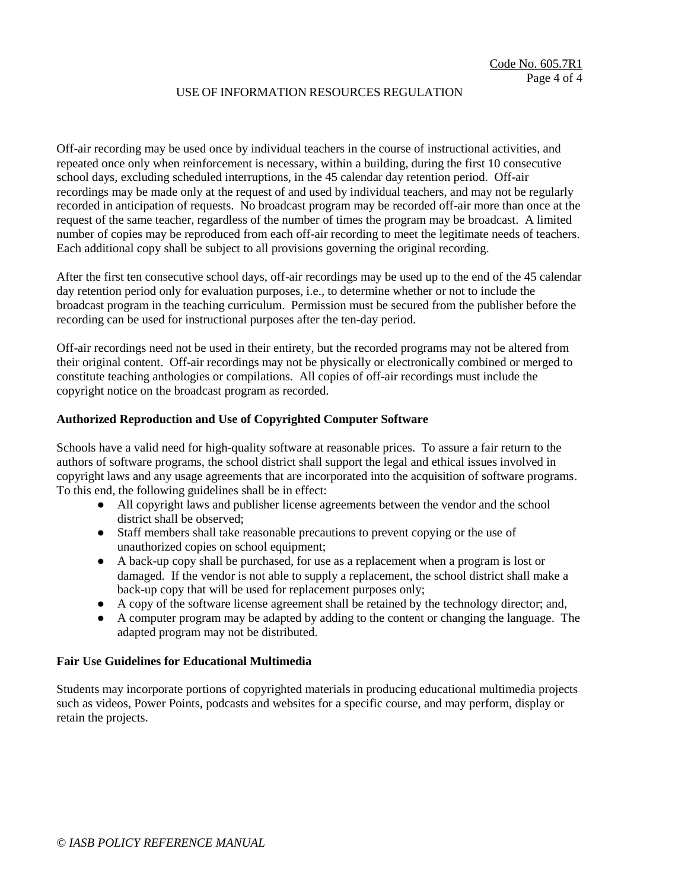Off-air recording may be used once by individual teachers in the course of instructional activities, and repeated once only when reinforcement is necessary, within a building, during the first 10 consecutive school days, excluding scheduled interruptions, in the 45 calendar day retention period. Off-air recordings may be made only at the request of and used by individual teachers, and may not be regularly recorded in anticipation of requests. No broadcast program may be recorded off-air more than once at the request of the same teacher, regardless of the number of times the program may be broadcast. A limited number of copies may be reproduced from each off-air recording to meet the legitimate needs of teachers. Each additional copy shall be subject to all provisions governing the original recording.

After the first ten consecutive school days, off-air recordings may be used up to the end of the 45 calendar day retention period only for evaluation purposes, i.e., to determine whether or not to include the broadcast program in the teaching curriculum. Permission must be secured from the publisher before the recording can be used for instructional purposes after the ten-day period.

Off-air recordings need not be used in their entirety, but the recorded programs may not be altered from their original content. Off-air recordings may not be physically or electronically combined or merged to constitute teaching anthologies or compilations. All copies of off-air recordings must include the copyright notice on the broadcast program as recorded.

**Authorized Reproduction and Use of Copyrighted Computer Software**

Schools have a valid need for high-quality software at reasonable prices. To assure a fair return to the authors of software programs, the school district shall support the legal and ethical issues involved in copyright laws and any usage agreements that are incorporated into the acquisition of software programs. To this end, the following guidelines shall be in effect:

- All copyright laws and publisher license agreements between the vendor and the school district shall be observed;
- Staff members shall take reasonable precautions to prevent copying or the use of unauthorized copies on school equipment;
- A back-up copy shall be purchased, for use as a replacement when a program is lost or damaged. If the vendor is not able to supply a replacement, the school district shall make a back-up copy that will be used for replacement purposes only;
- A copy of the software license agreement shall be retained by the technology director; and,
- A computer program may be adapted by adding to the content or changing the language. The adapted program may not be distributed.

**Fair Use Guidelines for Educational Multimedia**

Students may incorporate portions of copyrighted materials in producing educational multimedia projects such as videos, Power Points, podcasts and websites for a specific course, and may perform, display or retain the projects.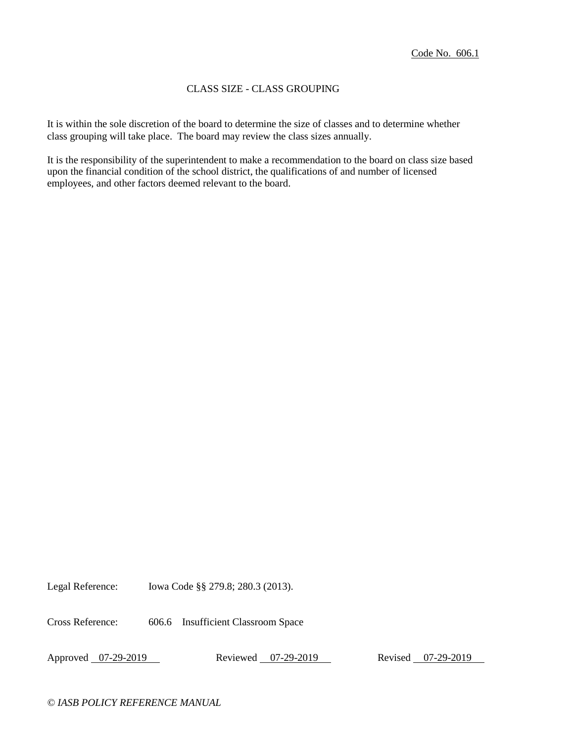Code No. 606.1

# CLASS SIZE - CLASS GROUPING

It is within the sole discretion of the board to determine the size of classes and to determine whether class grouping will take place. The board may review the class sizes annually.

It is the responsibility of the superintendent to make a recommendation to the board on class size based upon the financial condition of the school district, the qualifications of and number of licensed employees, and other factors deemed relevant to the board.

Legal Reference: Iowa Code §§ 279.8; 280.3 (2013).

Cross Reference: 606.6 Insufficient Classroom Space

Approved 07-29-2019 Reviewed 07-29-2019 Revised 07-29-2019

*© IASB POLICY REFERENCE MANUAL*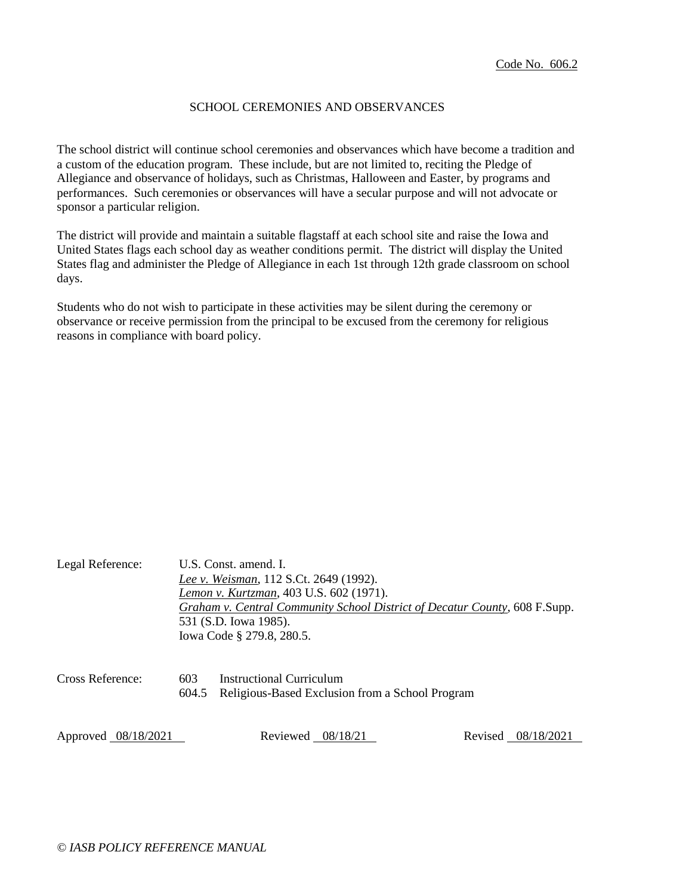Code No. 606.2

# SCHOOL CEREMONIES AND OBSERVANCES

The school district will continue school ceremonies and observances which have become a tradition and a custom of the education program. These include, but are not limited to, reciting the Pledge of Allegiance and observance of holidays, such as Christmas, Halloween and Easter, by programs and performances. Such ceremonies or observances will have a secular purpose and will not advocate or sponsor a particular religion.

The district will provide and maintain a suitable flagstaff at each school site and raise the Iowa and United States flags each school day as weather conditions permit. The district will display the United States flag and administer the Pledge of Allegiance in each 1st through 12th grade classroom on school days.

Students who do not wish to participate in these activities may be silent during the ceremony or observance or receive permission from the principal to be excused from the ceremony for religious reasons in compliance with board policy.

Legal Reference: U.S. Const. amend. I.
*Lee v. Weisman*, 112 S.Ct. 2649 (1992).
*Lemon v. Kurtzman*, 403 U.S. 602 (1971).
*Graham v. Central Community School District of Decatur County*, 608 F.Supp. 531 (S.D. Iowa 1985).
Iowa Code § 279.8, 280.5.

Cross Reference: 603 Instructional Curriculum
604.5 Religious-Based Exclusion from a School Program

Approved 08/18/2021 Reviewed 08/18/21 Revised 08/18/2021

*© IASB POLICY REFERENCE MANUAL*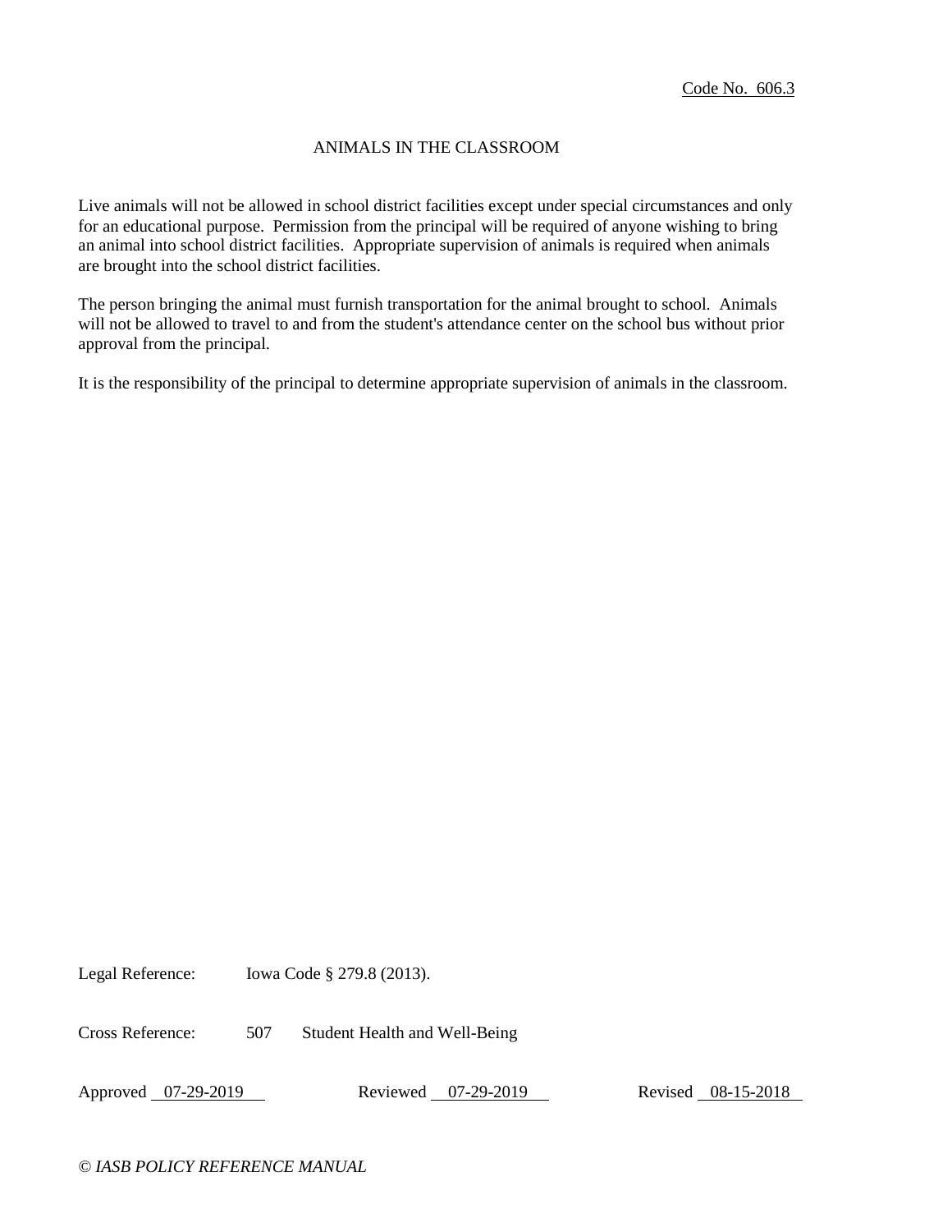Code No. 606.3

# ANIMALS IN THE CLASSROOM

Live animals will not be allowed in school district facilities except under special circumstances and only for an educational purpose. Permission from the principal will be required of anyone wishing to bring an animal into school district facilities. Appropriate supervision of animals is required when animals are brought into the school district facilities.

The person bringing the animal must furnish transportation for the animal brought to school. Animals will not be allowed to travel to and from the student's attendance center on the school bus without prior approval from the principal.

It is the responsibility of the principal to determine appropriate supervision of animals in the classroom.

Legal Reference: Iowa Code § 279.8 (2013).

Cross Reference: 507 Student Health and Well-Being

Approved 07-29-2019 Reviewed 07-29-2019 Revised 08-15-2018

*© IASB POLICY REFERENCE MANUAL*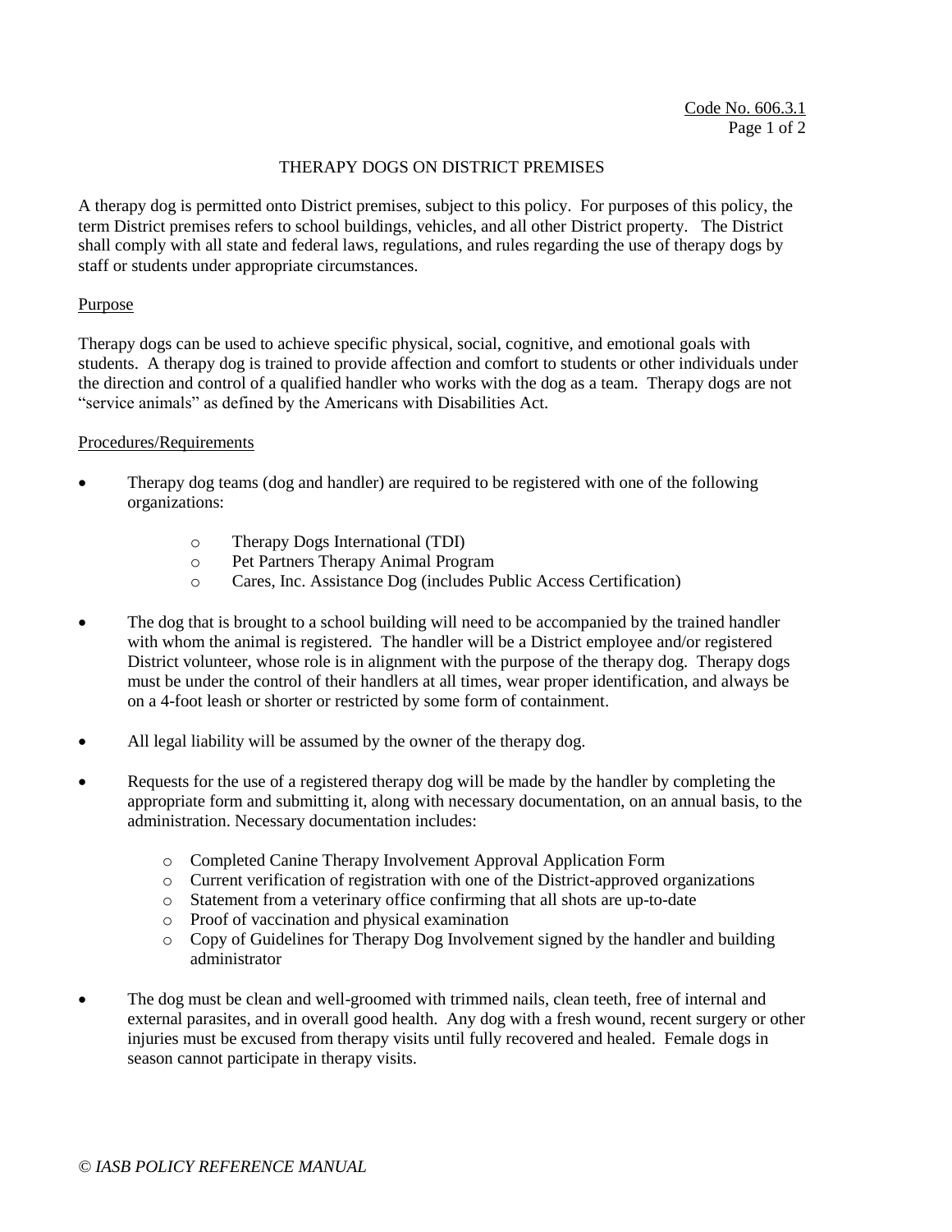Code No. 606.3.1

# THERAPY DOGS ON DISTRICT PREMISES

A therapy dog is permitted onto District premises, subject to this policy. For purposes of this policy, the term District premises refers to school buildings, vehicles, and all other District property. The District shall comply with all state and federal laws, regulations, and rules regarding the use of therapy dogs by staff or students under appropriate circumstances.

## Purpose

Therapy dogs can be used to achieve specific physical, social, cognitive, and emotional goals with students. A therapy dog is trained to provide affection and comfort to students or other individuals under the direction and control of a qualified handler who works with the dog as a team. Therapy dogs are not "service animals" as defined by the Americans with Disabilities Act.

## Procedures/Requirements

- Therapy dog teams (dog and handler) are required to be registered with one of the following organizations:
    - Therapy Dogs International (TDI)
    - Pet Partners Therapy Animal Program
    - Cares, Inc. Assistance Dog (includes Public Access Certification)

- The dog that is brought to a school building will need to be accompanied by the trained handler with whom the animal is registered. The handler will be a District employee and/or registered District volunteer, whose role is in alignment with the purpose of the therapy dog. Therapy dogs must be under the control of their handlers at all times, wear proper identification, and always be on a 4-foot leash or shorter or restricted by some form of containment.

- All legal liability will be assumed by the owner of the therapy dog.

- Requests for the use of a registered therapy dog will be made by the handler by completing the appropriate form and submitting it, along with necessary documentation, on an annual basis, to the administration. Necessary documentation includes:
    - Completed Canine Therapy Involvement Approval Application Form
    - Current verification of registration with one of the District-approved organizations
    - Statement from a veterinary office confirming that all shots are up-to-date
    - Proof of vaccination and physical examination
    - Copy of Guidelines for Therapy Dog Involvement signed by the handler and building administrator

- The dog must be clean and well-groomed with trimmed nails, clean teeth, free of internal and external parasites, and in overall good health. Any dog with a fresh wound, recent surgery or other injuries must be excused from therapy visits until fully recovered and healed. Female dogs in season cannot participate in therapy visits.

*© IASB POLICY REFERENCE MANUAL*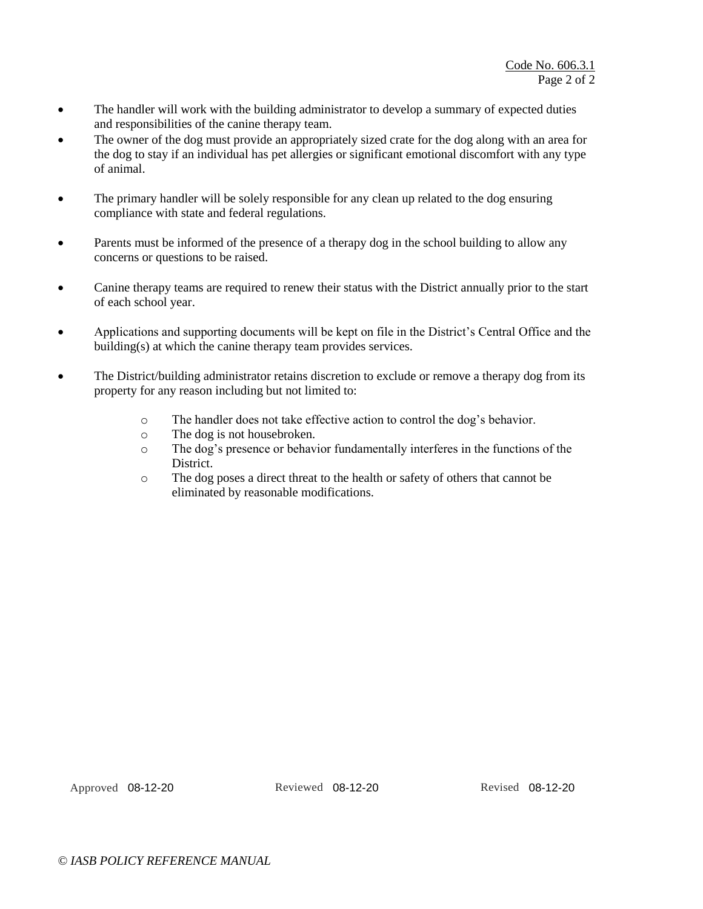- The handler will work with the building administrator to develop a summary of expected duties and responsibilities of the canine therapy team.
- The owner of the dog must provide an appropriately sized crate for the dog along with an area for the dog to stay if an individual has pet allergies or significant emotional discomfort with any type of animal.
- The primary handler will be solely responsible for any clean up related to the dog ensuring compliance with state and federal regulations.
- Parents must be informed of the presence of a therapy dog in the school building to allow any concerns or questions to be raised.
- Canine therapy teams are required to renew their status with the District annually prior to the start of each school year.
- Applications and supporting documents will be kept on file in the District's Central Office and the building(s) at which the canine therapy team provides services.
- The District/building administrator retains discretion to exclude or remove a therapy dog from its property for any reason including but not limited to:
    - The handler does not take effective action to control the dog's behavior.
    - The dog is not housebroken.
    - The dog's presence or behavior fundamentally interferes in the functions of the District.
    - The dog poses a direct threat to the health or safety of others that cannot be eliminated by reasonable modifications.

Approved 08-12-20 Reviewed 08-12-20 Revised 08-12-20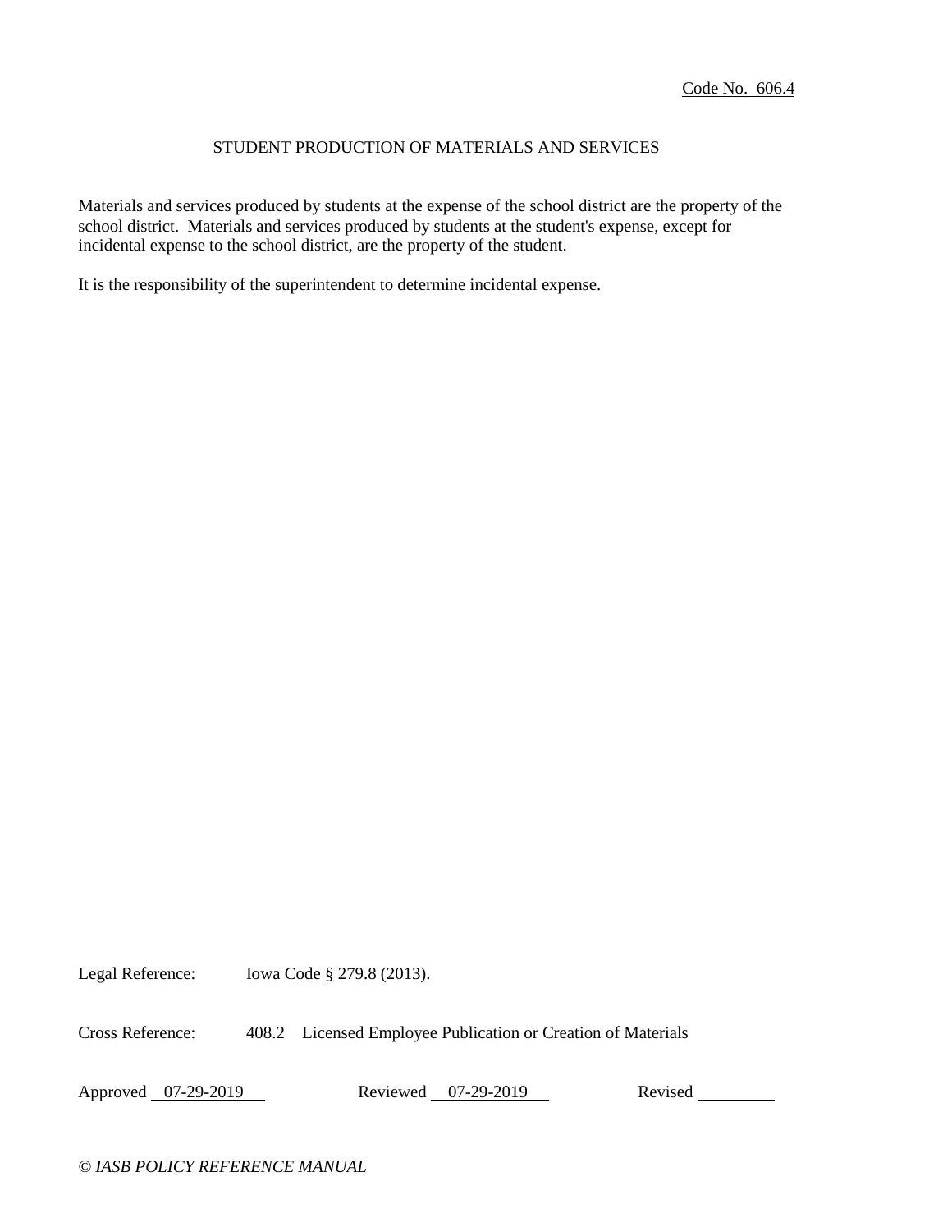Code No. 606.4

## STUDENT PRODUCTION OF MATERIALS AND SERVICES

Materials and services produced by students at the expense of the school district are the property of the school district. Materials and services produced by students at the student's expense, except for incidental expense to the school district, are the property of the student.

It is the responsibility of the superintendent to determine incidental expense.

Legal Reference: Iowa Code § 279.8 (2013).

Cross Reference: 408.2 Licensed Employee Publication or Creation of Materials

Approved 07-29-2019 Reviewed 07-29-2019 Revised ________

*© IASB POLICY REFERENCE MANUAL*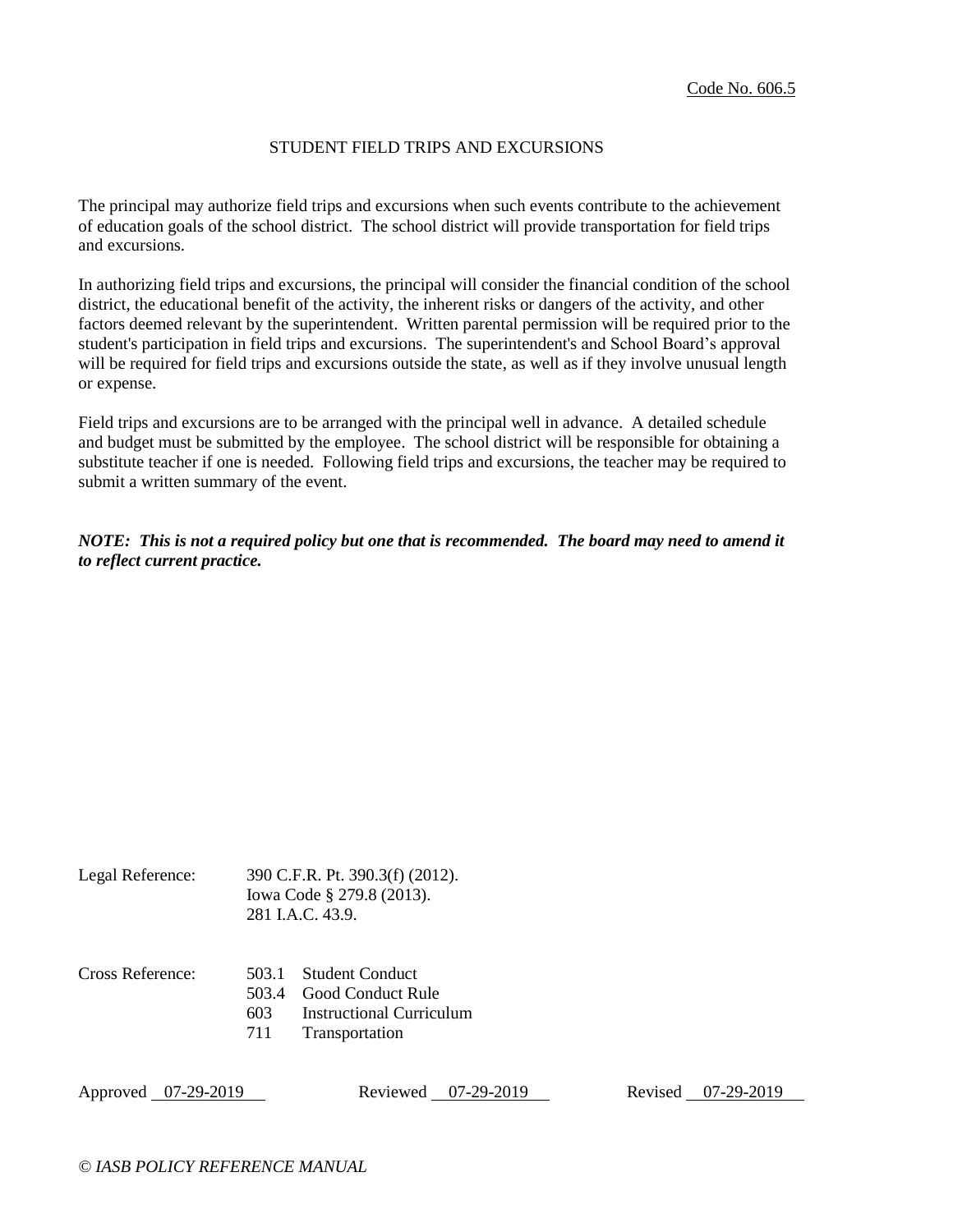Code No. 606.5

# STUDENT FIELD TRIPS AND EXCURSIONS

The principal may authorize field trips and excursions when such events contribute to the achievement of education goals of the school district. The school district will provide transportation for field trips and excursions.

In authorizing field trips and excursions, the principal will consider the financial condition of the school district, the educational benefit of the activity, the inherent risks or dangers of the activity, and other factors deemed relevant by the superintendent. Written parental permission will be required prior to the student's participation in field trips and excursions. The superintendent's and School Board's approval will be required for field trips and excursions outside the state, as well as if they involve unusual length or expense.

Field trips and excursions are to be arranged with the principal well in advance. A detailed schedule and budget must be submitted by the employee. The school district will be responsible for obtaining a substitute teacher if one is needed. Following field trips and excursions, the teacher may be required to submit a written summary of the event.

***NOTE: This is not a required policy but one that is recommended. The board may need to amend it to reflect current practice.***

Legal Reference: 390 C.F.R. Pt. 390.3(f) (2012).
Iowa Code § 279.8 (2013).
281 I.A.C. 43.9.

Cross Reference:
503.1 Student Conduct
503.4 Good Conduct Rule
603 Instructional Curriculum
711 Transportation

Approved 07-29-2019 Reviewed 07-29-2019 Revised 07-29-2019

*© IASB POLICY REFERENCE MANUAL*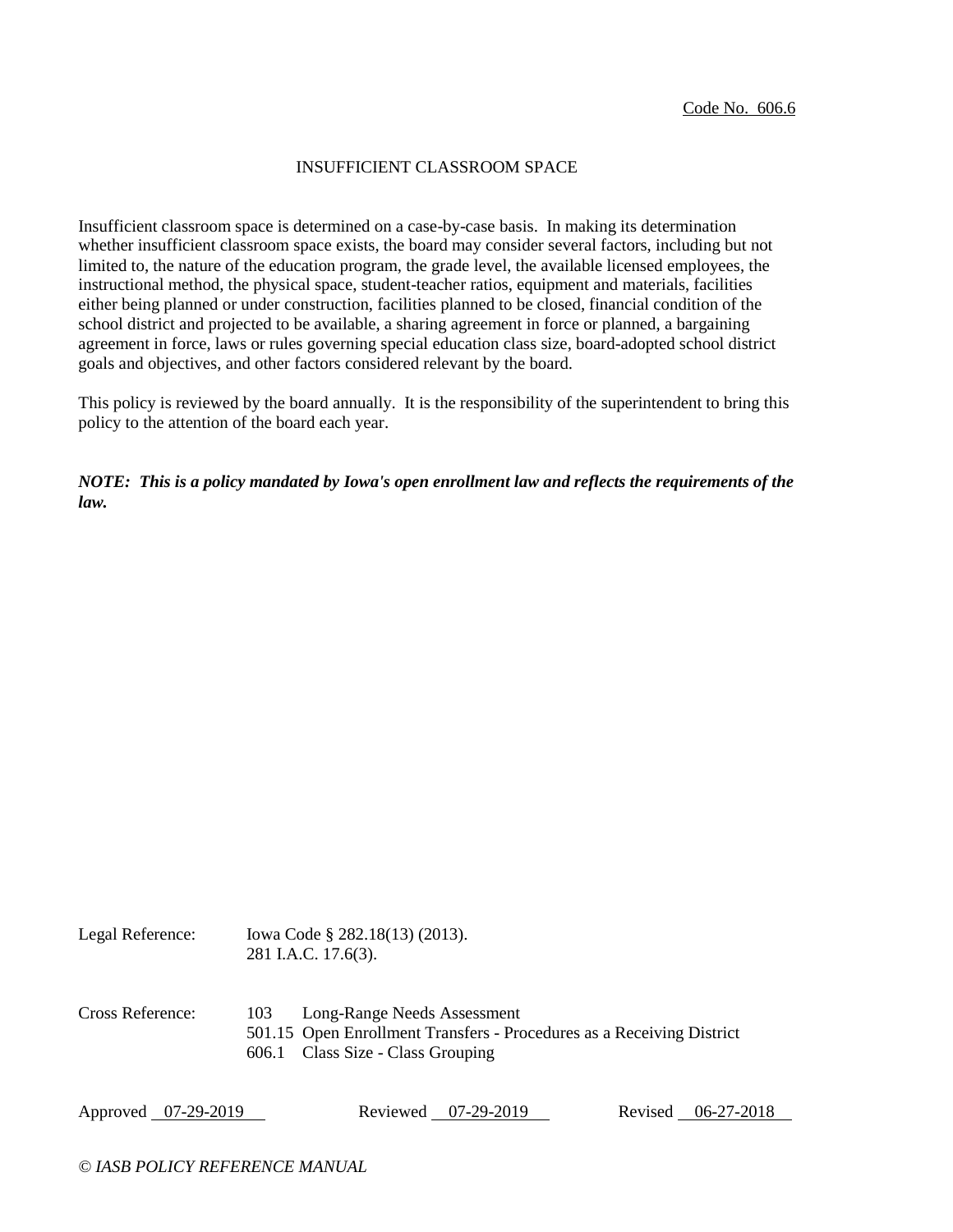Code No. 606.6

# INSUFFICIENT CLASSROOM SPACE

Insufficient classroom space is determined on a case-by-case basis. In making its determination whether insufficient classroom space exists, the board may consider several factors, including but not limited to, the nature of the education program, the grade level, the available licensed employees, the instructional method, the physical space, student-teacher ratios, equipment and materials, facilities either being planned or under construction, facilities planned to be closed, financial condition of the school district and projected to be available, a sharing agreement in force or planned, a bargaining agreement in force, laws or rules governing special education class size, board-adopted school district goals and objectives, and other factors considered relevant by the board.

This policy is reviewed by the board annually. It is the responsibility of the superintendent to bring this policy to the attention of the board each year.

***NOTE: This is a policy mandated by Iowa's open enrollment law and reflects the requirements of the law.***

Legal Reference: Iowa Code § 282.18(13) (2013).
281 I.A.C. 17.6(3).

Cross Reference: 103 Long-Range Needs Assessment
501.15 Open Enrollment Transfers - Procedures as a Receiving District
606.1 Class Size - Class Grouping

Approved 07-29-2019 Reviewed 07-29-2019 Revised 06-27-2018

*© IASB POLICY REFERENCE MANUAL*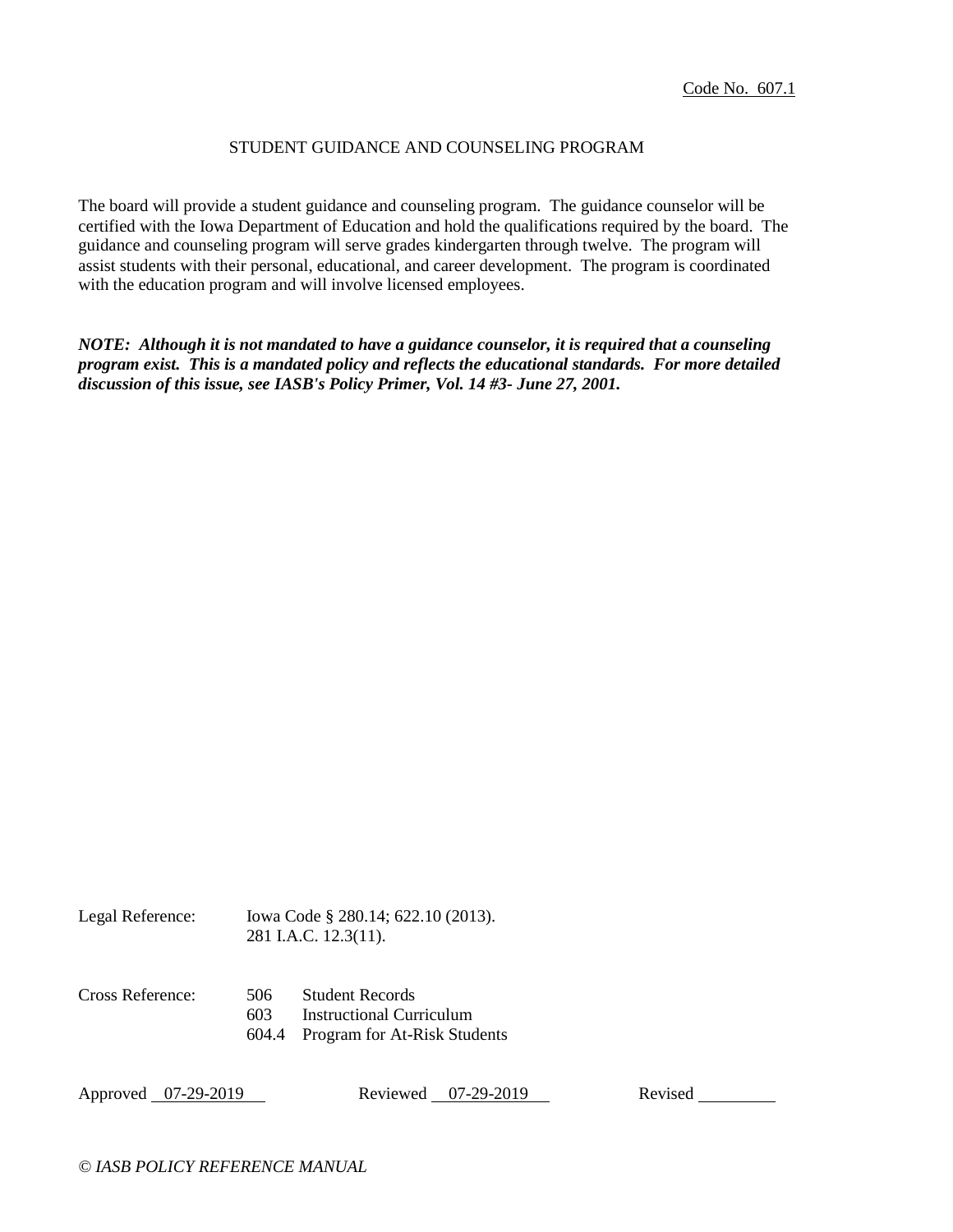Code No. 607.1

# STUDENT GUIDANCE AND COUNSELING PROGRAM

The board will provide a student guidance and counseling program. The guidance counselor will be certified with the Iowa Department of Education and hold the qualifications required by the board. The guidance and counseling program will serve grades kindergarten through twelve. The program will assist students with their personal, educational, and career development. The program is coordinated with the education program and will involve licensed employees.

***NOTE: Although it is not mandated to have a guidance counselor, it is required that a counseling program exist. This is a mandated policy and reflects the educational standards. For more detailed discussion of this issue, see IASB's Policy Primer, Vol. 14 #3- June 27, 2001.***

Legal Reference: Iowa Code § 280.14; 622.10 (2013).
281 I.A.C. 12.3(11).

Cross Reference:
506 Student Records
603 Instructional Curriculum
604.4 Program for At-Risk Students

Approved 07-29-2019 Reviewed 07-29-2019 Revised ________

*© IASB POLICY REFERENCE MANUAL*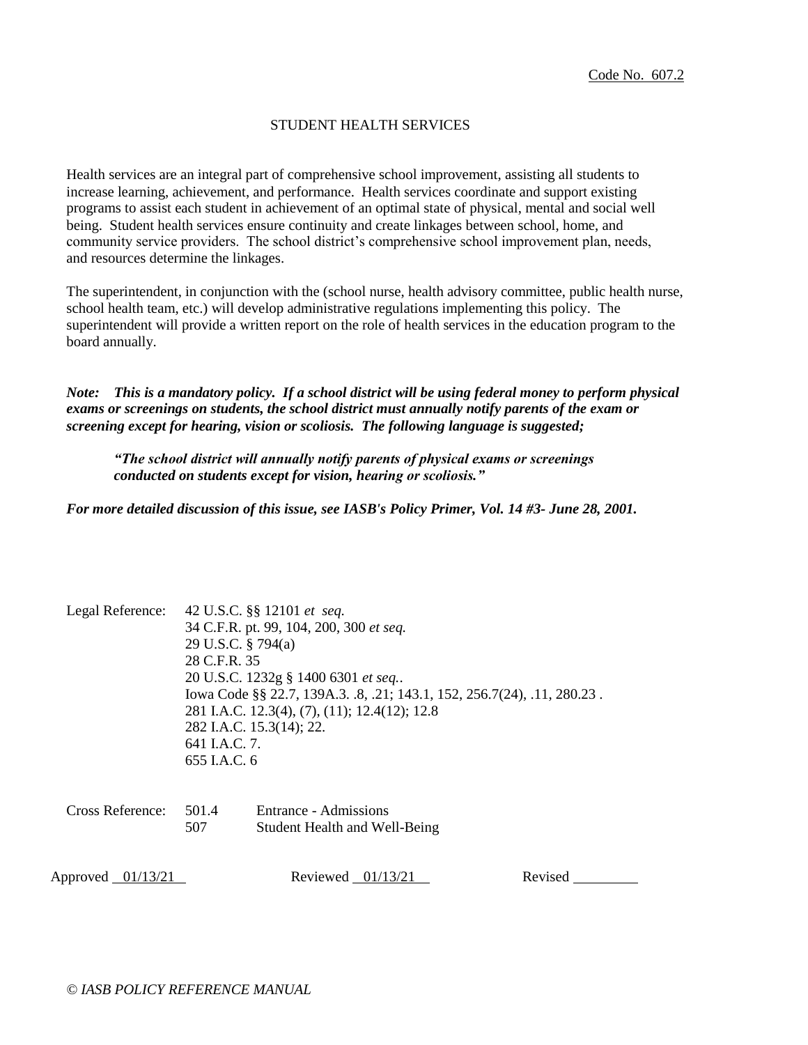Code No. 607.2

# STUDENT HEALTH SERVICES

Health services are an integral part of comprehensive school improvement, assisting all students to increase learning, achievement, and performance. Health services coordinate and support existing programs to assist each student in achievement of an optimal state of physical, mental and social well being. Student health services ensure continuity and create linkages between school, home, and community service providers. The school district's comprehensive school improvement plan, needs, and resources determine the linkages.

The superintendent, in conjunction with the (school nurse, health advisory committee, public health nurse, school health team, etc.) will develop administrative regulations implementing this policy. The superintendent will provide a written report on the role of health services in the education program to the board annually.

***Note: This is a mandatory policy. If a school district will be using federal money to perform physical exams or screenings on students, the school district must annually notify parents of the exam or screening except for hearing, vision or scoliosis. The following language is suggested;***

> ***"The school district will annually notify parents of physical exams or screenings conducted on students except for vision, hearing or scoliosis."***

***For more detailed discussion of this issue, see IASB's Policy Primer, Vol. 14 #3- June 28, 2001.***

Legal Reference:
42 U.S.C. §§ 12101 *et seq.*
34 C.F.R. pt. 99, 104, 200, 300 *et seq.*
29 U.S.C. § 794(a)
28 C.F.R. 35
20 U.S.C. 1232g § 1400 6301 *et seq.*.
Iowa Code §§ 22.7, 139A.3. .8, .21; 143.1, 152, 256.7(24), .11, 280.23 .
281 I.A.C. 12.3(4), (7), (11); 12.4(12); 12.8
282 I.A.C. 15.3(14); 22.
641 I.A.C. 7.
655 I.A.C. 6

Cross Reference:
501.4 Entrance - Admissions
507 Student Health and Well-Being

Approved 01/13/21 Reviewed 01/13/21 Revised ________

*© IASB POLICY REFERENCE MANUAL*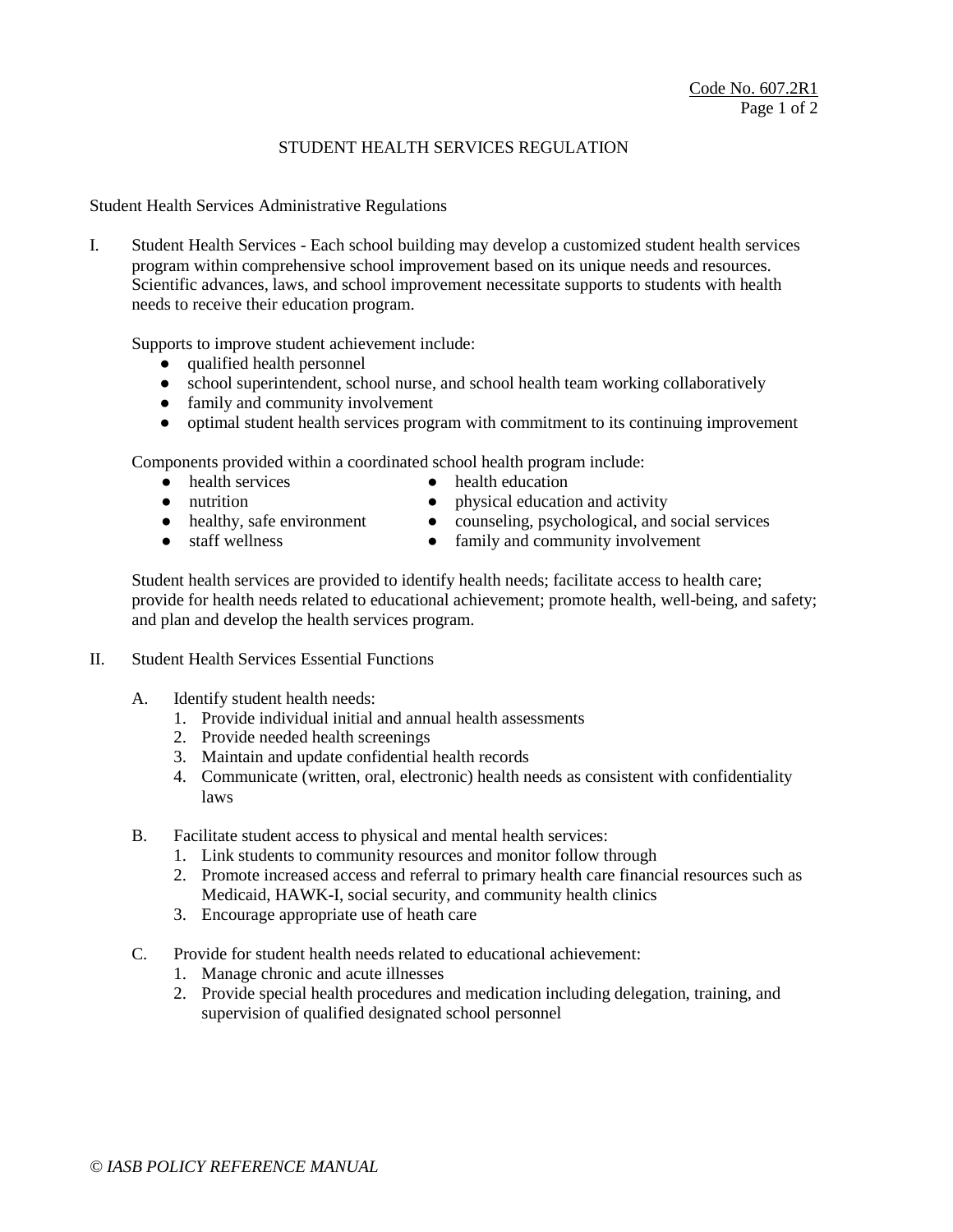Code No. 607.2R1

# STUDENT HEALTH SERVICES REGULATION

Student Health Services Administrative Regulations

I. Student Health Services - Each school building may develop a customized student health services program within comprehensive school improvement based on its unique needs and resources. Scientific advances, laws, and school improvement necessitate supports to students with health needs to receive their education program.

   Supports to improve student achievement include:
   - qualified health personnel
   - school superintendent, school nurse, and school health team working collaboratively
   - family and community involvement
   - optimal student health services program with commitment to its continuing improvement

   Components provided within a coordinated school health program include:
   - health services
   - health education
   - nutrition
   - physical education and activity
   - healthy, safe environment
   - counseling, psychological, and social services
   - staff wellness
   - family and community involvement

   Student health services are provided to identify health needs; facilitate access to health care; provide for health needs related to educational achievement; promote health, well-being, and safety; and plan and develop the health services program.

II. Student Health Services Essential Functions

   A. Identify student health needs:
      1. Provide individual initial and annual health assessments
      2. Provide needed health screenings
      3. Maintain and update confidential health records
      4. Communicate (written, oral, electronic) health needs as consistent with confidentiality laws

   B. Facilitate student access to physical and mental health services:
      1. Link students to community resources and monitor follow through
      2. Promote increased access and referral to primary health care financial resources such as Medicaid, HAWK-I, social security, and community health clinics
      3. Encourage appropriate use of heath care

   C. Provide for student health needs related to educational achievement:
      1. Manage chronic and acute illnesses
      2. Provide special health procedures and medication including delegation, training, and supervision of qualified designated school personnel

*© IASB POLICY REFERENCE MANUAL*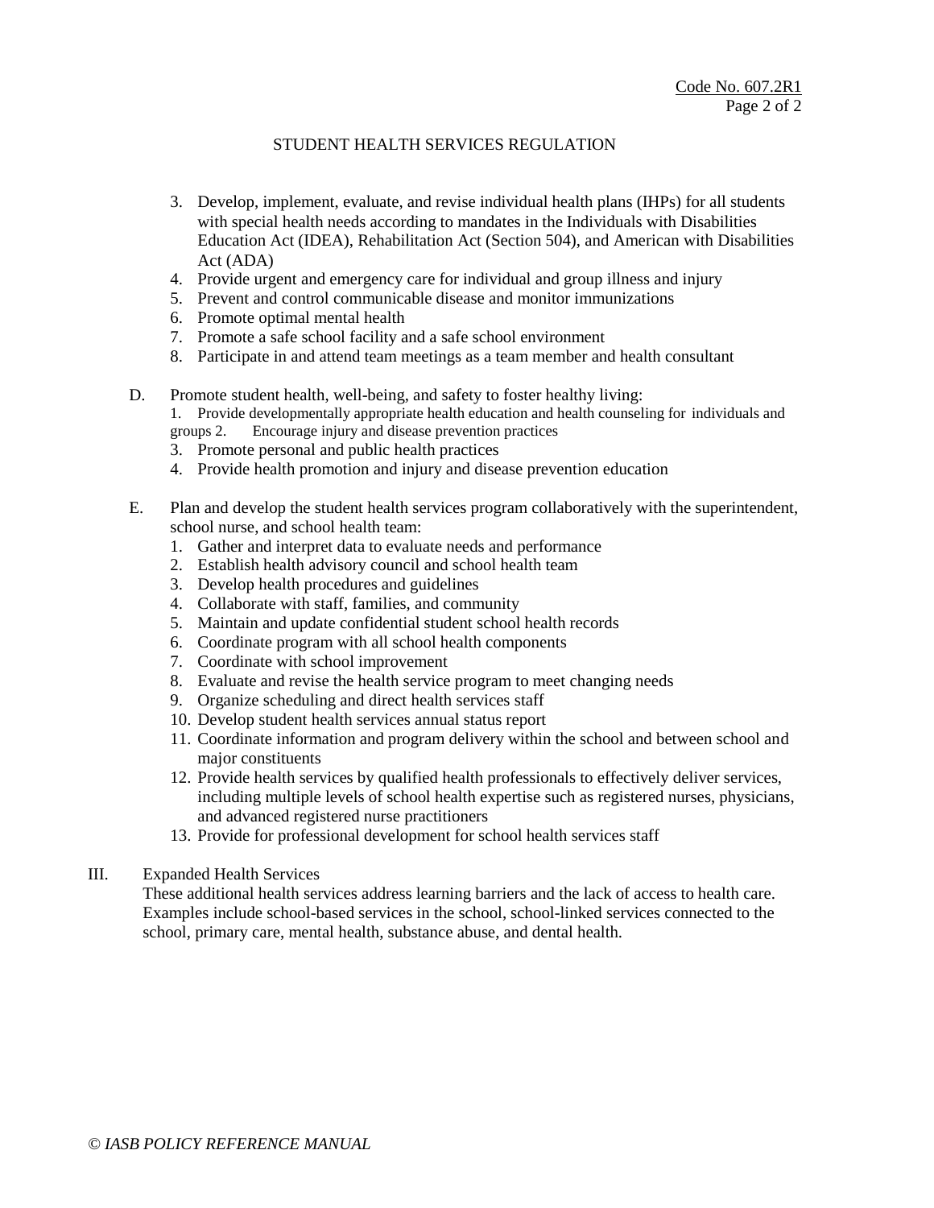STUDENT HEALTH SERVICES REGULATION

3. Develop, implement, evaluate, and revise individual health plans (IHPs) for all students with special health needs according to mandates in the Individuals with Disabilities Education Act (IDEA), Rehabilitation Act (Section 504), and American with Disabilities Act (ADA)
4. Provide urgent and emergency care for individual and group illness and injury
5. Prevent and control communicable disease and monitor immunizations
6. Promote optimal mental health
7. Promote a safe school facility and a safe school environment
8. Participate in and attend team meetings as a team member and health consultant

D. Promote student health, well-being, and safety to foster healthy living:
   1. Provide developmentally appropriate health education and health counseling for individuals and groups
   2. Encourage injury and disease prevention practices
   3. Promote personal and public health practices
   4. Provide health promotion and injury and disease prevention education

E. Plan and develop the student health services program collaboratively with the superintendent, school nurse, and school health team:
   1. Gather and interpret data to evaluate needs and performance
   2. Establish health advisory council and school health team
   3. Develop health procedures and guidelines
   4. Collaborate with staff, families, and community
   5. Maintain and update confidential student school health records
   6. Coordinate program with all school health components
   7. Coordinate with school improvement
   8. Evaluate and revise the health service program to meet changing needs
   9. Organize scheduling and direct health services staff
   10. Develop student health services annual status report
   11. Coordinate information and program delivery within the school and between school and major constituents
   12. Provide health services by qualified health professionals to effectively deliver services, including multiple levels of school health expertise such as registered nurses, physicians, and advanced registered nurse practitioners
   13. Provide for professional development for school health services staff

III. Expanded Health Services

These additional health services address learning barriers and the lack of access to health care. Examples include school-based services in the school, school-linked services connected to the school, primary care, mental health, substance abuse, and dental health.

*© IASB POLICY REFERENCE MANUAL*